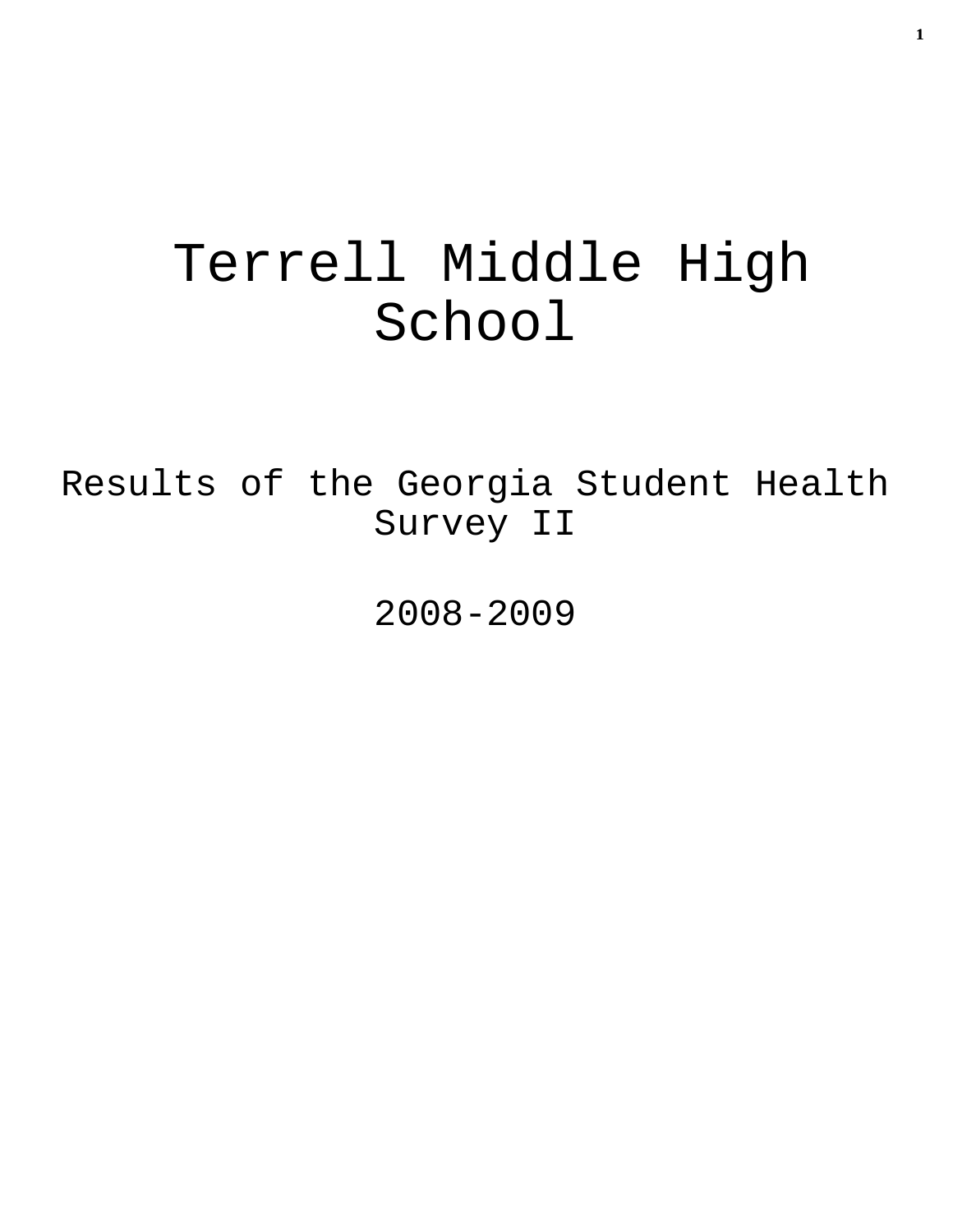# Terrell Middle High School

Results of the Georgia Student Health Survey II

2008-2009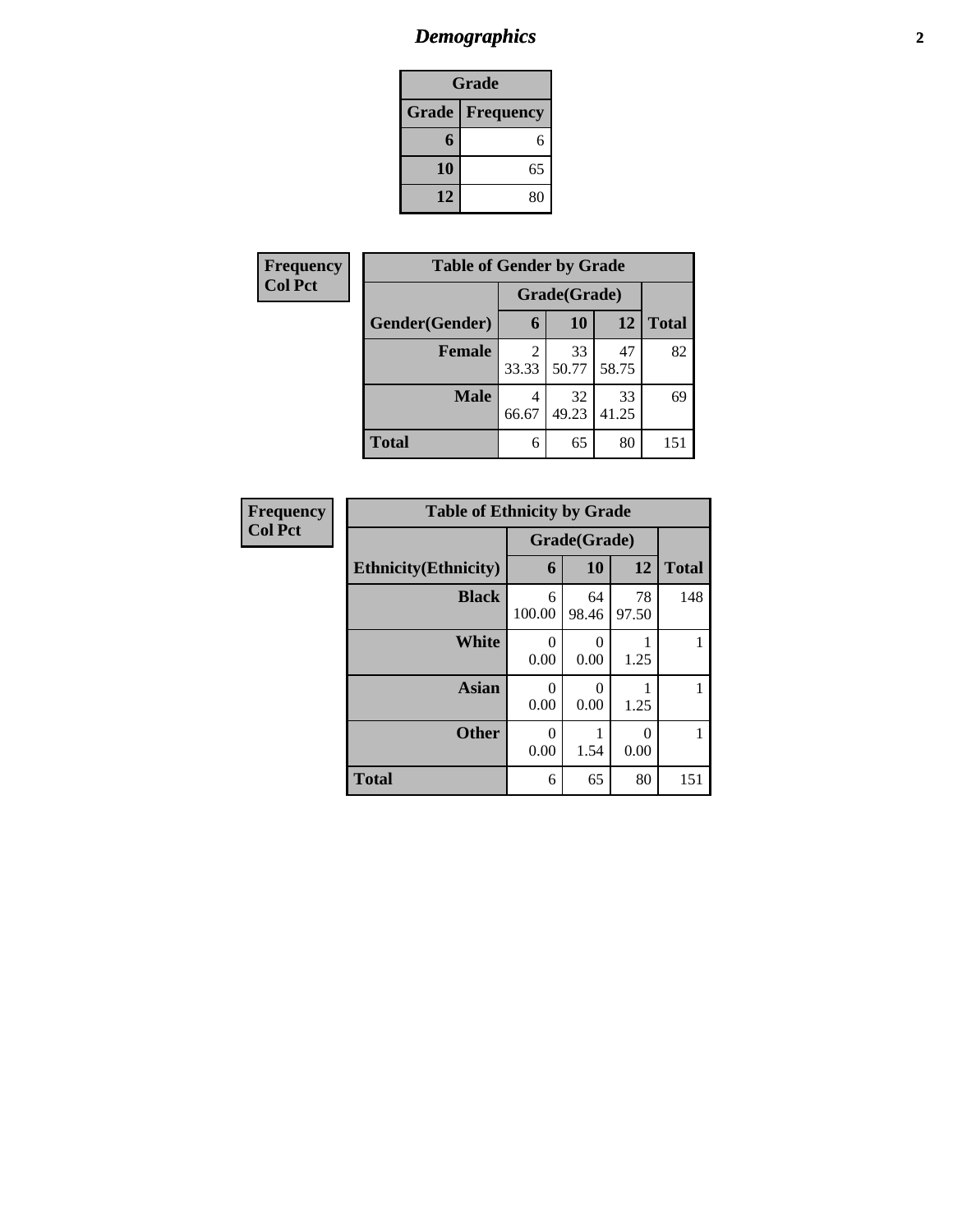# *Demographics*

| Grade | |
|---|---|
| **Grade** | **Frequency** |
| **6** | 6 |
| **10** | 65 |
| **12** | 80 |

**Frequency**
**Col Pct**

| Table of Gender by Grade | | | | |
|---|---|---|---|---|
| | Grade(Grade) | | | |
| **Gender(Gender)** | **6** | **10** | **12** | **Total** |
| **Female** | 2<br>33.33 | 33<br>50.77 | 47<br>58.75 | 82 |
| **Male** | 4<br>66.67 | 32<br>49.23 | 33<br>41.25 | 69 |
| **Total** | 6 | 65 | 80 | 151 |

**Frequency**
**Col Pct**

| Table of Ethnicity by Grade | | | | |
|---|---|---|---|---|
| | Grade(Grade) | | | |
| **Ethnicity(Ethnicity)** | **6** | **10** | **12** | **Total** |
| **Black** | 6<br>100.00 | 64<br>98.46 | 78<br>97.50 | 148 |
| **White** | 0<br>0.00 | 0<br>0.00 | 1<br>1.25 | 1 |
| **Asian** | 0<br>0.00 | 0<br>0.00 | 1<br>1.25 | 1 |
| **Other** | 0<br>0.00 | 1<br>1.54 | 0<br>0.00 | 1 |
| **Total** | 6 | 65 | 80 | 151 |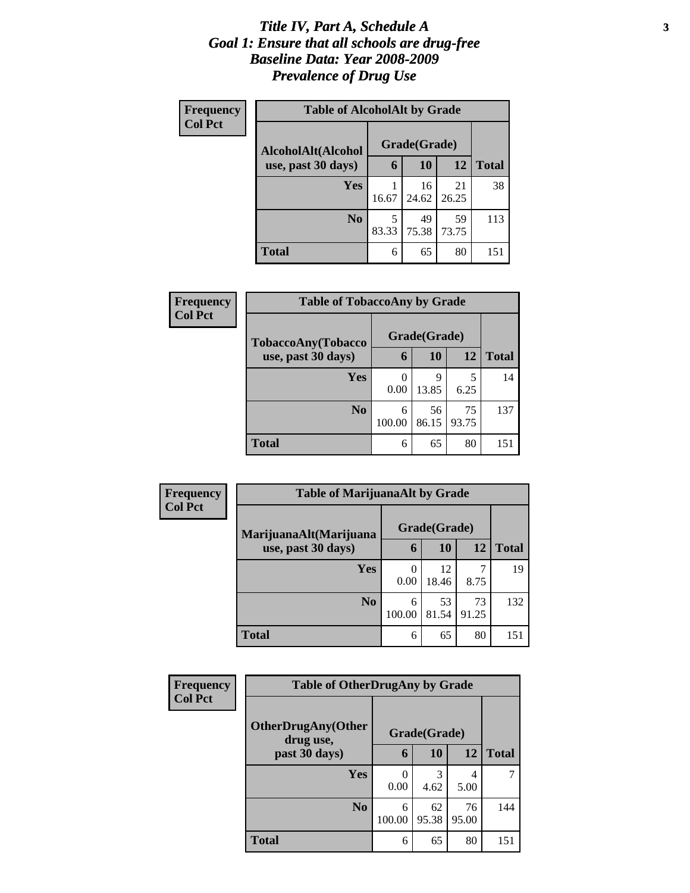# *Title IV, Part A, Schedule A*
## *Goal 1: Ensure that all schools are drug-free*
## *Baseline Data: Year 2008-2009*
## *Prevalence of Drug Use*

**Frequency**
**Col Pct**

**Table of AlcoholAlt by Grade**

| AlcoholAlt(Alcohol use, past 30 days) | Grade(Grade) | | | Total |
|---|---|---|---|---|
| | 6 | 10 | 12 | |
| Yes | 1<br>16.67 | 16<br>24.62 | 21<br>26.25 | 38 |
| No | 5<br>83.33 | 49<br>75.38 | 59<br>73.75 | 113 |
| Total | 6 | 65 | 80 | 151 |

**Frequency**
**Col Pct**

**Table of TobaccoAny by Grade**

| TobaccoAny(Tobacco use, past 30 days) | Grade(Grade) | | | Total |
|---|---|---|---|---|
| | 6 | 10 | 12 | |
| Yes | 0<br>0.00 | 9<br>13.85 | 5<br>6.25 | 14 |
| No | 6<br>100.00 | 56<br>86.15 | 75<br>93.75 | 137 |
| Total | 6 | 65 | 80 | 151 |

**Frequency**
**Col Pct**

**Table of MarijuanaAlt by Grade**

| MarijuanaAlt(Marijuana use, past 30 days) | Grade(Grade) | | | Total |
|---|---|---|---|---|
| | 6 | 10 | 12 | |
| Yes | 0<br>0.00 | 12<br>18.46 | 7<br>8.75 | 19 |
| No | 6<br>100.00 | 53<br>81.54 | 73<br>91.25 | 132 |
| Total | 6 | 65 | 80 | 151 |

**Frequency**
**Col Pct**

**Table of OtherDrugAny by Grade**

| OtherDrugAny(Other drug use, past 30 days) | Grade(Grade) | | | Total |
|---|---|---|---|---|
| | 6 | 10 | 12 | |
| Yes | 0<br>0.00 | 3<br>4.62 | 4<br>5.00 | 7 |
| No | 6<br>100.00 | 62<br>95.38 | 76<br>95.00 | 144 |
| Total | 6 | 65 | 80 | 151 |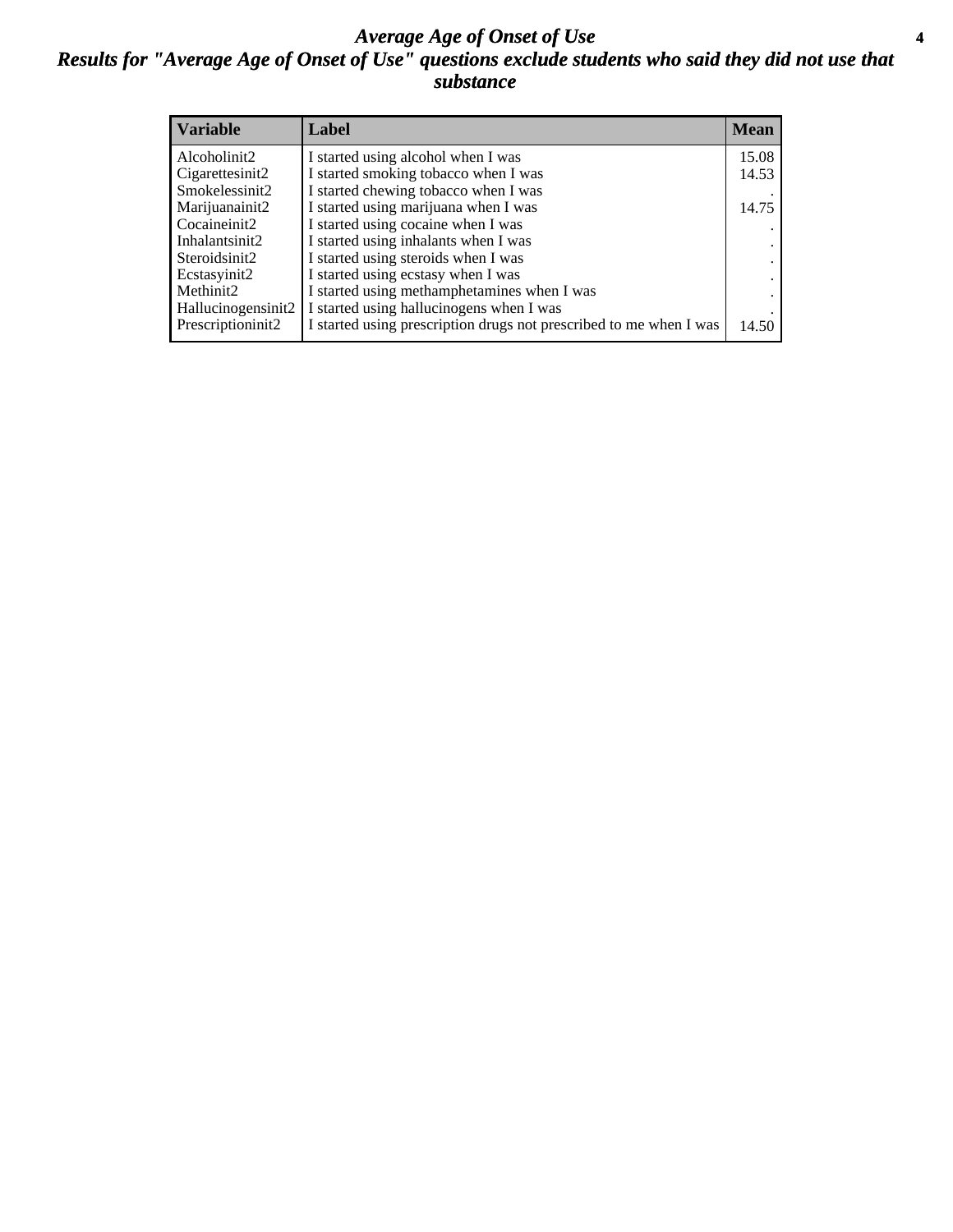# *Average Age of Onset of Use*

## *Results for "Average Age of Onset of Use" questions exclude students who said they did not use that substance*

| Variable | Label | Mean |
|---|---|---|
| Alcoholinit2 | I started using alcohol when I was | 15.08 |
| Cigarettesinit2 | I started smoking tobacco when I was | 14.53 |
| Smokelessinit2 | I started chewing tobacco when I was | . |
| Marijuanainit2 | I started using marijuana when I was | 14.75 |
| Cocaineinit2 | I started using cocaine when I was | . |
| Inhalantsinit2 | I started using inhalants when I was | . |
| Steroidsinit2 | I started using steroids when I was | . |
| Ecstasyinit2 | I started using ecstasy when I was | . |
| Methinit2 | I started using methamphetamines when I was | . |
| Hallucinogensinit2 | I started using hallucinogens when I was | . |
| Prescriptioninit2 | I started using prescription drugs not prescribed to me when I was | 14.50 |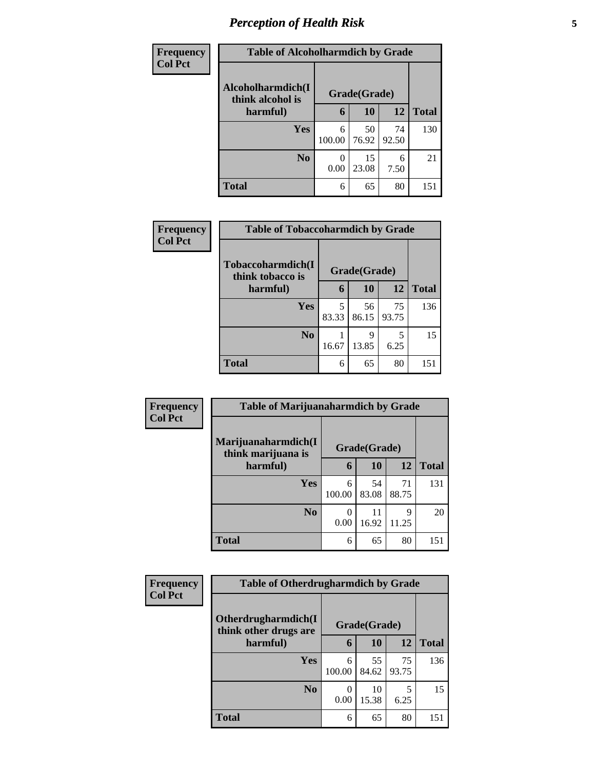# *Perception of Health Risk*

| Frequency<br>Col Pct | Table of Alcoholharmdich by Grade | | | |
|---|---|---|---|---|
| **Alcoholharmdich(I think alcohol is harmful)** | **Grade(Grade)** | | | |
| | **6** | **10** | **12** | **Total** |
| **Yes** | 6<br>100.00 | 50<br>76.92 | 74<br>92.50 | 130 |
| **No** | 0<br>0.00 | 15<br>23.08 | 6<br>7.50 | 21 |
| **Total** | 6 | 65 | 80 | 151 |

| Frequency<br>Col Pct | Table of Tobaccoharmdich by Grade | | | |
|---|---|---|---|---|
| **Tobaccoharmdich(I think tobacco is harmful)** | **Grade(Grade)** | | | |
| | **6** | **10** | **12** | **Total** |
| **Yes** | 5<br>83.33 | 56<br>86.15 | 75<br>93.75 | 136 |
| **No** | 1<br>16.67 | 9<br>13.85 | 5<br>6.25 | 15 |
| **Total** | 6 | 65 | 80 | 151 |

| Frequency<br>Col Pct | Table of Marijuanaharmdich by Grade | | | |
|---|---|---|---|---|
| **Marijuanaharmdich(I think marijuana is harmful)** | **Grade(Grade)** | | | |
| | **6** | **10** | **12** | **Total** |
| **Yes** | 6<br>100.00 | 54<br>83.08 | 71<br>88.75 | 131 |
| **No** | 0<br>0.00 | 11<br>16.92 | 9<br>11.25 | 20 |
| **Total** | 6 | 65 | 80 | 151 |

| Frequency<br>Col Pct | Table of Otherdrugharmdich by Grade | | | |
|---|---|---|---|---|
| **Otherdrugharmdich(I think other drugs are harmful)** | **Grade(Grade)** | | | |
| | **6** | **10** | **12** | **Total** |
| **Yes** | 6<br>100.00 | 55<br>84.62 | 75<br>93.75 | 136 |
| **No** | 0<br>0.00 | 10<br>15.38 | 5<br>6.25 | 15 |
| **Total** | 6 | 65 | 80 | 151 |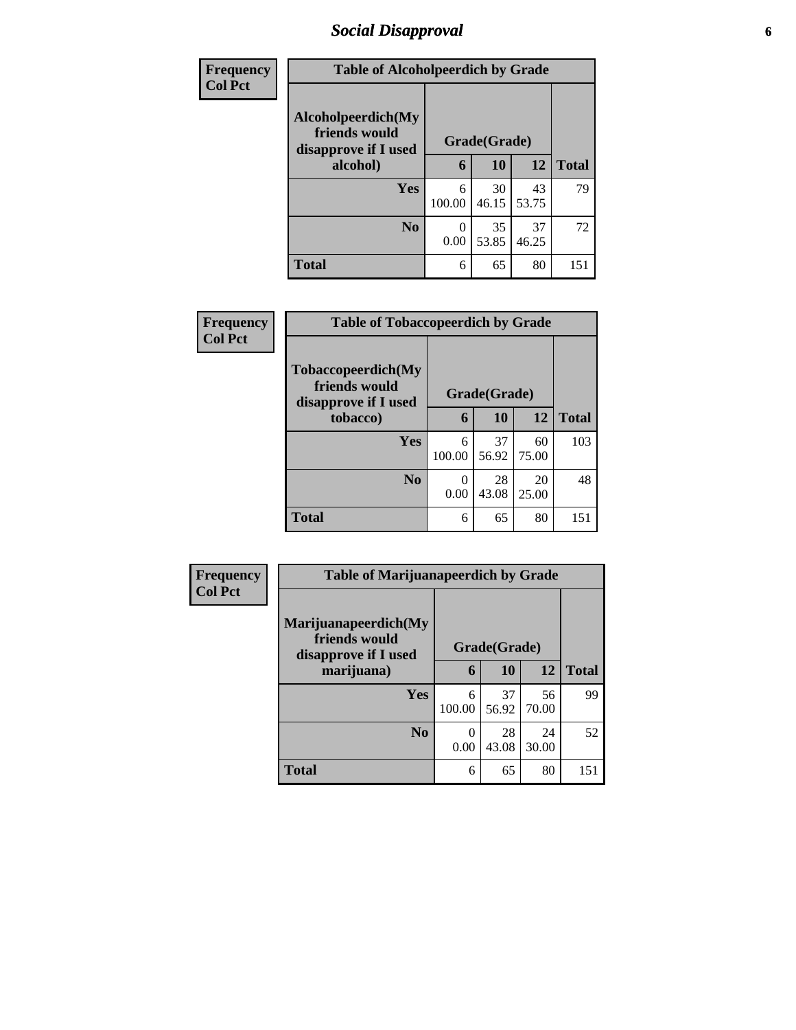# Social Disapproval

| Frequency<br>Col Pct | | | | |
|---|---|---|---|---|
| **Table of Alcoholpeerdich by Grade** | | | | |
| **Alcoholpeerdich(My friends would disapprove if I used alcohol)** | **Grade(Grade)** | | | |
| | **6** | **10** | **12** | **Total** |
| **Yes** | 6<br>100.00 | 30<br>46.15 | 43<br>53.75 | 79 |
| **No** | 0<br>0.00 | 35<br>53.85 | 37<br>46.25 | 72 |
| **Total** | 6 | 65 | 80 | 151 |

| Frequency<br>Col Pct | | | | |
|---|---|---|---|---|
| **Table of Tobaccopeerdich by Grade** | | | | |
| **Tobaccopeerdich(My friends would disapprove if I used tobacco)** | **Grade(Grade)** | | | |
| | **6** | **10** | **12** | **Total** |
| **Yes** | 6<br>100.00 | 37<br>56.92 | 60<br>75.00 | 103 |
| **No** | 0<br>0.00 | 28<br>43.08 | 20<br>25.00 | 48 |
| **Total** | 6 | 65 | 80 | 151 |

| Frequency<br>Col Pct | | | | |
|---|---|---|---|---|
| **Table of Marijuanapeerdich by Grade** | | | | |
| **Marijuanapeerdich(My friends would disapprove if I used marijuana)** | **Grade(Grade)** | | | |
| | **6** | **10** | **12** | **Total** |
| **Yes** | 6<br>100.00 | 37<br>56.92 | 56<br>70.00 | 99 |
| **No** | 0<br>0.00 | 28<br>43.08 | 24<br>30.00 | 52 |
| **Total** | 6 | 65 | 80 | 151 |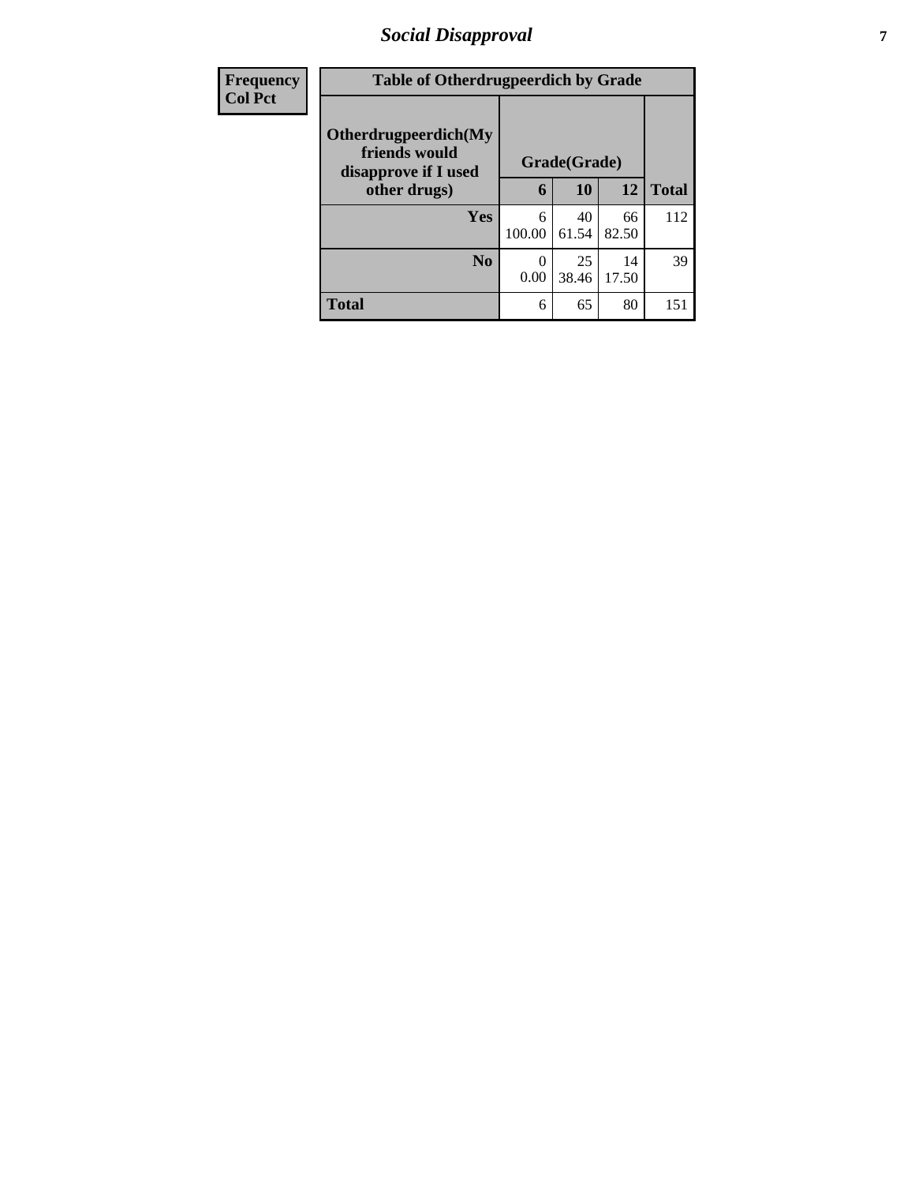## Social Disapproval

| Frequency Col Pct | Table of Otherdrugpeerdich by Grade | | | |
|---|---|---|---|---|
| Otherdrugpeerdich(My friends would disapprove if I used other drugs) | Grade(Grade) | | | |
| | 6 | 10 | 12 | Total |
| Yes | 6<br>100.00 | 40<br>61.54 | 66<br>82.50 | 112 |
| No | 0<br>0.00 | 25<br>38.46 | 14<br>17.50 | 39 |
| Total | 6 | 65 | 80 | 151 |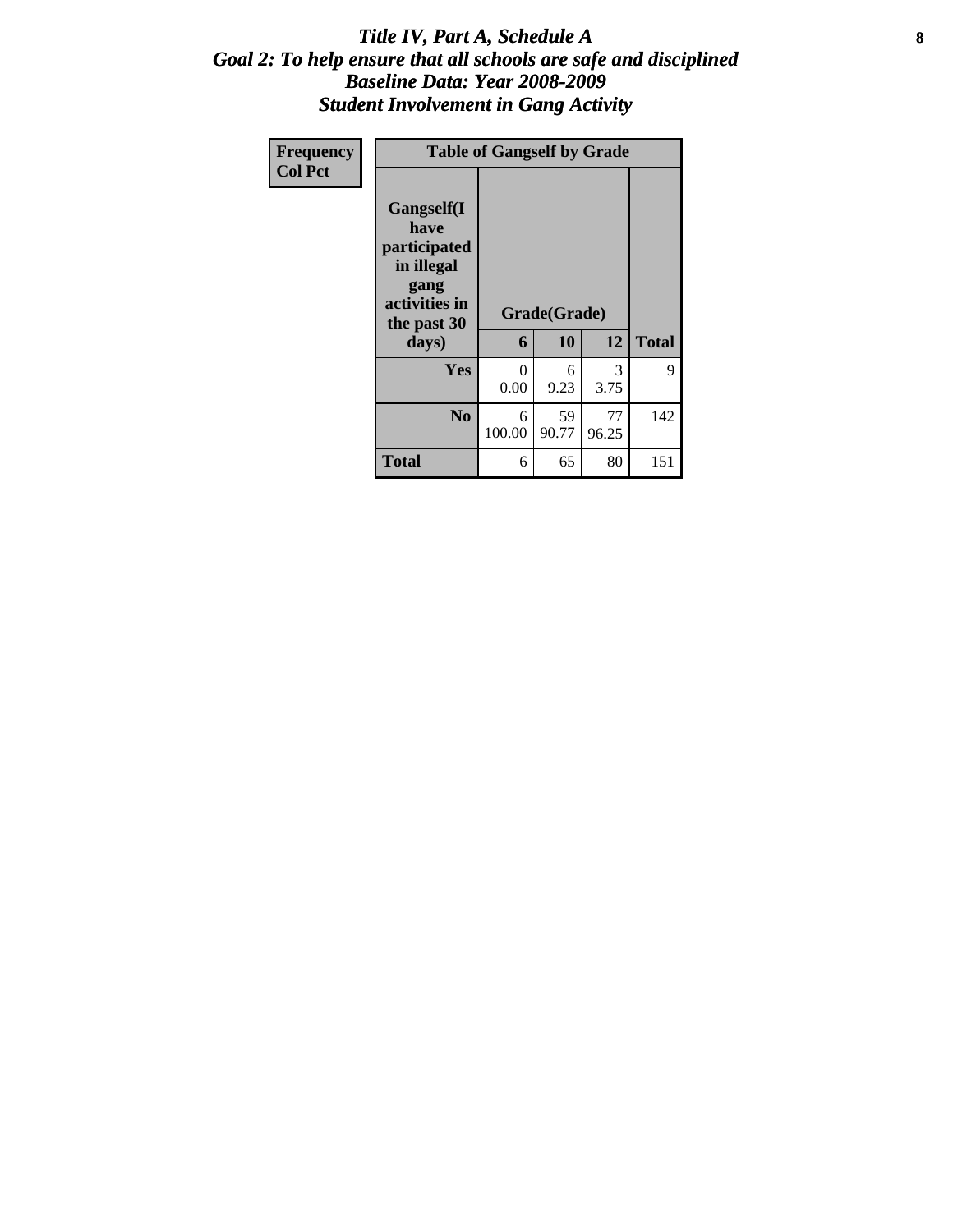# *Title IV, Part A, Schedule A*
## *Goal 2: To help ensure that all schools are safe and disciplined*
## *Baseline Data: Year 2008-2009*
## *Student Involvement in Gang Activity*

| Frequency<br>Col Pct | Table of Gangself by Grade | | | | |
|---|---|---|---|---|---|
| | Gangself(I have participated in illegal gang activities in the past 30 days) | Grade(Grade) | | | |
| | | 6 | 10 | 12 | Total |
| | Yes | 0<br>0.00 | 6<br>9.23 | 3<br>3.75 | 9 |
| | No | 6<br>100.00 | 59<br>90.77 | 77<br>96.25 | 142 |
| | Total | 6 | 65 | 80 | 151 |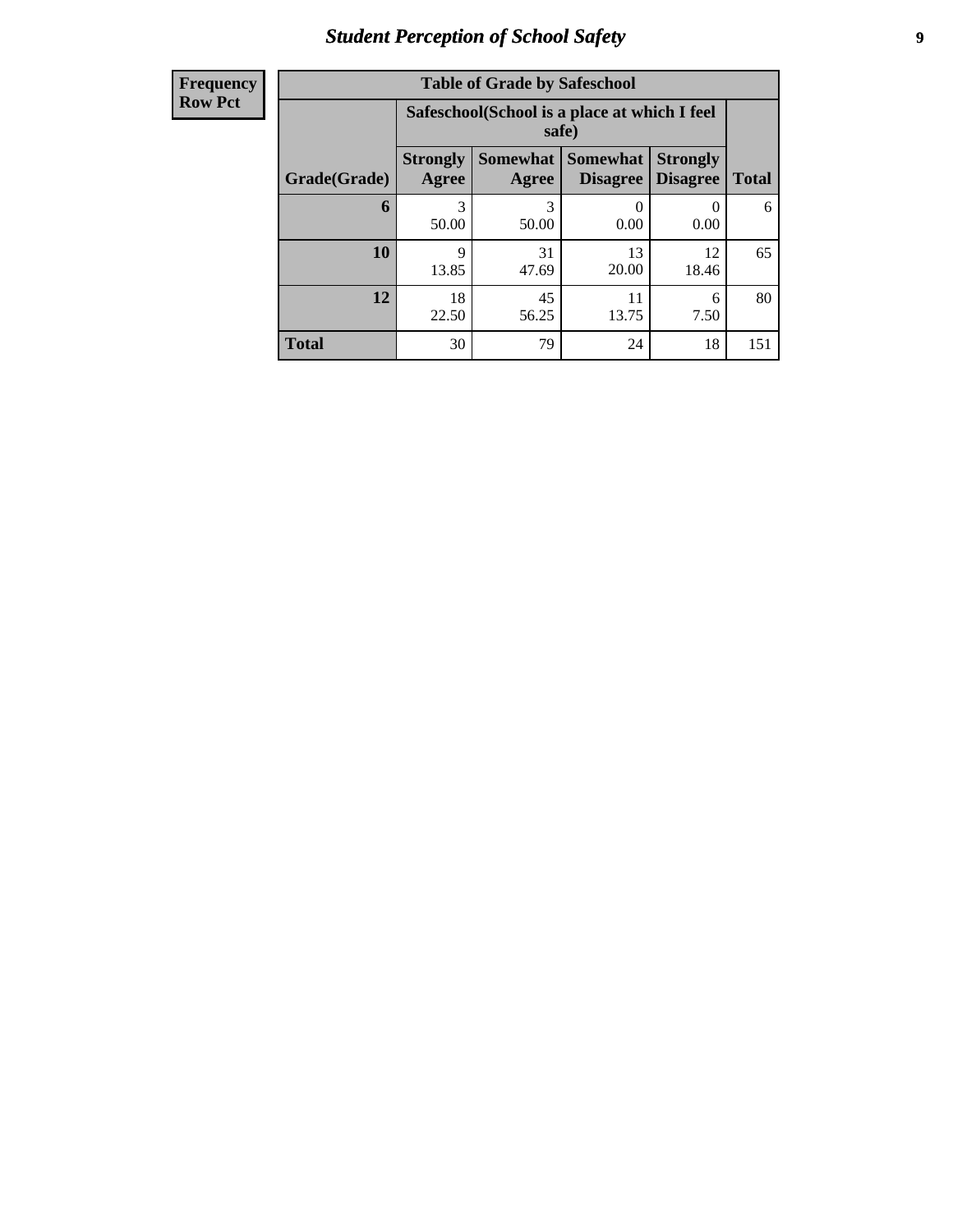| Frequency |
|---|
| Row Pct |

| Table of Grade by Safeschool | | | | | |
|---|---|---|---|---|---|
| | Safeschool(School is a place at which I feel safe) | | | | |
| Grade(Grade) | Strongly Agree | Somewhat Agree | Somewhat Disagree | Strongly Disagree | Total |
| 6 | 3<br>50.00 | 3<br>50.00 | 0<br>0.00 | 0<br>0.00 | 6 |
| 10 | 9<br>13.85 | 31<br>47.69 | 13<br>20.00 | 12<br>18.46 | 65 |
| 12 | 18<br>22.50 | 45<br>56.25 | 11<br>13.75 | 6<br>7.50 | 80 |
| Total | 30 | 79 | 24 | 18 | 151 |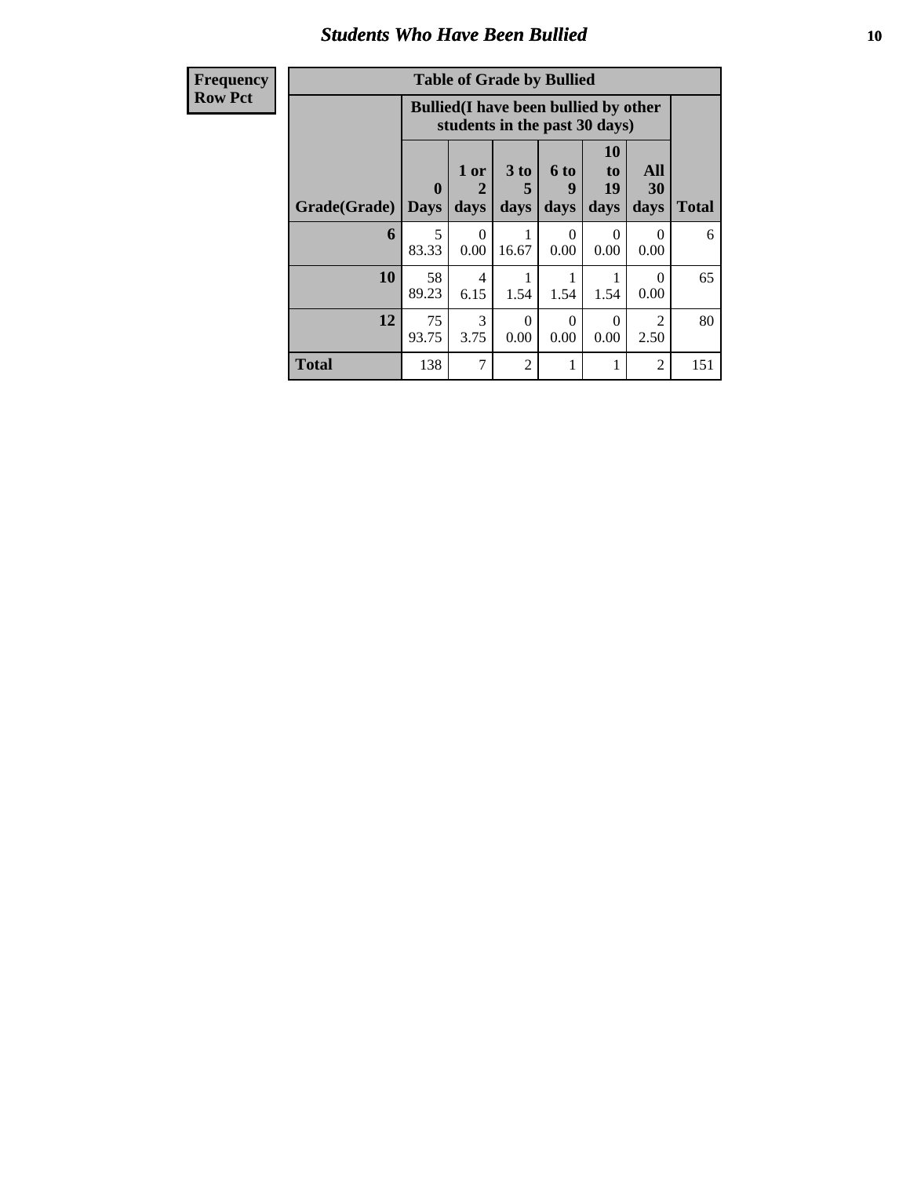## Students Who Have Been Bullied

| Frequency<br>Row Pct | Table of Grade by Bullied | | | | | | |
|---|---|---|---|---|---|---|---|
| | Bullied(I have been bullied by other students in the past 30 days) | | | | | | |
| **Grade(Grade)** | **0 Days** | **1 or 2 days** | **3 to 5 days** | **6 to 9 days** | **10 to 19 days** | **All 30 days** | **Total** |
| **6** | 5<br>83.33 | 0<br>0.00 | 1<br>16.67 | 0<br>0.00 | 0<br>0.00 | 0<br>0.00 | 6 |
| **10** | 58<br>89.23 | 4<br>6.15 | 1<br>1.54 | 1<br>1.54 | 1<br>1.54 | 0<br>0.00 | 65 |
| **12** | 75<br>93.75 | 3<br>3.75 | 0<br>0.00 | 0<br>0.00 | 0<br>0.00 | 2<br>2.50 | 80 |
| **Total** | 138 | 7 | 2 | 1 | 1 | 2 | 151 |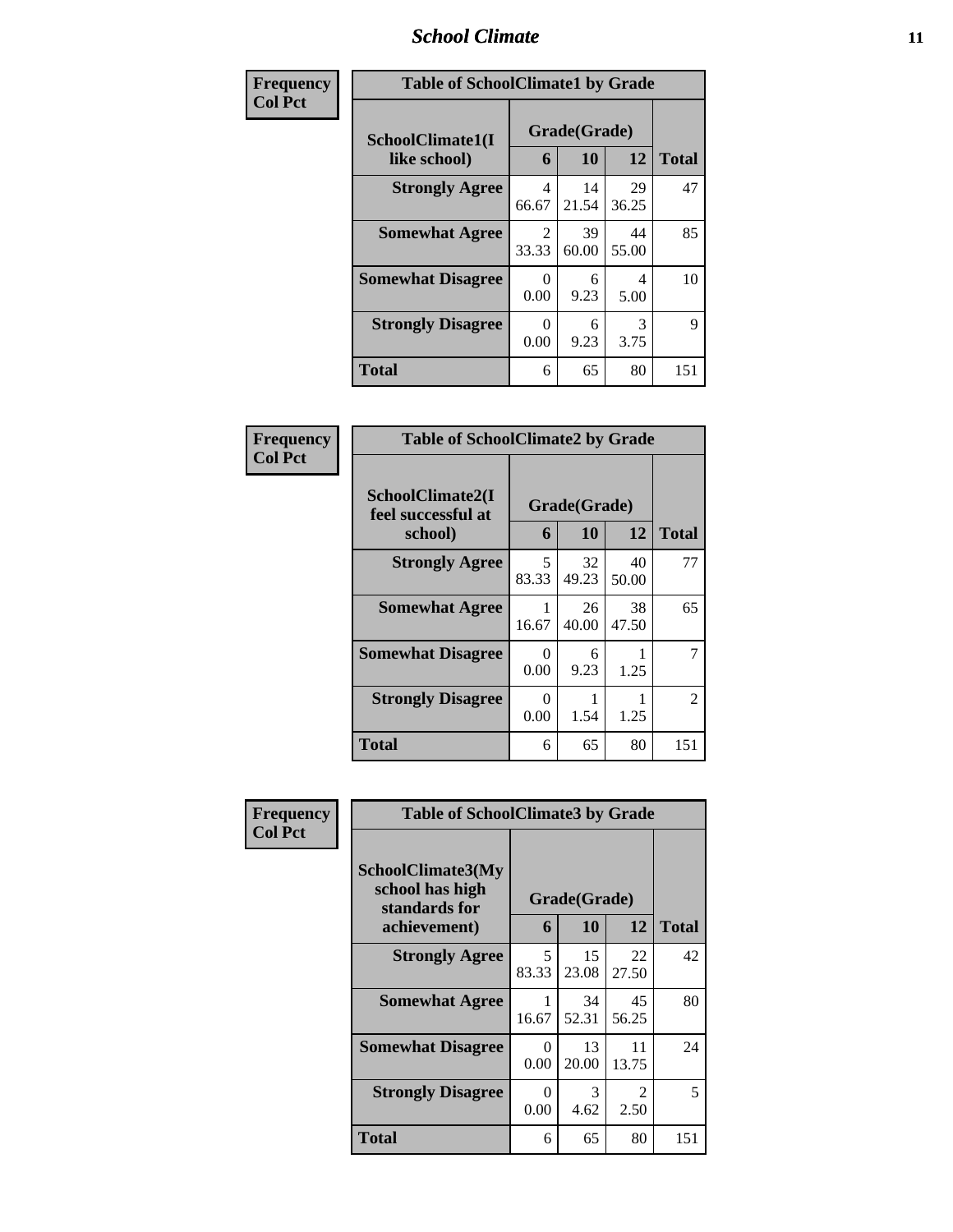## School Climate

**Frequency**
**Col Pct**

| Table of SchoolClimate1 by Grade | | | | |
|---|---|---|---|---|
| SchoolClimate1(I like school) | Grade(Grade) | | | Total |
| | 6 | 10 | 12 | |
| **Strongly Agree** | 4<br>66.67 | 14<br>21.54 | 29<br>36.25 | 47 |
| **Somewhat Agree** | 2<br>33.33 | 39<br>60.00 | 44<br>55.00 | 85 |
| **Somewhat Disagree** | 0<br>0.00 | 6<br>9.23 | 4<br>5.00 | 10 |
| **Strongly Disagree** | 0<br>0.00 | 6<br>9.23 | 3<br>3.75 | 9 |
| **Total** | 6 | 65 | 80 | 151 |

**Frequency**
**Col Pct**

| Table of SchoolClimate2 by Grade | | | | |
|---|---|---|---|---|
| SchoolClimate2(I feel successful at school) | Grade(Grade) | | | Total |
| | 6 | 10 | 12 | |
| **Strongly Agree** | 5<br>83.33 | 32<br>49.23 | 40<br>50.00 | 77 |
| **Somewhat Agree** | 1<br>16.67 | 26<br>40.00 | 38<br>47.50 | 65 |
| **Somewhat Disagree** | 0<br>0.00 | 6<br>9.23 | 1<br>1.25 | 7 |
| **Strongly Disagree** | 0<br>0.00 | 1<br>1.54 | 1<br>1.25 | 2 |
| **Total** | 6 | 65 | 80 | 151 |

**Frequency**
**Col Pct**

| Table of SchoolClimate3 by Grade | | | | |
|---|---|---|---|---|
| SchoolClimate3(My school has high standards for achievement) | Grade(Grade) | | | Total |
| | 6 | 10 | 12 | |
| **Strongly Agree** | 5<br>83.33 | 15<br>23.08 | 22<br>27.50 | 42 |
| **Somewhat Agree** | 1<br>16.67 | 34<br>52.31 | 45<br>56.25 | 80 |
| **Somewhat Disagree** | 0<br>0.00 | 13<br>20.00 | 11<br>13.75 | 24 |
| **Strongly Disagree** | 0<br>0.00 | 3<br>4.62 | 2<br>2.50 | 5 |
| **Total** | 6 | 65 | 80 | 151 |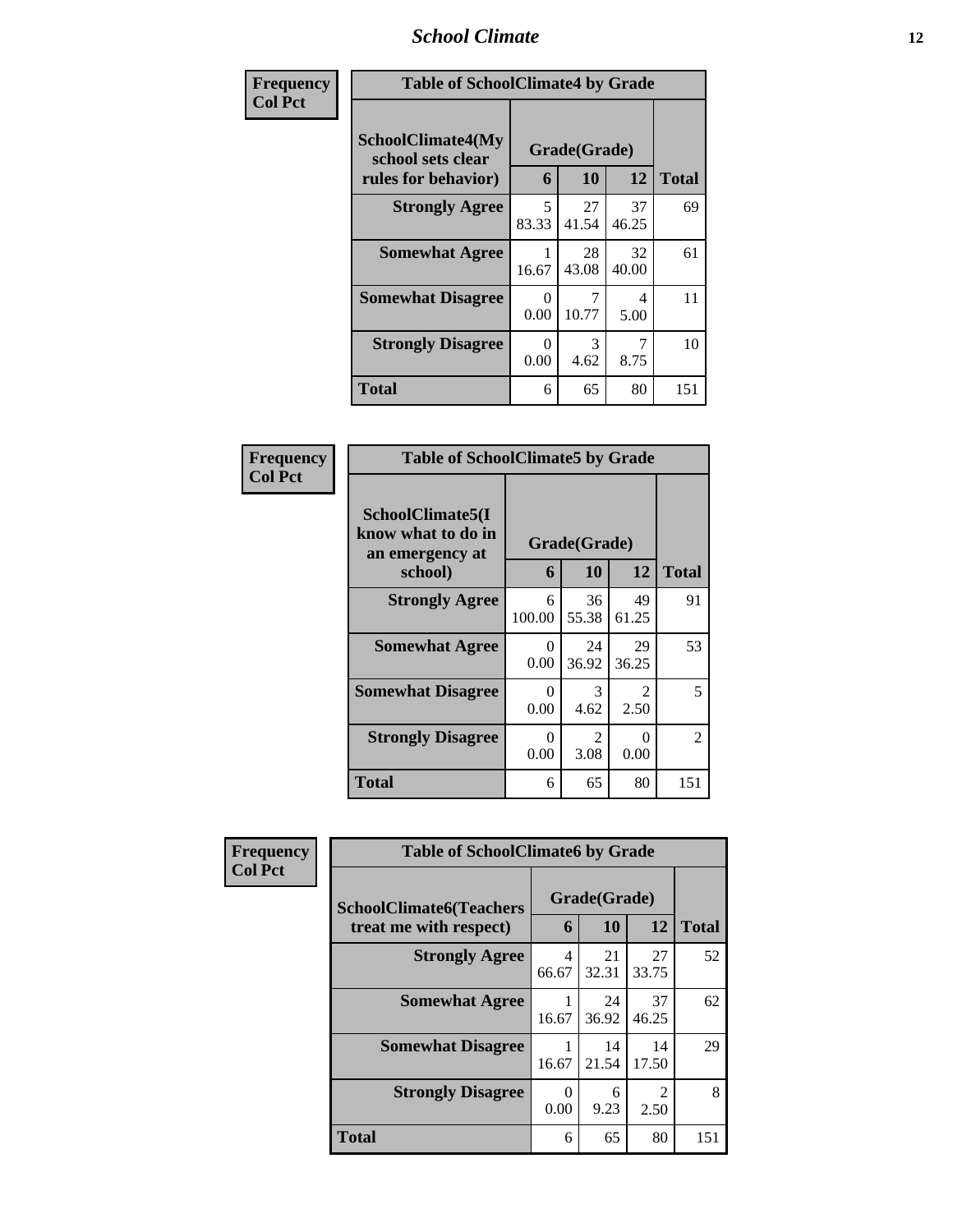| Frequency<br>Col Pct | Table of SchoolClimate4 by Grade | | | |
|---|---|---|---|---|
| SchoolClimate4(My school sets clear rules for behavior) | Grade(Grade) | | | Total |
| | 6 | 10 | 12 | |
| Strongly Agree | 5<br>83.33 | 27<br>41.54 | 37<br>46.25 | 69 |
| Somewhat Agree | 1<br>16.67 | 28<br>43.08 | 32<br>40.00 | 61 |
| Somewhat Disagree | 0<br>0.00 | 7<br>10.77 | 4<br>5.00 | 11 |
| Strongly Disagree | 0<br>0.00 | 3<br>4.62 | 7<br>8.75 | 10 |
| Total | 6 | 65 | 80 | 151 |

| Frequency<br>Col Pct | Table of SchoolClimate5 by Grade | | | |
|---|---|---|---|---|
| SchoolClimate5(I know what to do in an emergency at school) | Grade(Grade) | | | Total |
| | 6 | 10 | 12 | |
| Strongly Agree | 6<br>100.00 | 36<br>55.38 | 49<br>61.25 | 91 |
| Somewhat Agree | 0<br>0.00 | 24<br>36.92 | 29<br>36.25 | 53 |
| Somewhat Disagree | 0<br>0.00 | 3<br>4.62 | 2<br>2.50 | 5 |
| Strongly Disagree | 0<br>0.00 | 2<br>3.08 | 0<br>0.00 | 2 |
| Total | 6 | 65 | 80 | 151 |

| Frequency<br>Col Pct | Table of SchoolClimate6 by Grade | | | |
|---|---|---|---|---|
| SchoolClimate6(Teachers treat me with respect) | Grade(Grade) | | | Total |
| | 6 | 10 | 12 | |
| Strongly Agree | 4<br>66.67 | 21<br>32.31 | 27<br>33.75 | 52 |
| Somewhat Agree | 1<br>16.67 | 24<br>36.92 | 37<br>46.25 | 62 |
| Somewhat Disagree | 1<br>16.67 | 14<br>21.54 | 14<br>17.50 | 29 |
| Strongly Disagree | 0<br>0.00 | 6<br>9.23 | 2<br>2.50 | 8 |
| Total | 6 | 65 | 80 | 151 |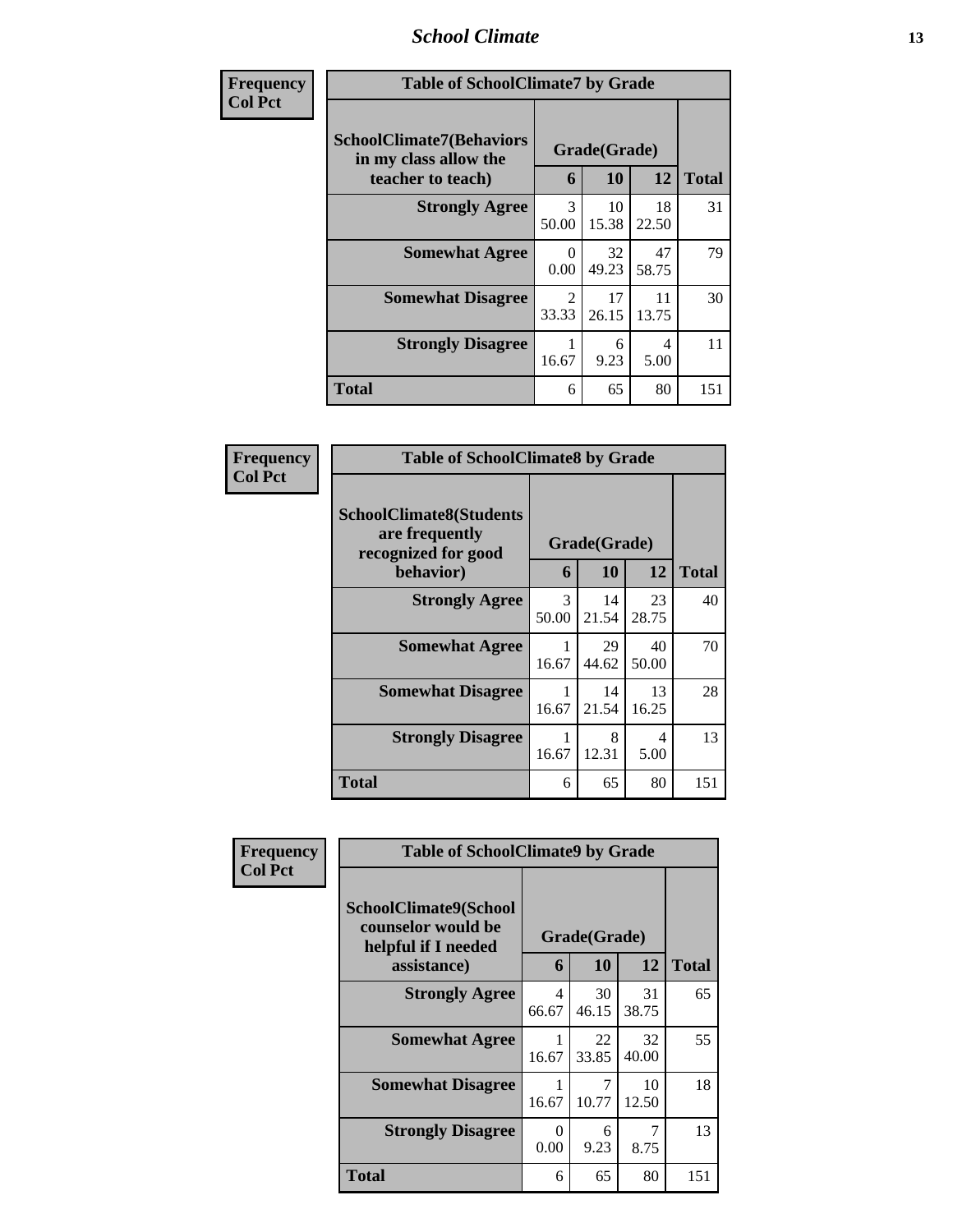| Frequency<br>Col Pct | Table of SchoolClimate7 by Grade | | | |
|---|---|---|---|---|
| SchoolClimate7(Behaviors in my class allow the teacher to teach) | Grade(Grade) | | | Total |
| | 6 | 10 | 12 | |
| Strongly Agree | 3<br>50.00 | 10<br>15.38 | 18<br>22.50 | 31 |
| Somewhat Agree | 0<br>0.00 | 32<br>49.23 | 47<br>58.75 | 79 |
| Somewhat Disagree | 2<br>33.33 | 17<br>26.15 | 11<br>13.75 | 30 |
| Strongly Disagree | 1<br>16.67 | 6<br>9.23 | 4<br>5.00 | 11 |
| Total | 6 | 65 | 80 | 151 |

| Frequency<br>Col Pct | Table of SchoolClimate8 by Grade | | | |
|---|---|---|---|---|
| SchoolClimate8(Students are frequently recognized for good behavior) | Grade(Grade) | | | Total |
| | 6 | 10 | 12 | |
| Strongly Agree | 3<br>50.00 | 14<br>21.54 | 23<br>28.75 | 40 |
| Somewhat Agree | 1<br>16.67 | 29<br>44.62 | 40<br>50.00 | 70 |
| Somewhat Disagree | 1<br>16.67 | 14<br>21.54 | 13<br>16.25 | 28 |
| Strongly Disagree | 1<br>16.67 | 8<br>12.31 | 4<br>5.00 | 13 |
| Total | 6 | 65 | 80 | 151 |

| Frequency<br>Col Pct | Table of SchoolClimate9 by Grade | | | |
|---|---|---|---|---|
| SchoolClimate9(School counselor would be helpful if I needed assistance) | Grade(Grade) | | | Total |
| | 6 | 10 | 12 | |
| Strongly Agree | 4<br>66.67 | 30<br>46.15 | 31<br>38.75 | 65 |
| Somewhat Agree | 1<br>16.67 | 22<br>33.85 | 32<br>40.00 | 55 |
| Somewhat Disagree | 1<br>16.67 | 7<br>10.77 | 10<br>12.50 | 18 |
| Strongly Disagree | 0<br>0.00 | 6<br>9.23 | 7<br>8.75 | 13 |
| Total | 6 | 65 | 80 | 151 |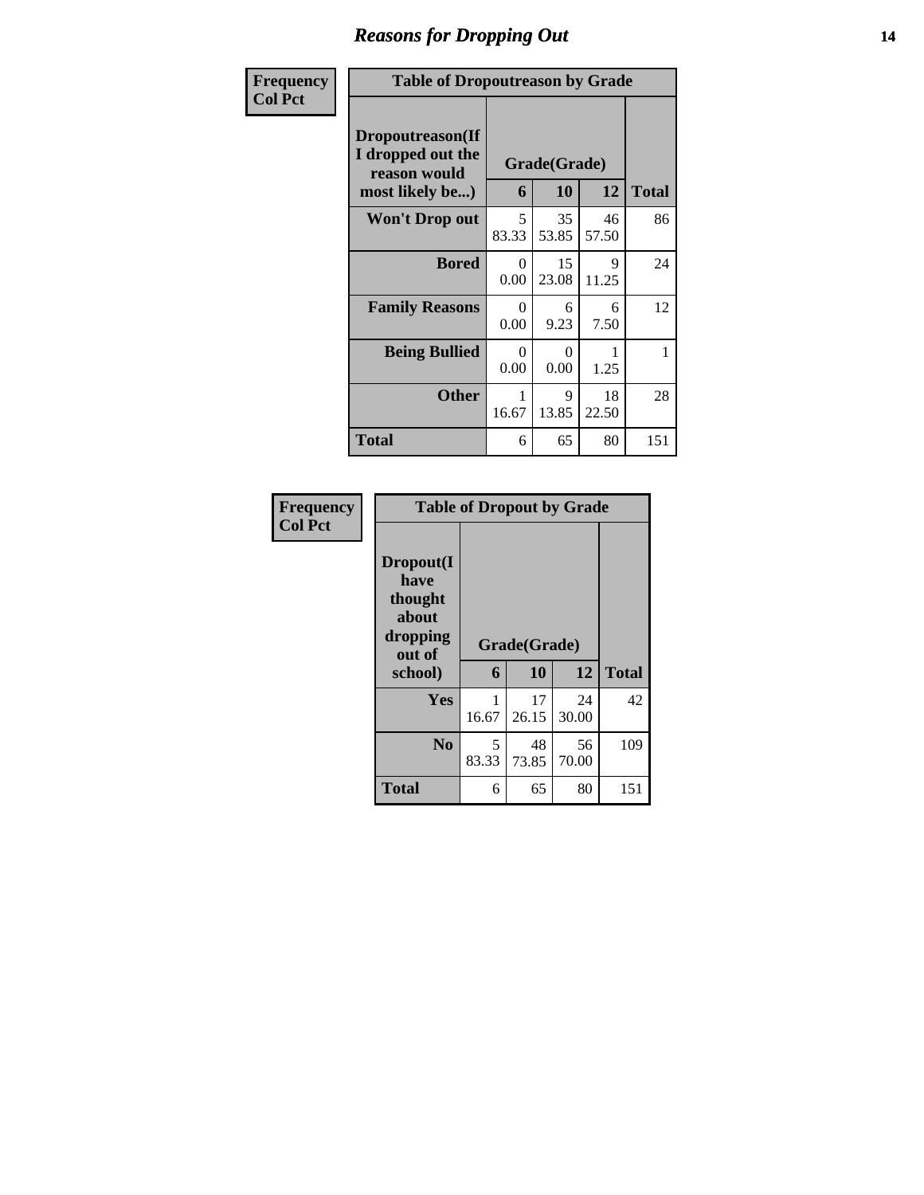# Reasons for Dropping Out

Frequency
Col Pct

**Table of Dropoutreason by Grade**

| Dropoutreason(If I dropped out the reason would most likely be...) | Grade(Grade) 6 | 10 | 12 | Total |
|---|---|---|---|---|
| **Won't Drop out** | 5<br>83.33 | 35<br>53.85 | 46<br>57.50 | 86 |
| **Bored** | 0<br>0.00 | 15<br>23.08 | 9<br>11.25 | 24 |
| **Family Reasons** | 0<br>0.00 | 6<br>9.23 | 6<br>7.50 | 12 |
| **Being Bullied** | 0<br>0.00 | 0<br>0.00 | 1<br>1.25 | 1 |
| **Other** | 1<br>16.67 | 9<br>13.85 | 18<br>22.50 | 28 |
| **Total** | 6 | 65 | 80 | 151 |

Frequency
Col Pct

**Table of Dropout by Grade**

| Dropout(I have thought about dropping out of school) | Grade(Grade) 6 | 10 | 12 | Total |
|---|---|---|---|---|
| **Yes** | 1<br>16.67 | 17<br>26.15 | 24<br>30.00 | 42 |
| **No** | 5<br>83.33 | 48<br>73.85 | 56<br>70.00 | 109 |
| **Total** | 6 | 65 | 80 | 151 |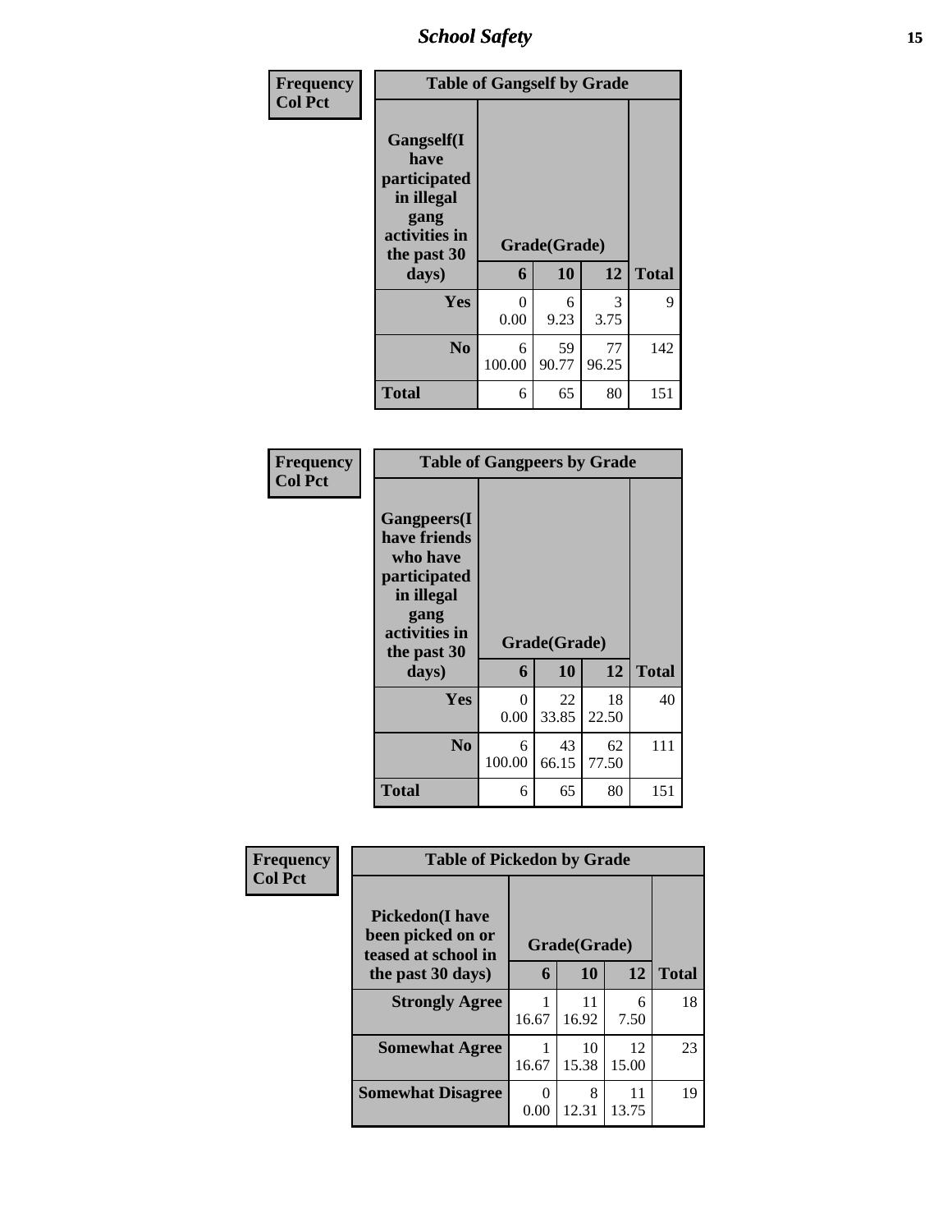| Frequency<br>Col Pct | Table of Gangself by Grade | | | |
|---|---|---|---|---|
| **Gangself(I have participated in illegal gang activities in the past 30 days)** | **Grade(Grade)** | | | |
| | **6** | **10** | **12** | **Total** |
| **Yes** | 0<br>0.00 | 6<br>9.23 | 3<br>3.75 | 9 |
| **No** | 6<br>100.00 | 59<br>90.77 | 77<br>96.25 | 142 |
| **Total** | 6 | 65 | 80 | 151 |

| Frequency<br>Col Pct | Table of Gangpeers by Grade | | | |
|---|---|---|---|---|
| **Gangpeers(I have friends who have participated in illegal gang activities in the past 30 days)** | **Grade(Grade)** | | | |
| | **6** | **10** | **12** | **Total** |
| **Yes** | 0<br>0.00 | 22<br>33.85 | 18<br>22.50 | 40 |
| **No** | 6<br>100.00 | 43<br>66.15 | 62<br>77.50 | 111 |
| **Total** | 6 | 65 | 80 | 151 |

| Frequency<br>Col Pct | Table of Pickedon by Grade | | | |
|---|---|---|---|---|
| **Pickedon(I have been picked on or teased at school in the past 30 days)** | **Grade(Grade)** | | | |
| | **6** | **10** | **12** | **Total** |
| **Strongly Agree** | 1<br>16.67 | 11<br>16.92 | 6<br>7.50 | 18 |
| **Somewhat Agree** | 1<br>16.67 | 10<br>15.38 | 12<br>15.00 | 23 |
| **Somewhat Disagree** | 0<br>0.00 | 8<br>12.31 | 11<br>13.75 | 19 |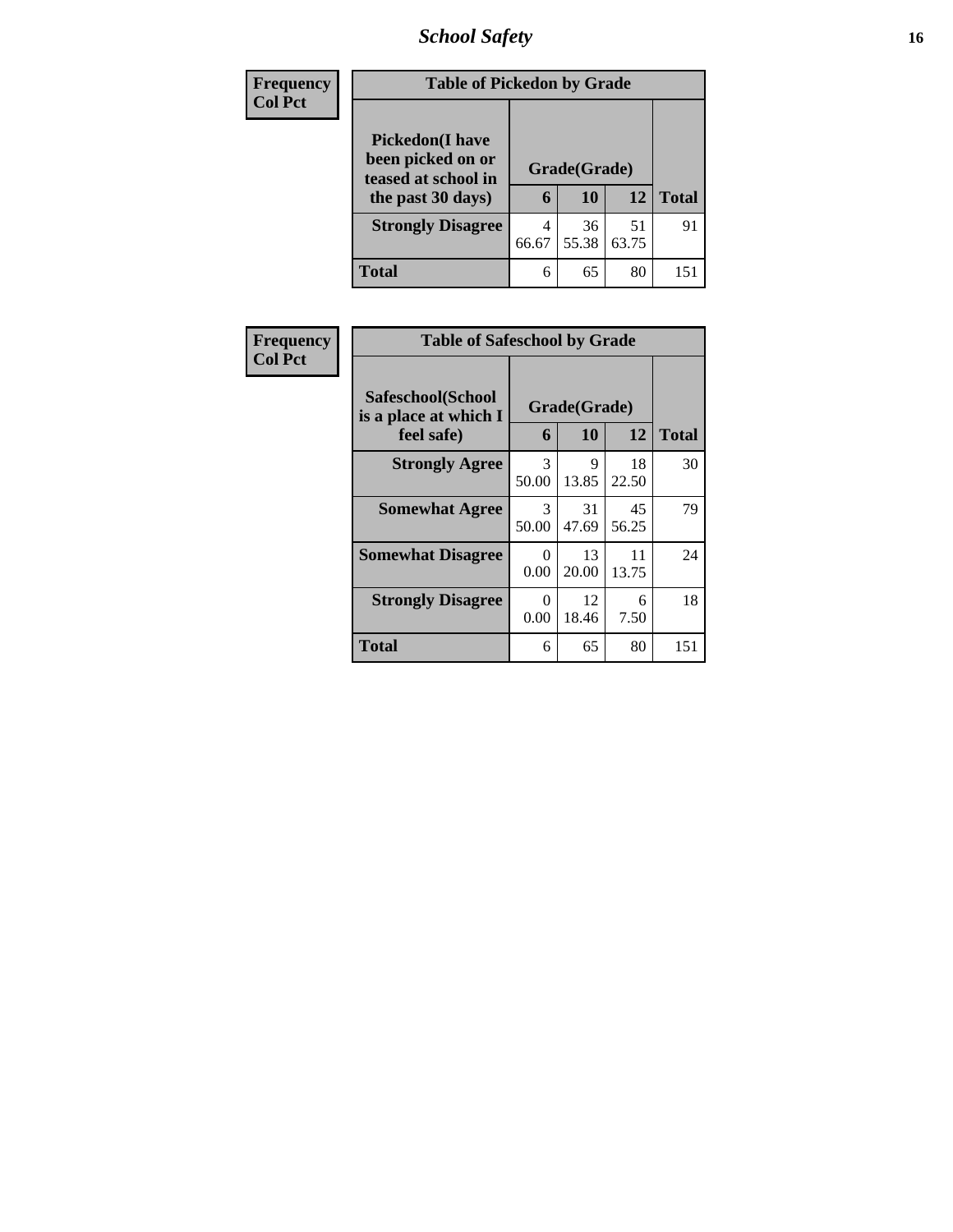| Frequency<br>Col Pct |
| --- |

**Table of Pickedon by Grade**

| Pickedon(I have been picked on or teased at school in the past 30 days) | Grade(Grade) | | | Total |
| --- | --- | --- | --- | --- |
| | 6 | 10 | 12 | |
| **Strongly Disagree** | 4<br>66.67 | 36<br>55.38 | 51<br>63.75 | 91 |
| **Total** | 6 | 65 | 80 | 151 |

| Frequency<br>Col Pct |
| --- |

**Table of Safeschool by Grade**

| Safeschool(School is a place at which I feel safe) | Grade(Grade) | | | Total |
| --- | --- | --- | --- | --- |
| | 6 | 10 | 12 | |
| **Strongly Agree** | 3<br>50.00 | 9<br>13.85 | 18<br>22.50 | 30 |
| **Somewhat Agree** | 3<br>50.00 | 31<br>47.69 | 45<br>56.25 | 79 |
| **Somewhat Disagree** | 0<br>0.00 | 13<br>20.00 | 11<br>13.75 | 24 |
| **Strongly Disagree** | 0<br>0.00 | 12<br>18.46 | 6<br>7.50 | 18 |
| **Total** | 6 | 65 | 80 | 151 |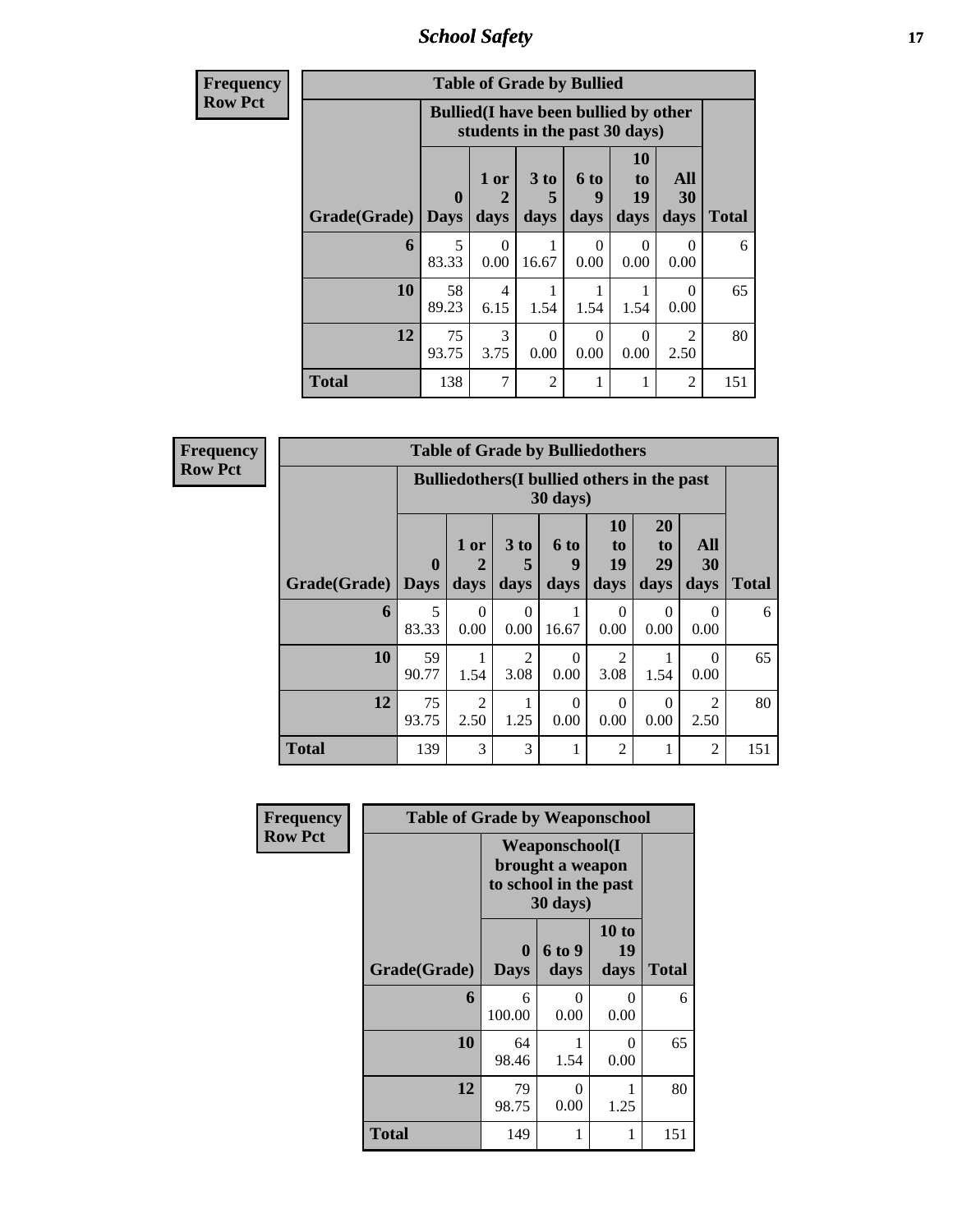## School Safety

**Frequency**
**Row Pct**

| Table of Grade by Bullied | | | | | | | |
|---|---|---|---|---|---|---|---|
| | Bullied(I have been bullied by other students in the past 30 days) | | | | | | |
| Grade(Grade) | 0 Days | 1 or 2 days | 3 to 5 days | 6 to 9 days | 10 to 19 days | All 30 days | Total |
| 6 | 5<br>83.33 | 0<br>0.00 | 1<br>16.67 | 0<br>0.00 | 0<br>0.00 | 0<br>0.00 | 6 |
| 10 | 58<br>89.23 | 4<br>6.15 | 1<br>1.54 | 1<br>1.54 | 1<br>1.54 | 0<br>0.00 | 65 |
| 12 | 75<br>93.75 | 3<br>3.75 | 0<br>0.00 | 0<br>0.00 | 0<br>0.00 | 2<br>2.50 | 80 |
| Total | 138 | 7 | 2 | 1 | 1 | 2 | 151 |

**Frequency**
**Row Pct**

| Table of Grade by Bulliedothers | | | | | | | | |
|---|---|---|---|---|---|---|---|---|
| | Bulliedothers(I bullied others in the past 30 days) | | | | | | | |
| Grade(Grade) | 0 Days | 1 or 2 days | 3 to 5 days | 6 to 9 days | 10 to 19 days | 20 to 29 days | All 30 days | Total |
| 6 | 5<br>83.33 | 0<br>0.00 | 0<br>0.00 | 1<br>16.67 | 0<br>0.00 | 0<br>0.00 | 0<br>0.00 | 6 |
| 10 | 59<br>90.77 | 1<br>1.54 | 2<br>3.08 | 0<br>0.00 | 2<br>3.08 | 1<br>1.54 | 0<br>0.00 | 65 |
| 12 | 75<br>93.75 | 2<br>2.50 | 1<br>1.25 | 0<br>0.00 | 0<br>0.00 | 0<br>0.00 | 2<br>2.50 | 80 |
| Total | 139 | 3 | 3 | 1 | 2 | 1 | 2 | 151 |

**Frequency**
**Row Pct**

| Table of Grade by Weaponschool | | | | |
|---|---|---|---|---|
| | Weaponschool(I brought a weapon to school in the past 30 days) | | | |
| Grade(Grade) | 0 Days | 6 to 9 days | 10 to 19 days | Total |
| 6 | 6<br>100.00 | 0<br>0.00 | 0<br>0.00 | 6 |
| 10 | 64<br>98.46 | 1<br>1.54 | 0<br>0.00 | 65 |
| 12 | 79<br>98.75 | 0<br>0.00 | 1<br>1.25 | 80 |
| Total | 149 | 1 | 1 | 151 |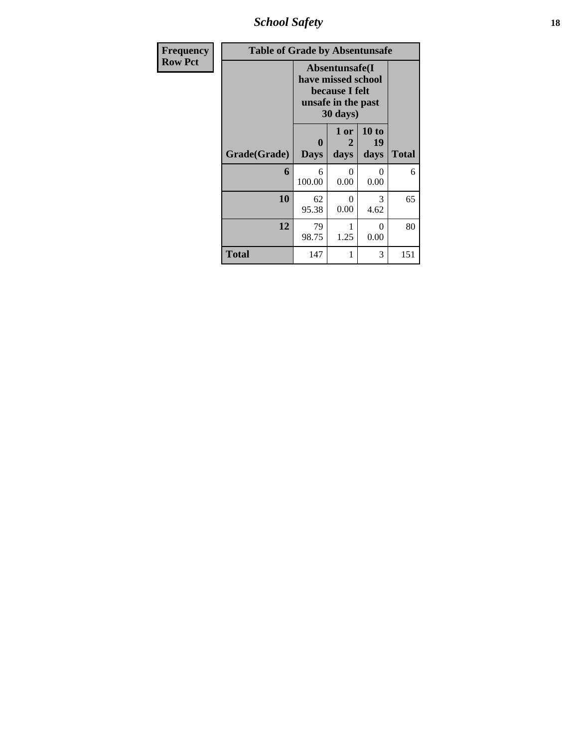| Frequency Row Pct |
|---|

**Table of Grade by Absentunsafe**

| Grade(Grade) | Absentunsafe(I have missed school because I felt unsafe in the past 30 days) | | | Total |
|---|---|---|---|---|
| | 0 Days | 1 or 2 days | 10 to 19 days | |
| **6** | 6<br>100.00 | 0<br>0.00 | 0<br>0.00 | 6 |
| **10** | 62<br>95.38 | 0<br>0.00 | 3<br>4.62 | 65 |
| **12** | 79<br>98.75 | 1<br>1.25 | 0<br>0.00 | 80 |
| **Total** | 147 | 1 | 3 | 151 |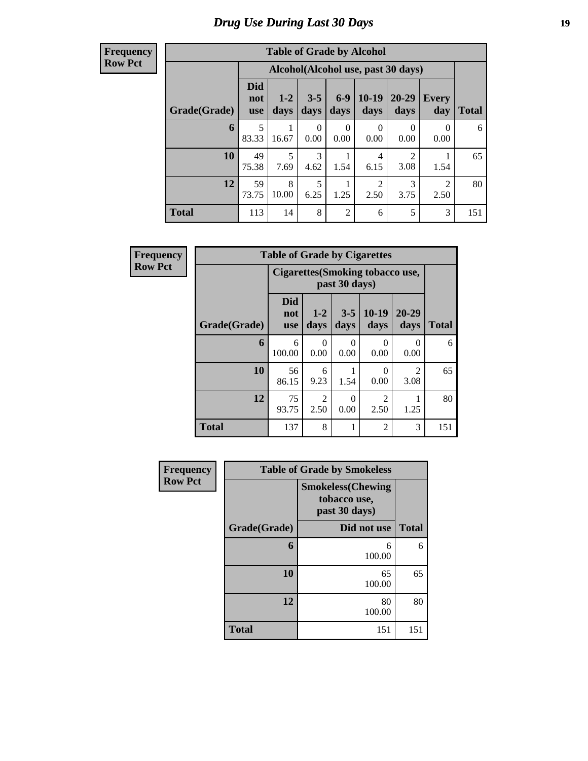# Drug Use During Last 30 Days

**Frequency**
**Row Pct**

| Table of Grade by Alcohol | | | | | | | | |
|---|---|---|---|---|---|---|---|---|
| | Alcohol(Alcohol use, past 30 days) | | | | | | | |
| Grade(Grade) | Did not use | 1-2 days | 3-5 days | 6-9 days | 10-19 days | 20-29 days | Every day | Total |
| 6 | 5<br>83.33 | 1<br>16.67 | 0<br>0.00 | 0<br>0.00 | 0<br>0.00 | 0<br>0.00 | 0<br>0.00 | 6 |
| 10 | 49<br>75.38 | 5<br>7.69 | 3<br>4.62 | 1<br>1.54 | 4<br>6.15 | 2<br>3.08 | 1<br>1.54 | 65 |
| 12 | 59<br>73.75 | 8<br>10.00 | 5<br>6.25 | 1<br>1.25 | 2<br>2.50 | 3<br>3.75 | 2<br>2.50 | 80 |
| Total | 113 | 14 | 8 | 2 | 6 | 5 | 3 | 151 |

**Frequency**
**Row Pct**

| Table of Grade by Cigarettes | | | | | | |
|---|---|---|---|---|---|---|
| | Cigarettes(Smoking tobacco use, past 30 days) | | | | | |
| Grade(Grade) | Did not use | 1-2 days | 3-5 days | 10-19 days | 20-29 days | Total |
| 6 | 6<br>100.00 | 0<br>0.00 | 0<br>0.00 | 0<br>0.00 | 0<br>0.00 | 6 |
| 10 | 56<br>86.15 | 6<br>9.23 | 1<br>1.54 | 0<br>0.00 | 2<br>3.08 | 65 |
| 12 | 75<br>93.75 | 2<br>2.50 | 0<br>0.00 | 2<br>2.50 | 1<br>1.25 | 80 |
| Total | 137 | 8 | 1 | 2 | 3 | 151 |

**Frequency**
**Row Pct**

| Table of Grade by Smokeless | | |
|---|---|---|
| | Smokeless(Chewing tobacco use, past 30 days) | |
| Grade(Grade) | Did not use | Total |
| 6 | 6<br>100.00 | 6 |
| 10 | 65<br>100.00 | 65 |
| 12 | 80<br>100.00 | 80 |
| Total | 151 | 151 |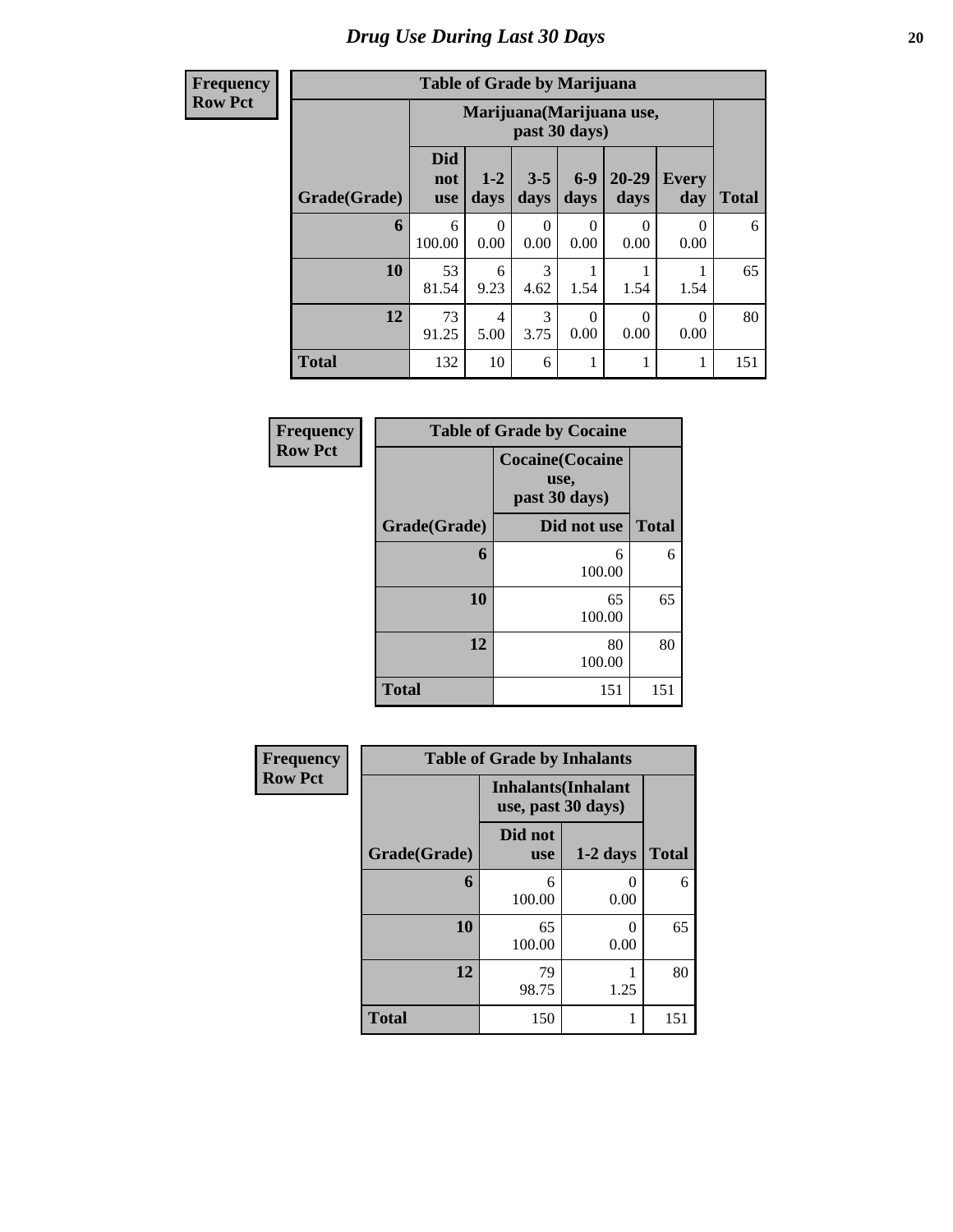# Drug Use During Last 30 Days

| Frequency<br>Row Pct |
|---|

**Table of Grade by Marijuana**

| | Marijuana(Marijuana use, past 30 days) | | | | | | |
|---|---|---|---|---|---|---|---|
| Grade(Grade) | Did not use | 1-2 days | 3-5 days | 6-9 days | 20-29 days | Every day | Total |
| 6 | 6<br>100.00 | 0<br>0.00 | 0<br>0.00 | 0<br>0.00 | 0<br>0.00 | 0<br>0.00 | 6 |
| 10 | 53<br>81.54 | 6<br>9.23 | 3<br>4.62 | 1<br>1.54 | 1<br>1.54 | 1<br>1.54 | 65 |
| 12 | 73<br>91.25 | 4<br>5.00 | 3<br>3.75 | 0<br>0.00 | 0<br>0.00 | 0<br>0.00 | 80 |
| Total | 132 | 10 | 6 | 1 | 1 | 1 | 151 |

| Frequency<br>Row Pct |
|---|

**Table of Grade by Cocaine**

| | Cocaine(Cocaine use, past 30 days) | |
|---|---|---|
| Grade(Grade) | Did not use | Total |
| 6 | 6<br>100.00 | 6 |
| 10 | 65<br>100.00 | 65 |
| 12 | 80<br>100.00 | 80 |
| Total | 151 | 151 |

| Frequency<br>Row Pct |
|---|

**Table of Grade by Inhalants**

| | Inhalants(Inhalant use, past 30 days) | | |
|---|---|---|---|
| Grade(Grade) | Did not use | 1-2 days | Total |
| 6 | 6<br>100.00 | 0<br>0.00 | 6 |
| 10 | 65<br>100.00 | 0<br>0.00 | 65 |
| 12 | 79<br>98.75 | 1<br>1.25 | 80 |
| Total | 150 | 1 | 151 |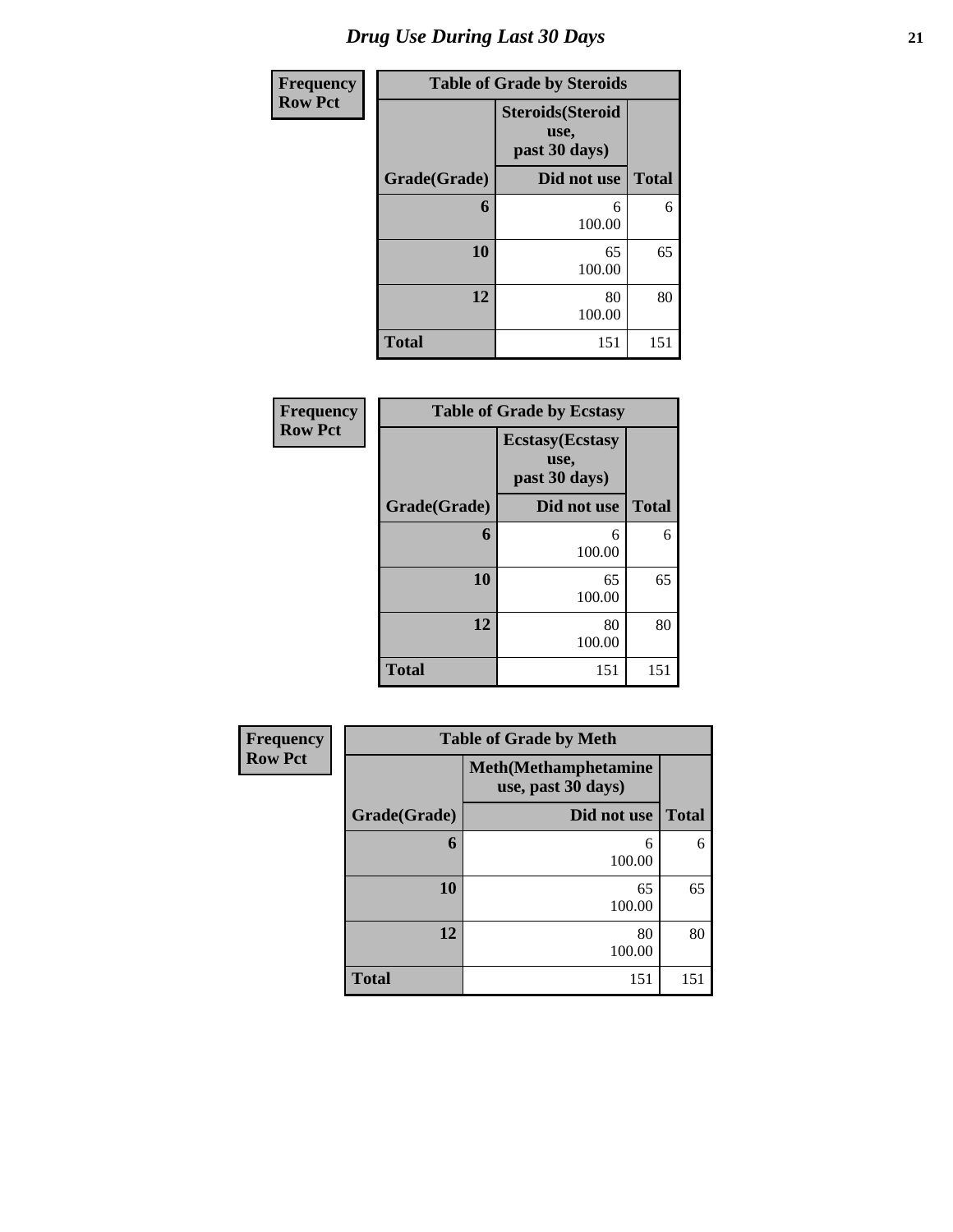# Drug Use During Last 30 Days

| Frequency<br>Row Pct | | |
|---|---|---|
| **Table of Grade by Steroids** | | |
| | **Steroids(Steroid use, past 30 days)** | |
| **Grade(Grade)** | **Did not use** | **Total** |
| **6** | 6<br>100.00 | 6 |
| **10** | 65<br>100.00 | 65 |
| **12** | 80<br>100.00 | 80 |
| **Total** | 151 | 151 |

| Frequency<br>Row Pct | | |
|---|---|---|
| **Table of Grade by Ecstasy** | | |
| | **Ecstasy(Ecstasy use, past 30 days)** | |
| **Grade(Grade)** | **Did not use** | **Total** |
| **6** | 6<br>100.00 | 6 |
| **10** | 65<br>100.00 | 65 |
| **12** | 80<br>100.00 | 80 |
| **Total** | 151 | 151 |

| Frequency<br>Row Pct | | |
|---|---|---|
| **Table of Grade by Meth** | | |
| | **Meth(Methamphetamine use, past 30 days)** | |
| **Grade(Grade)** | **Did not use** | **Total** |
| **6** | 6<br>100.00 | 6 |
| **10** | 65<br>100.00 | 65 |
| **12** | 80<br>100.00 | 80 |
| **Total** | 151 | 151 |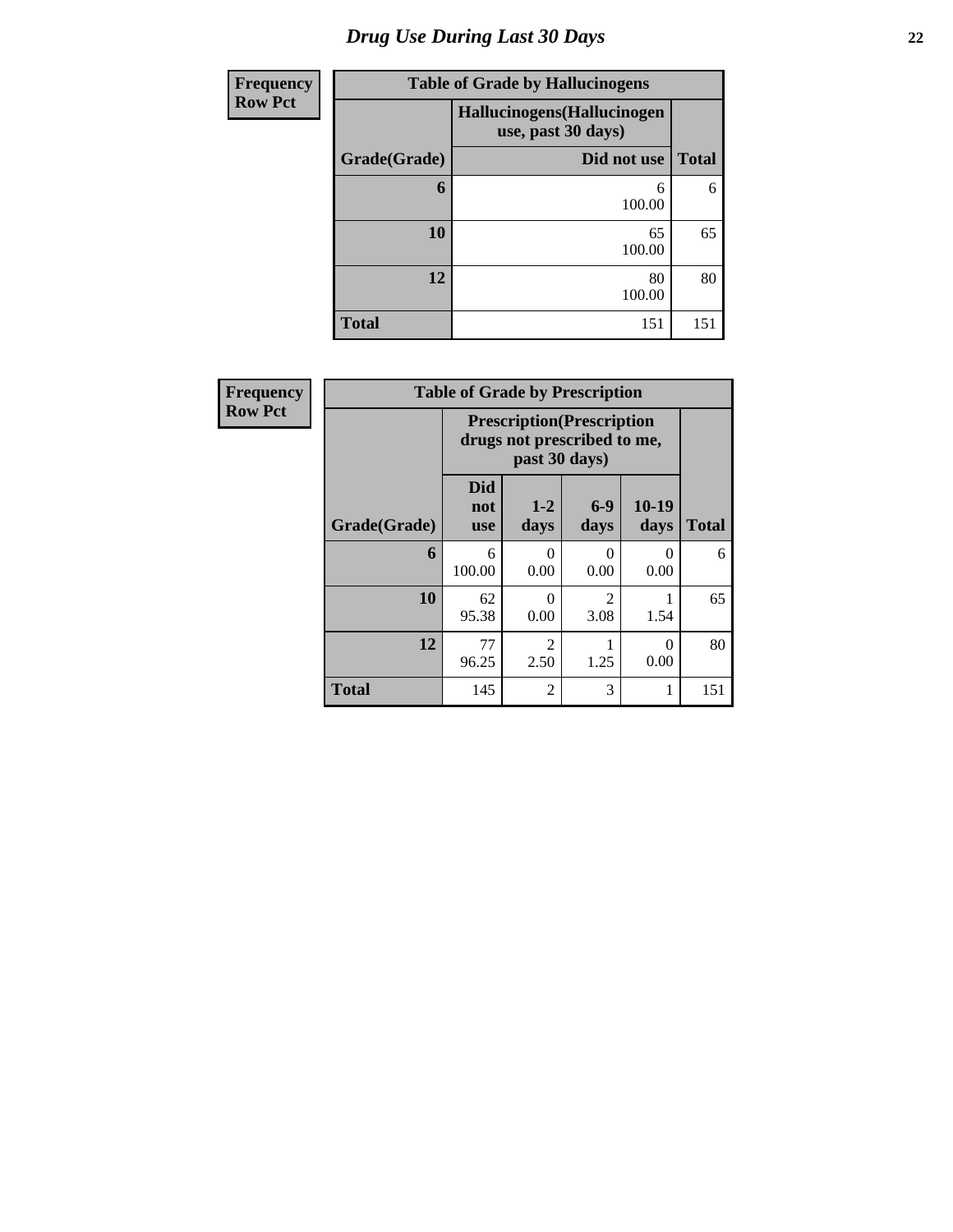# Drug Use During Last 30 Days

**Frequency**
**Row Pct**

| Table of Grade by Hallucinogens | | |
|---|---|---|
| | Hallucinogens(Hallucinogen use, past 30 days) | |
| Grade(Grade) | Did not use | Total |
| **6** | 6<br>100.00 | 6 |
| **10** | 65<br>100.00 | 65 |
| **12** | 80<br>100.00 | 80 |
| **Total** | 151 | 151 |

**Frequency**
**Row Pct**

| Table of Grade by Prescription | | | | | |
|---|---|---|---|---|---|
| | Prescription(Prescription drugs not prescribed to me, past 30 days) | | | | |
| Grade(Grade) | Did not use | 1-2 days | 6-9 days | 10-19 days | Total |
| **6** | 6<br>100.00 | 0<br>0.00 | 0<br>0.00 | 0<br>0.00 | 6 |
| **10** | 62<br>95.38 | 0<br>0.00 | 2<br>3.08 | 1<br>1.54 | 65 |
| **12** | 77<br>96.25 | 2<br>2.50 | 1<br>1.25 | 0<br>0.00 | 80 |
| **Total** | 145 | 2 | 3 | 1 | 151 |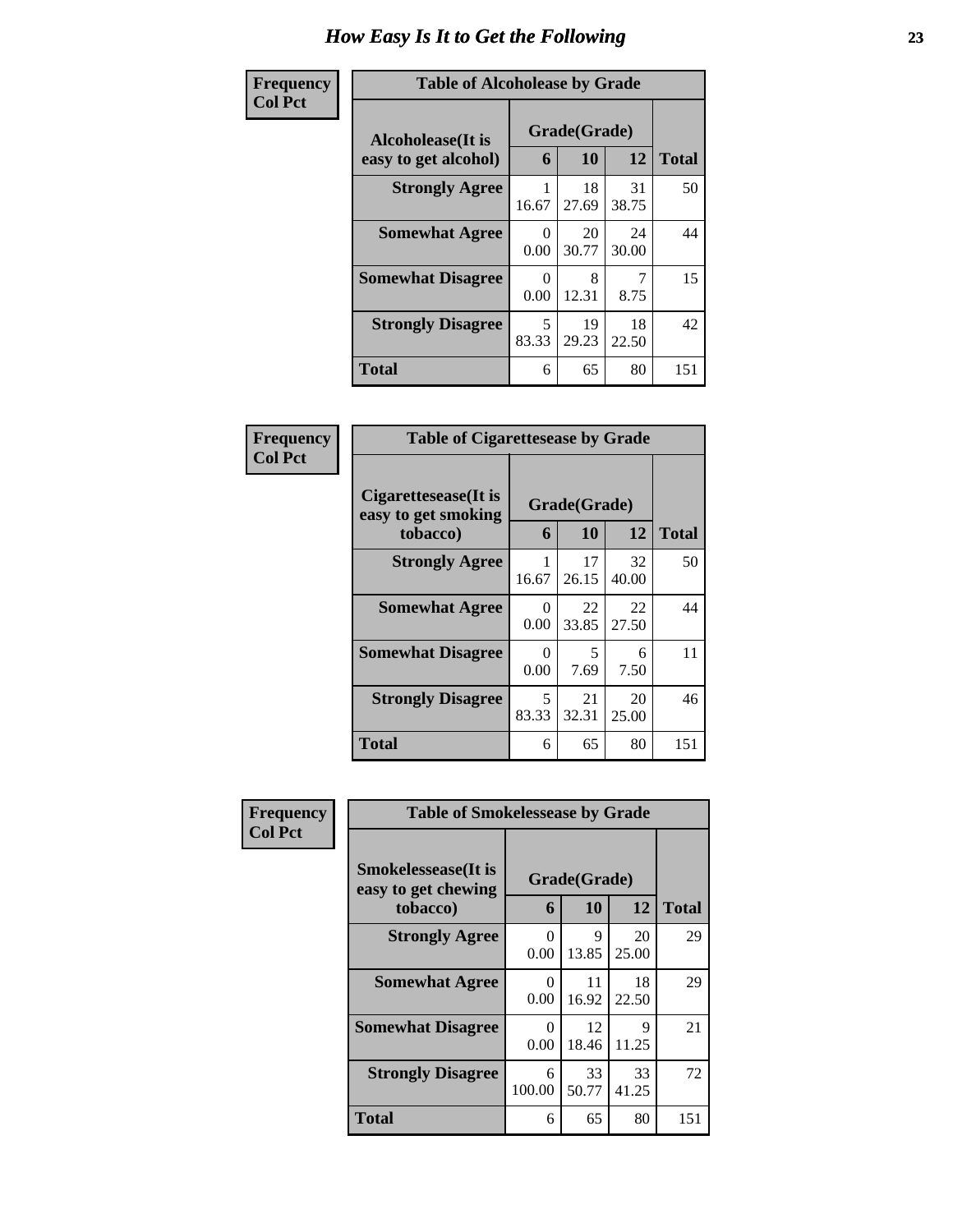# How Easy Is It to Get the Following

**Frequency**
**Col Pct**

**Table of Alcoholease by Grade**

| Alcoholease(It is easy to get alcohol) | Grade(Grade) | | | Total |
|---|---|---|---|---|
| | 6 | 10 | 12 | |
| **Strongly Agree** | 1<br>16.67 | 18<br>27.69 | 31<br>38.75 | 50 |
| **Somewhat Agree** | 0<br>0.00 | 20<br>30.77 | 24<br>30.00 | 44 |
| **Somewhat Disagree** | 0<br>0.00 | 8<br>12.31 | 7<br>8.75 | 15 |
| **Strongly Disagree** | 5<br>83.33 | 19<br>29.23 | 18<br>22.50 | 42 |
| **Total** | 6 | 65 | 80 | 151 |

**Frequency**
**Col Pct**

**Table of Cigarettesease by Grade**

| Cigarettesease(It is easy to get smoking tobacco) | Grade(Grade) | | | Total |
|---|---|---|---|---|
| | 6 | 10 | 12 | |
| **Strongly Agree** | 1<br>16.67 | 17<br>26.15 | 32<br>40.00 | 50 |
| **Somewhat Agree** | 0<br>0.00 | 22<br>33.85 | 22<br>27.50 | 44 |
| **Somewhat Disagree** | 0<br>0.00 | 5<br>7.69 | 6<br>7.50 | 11 |
| **Strongly Disagree** | 5<br>83.33 | 21<br>32.31 | 20<br>25.00 | 46 |
| **Total** | 6 | 65 | 80 | 151 |

**Frequency**
**Col Pct**

**Table of Smokelessease by Grade**

| Smokelessease(It is easy to get chewing tobacco) | Grade(Grade) | | | Total |
|---|---|---|---|---|
| | 6 | 10 | 12 | |
| **Strongly Agree** | 0<br>0.00 | 9<br>13.85 | 20<br>25.00 | 29 |
| **Somewhat Agree** | 0<br>0.00 | 11<br>16.92 | 18<br>22.50 | 29 |
| **Somewhat Disagree** | 0<br>0.00 | 12<br>18.46 | 9<br>11.25 | 21 |
| **Strongly Disagree** | 6<br>100.00 | 33<br>50.77 | 33<br>41.25 | 72 |
| **Total** | 6 | 65 | 80 | 151 |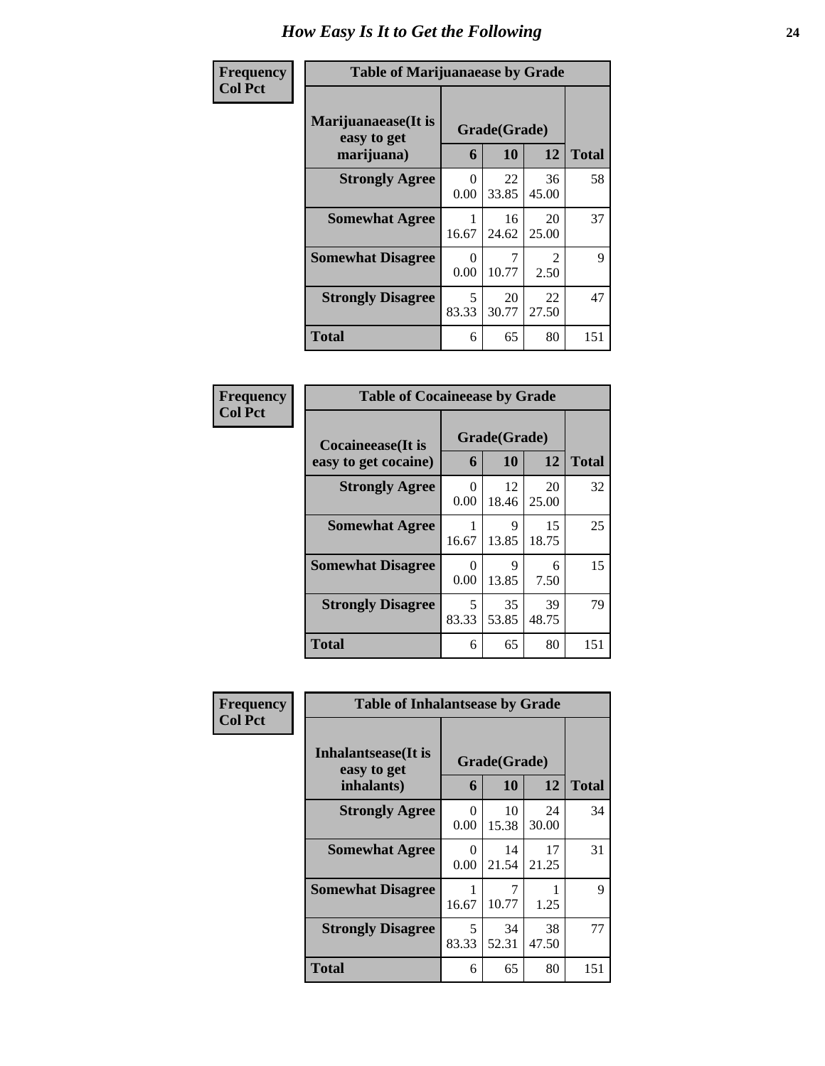# How Easy Is It to Get the Following

**Frequency**
**Col Pct**

| Table of Marijuanaease by Grade | | | | |
|---|---|---|---|---|
| **Marijuanaease(It is easy to get marijuana)** | **Grade(Grade)** | | | **Total** |
| | **6** | **10** | **12** | |
| **Strongly Agree** | 0<br>0.00 | 22<br>33.85 | 36<br>45.00 | 58 |
| **Somewhat Agree** | 1<br>16.67 | 16<br>24.62 | 20<br>25.00 | 37 |
| **Somewhat Disagree** | 0<br>0.00 | 7<br>10.77 | 2<br>2.50 | 9 |
| **Strongly Disagree** | 5<br>83.33 | 20<br>30.77 | 22<br>27.50 | 47 |
| **Total** | 6 | 65 | 80 | 151 |

**Frequency**
**Col Pct**

| Table of Cocaineease by Grade | | | | |
|---|---|---|---|---|
| **Cocaineease(It is easy to get cocaine)** | **Grade(Grade)** | | | **Total** |
| | **6** | **10** | **12** | |
| **Strongly Agree** | 0<br>0.00 | 12<br>18.46 | 20<br>25.00 | 32 |
| **Somewhat Agree** | 1<br>16.67 | 9<br>13.85 | 15<br>18.75 | 25 |
| **Somewhat Disagree** | 0<br>0.00 | 9<br>13.85 | 6<br>7.50 | 15 |
| **Strongly Disagree** | 5<br>83.33 | 35<br>53.85 | 39<br>48.75 | 79 |
| **Total** | 6 | 65 | 80 | 151 |

**Frequency**
**Col Pct**

| Table of Inhalantsease by Grade | | | | |
|---|---|---|---|---|
| **Inhalantsease(It is easy to get inhalants)** | **Grade(Grade)** | | | **Total** |
| | **6** | **10** | **12** | |
| **Strongly Agree** | 0<br>0.00 | 10<br>15.38 | 24<br>30.00 | 34 |
| **Somewhat Agree** | 0<br>0.00 | 14<br>21.54 | 17<br>21.25 | 31 |
| **Somewhat Disagree** | 1<br>16.67 | 7<br>10.77 | 1<br>1.25 | 9 |
| **Strongly Disagree** | 5<br>83.33 | 34<br>52.31 | 38<br>47.50 | 77 |
| **Total** | 6 | 65 | 80 | 151 |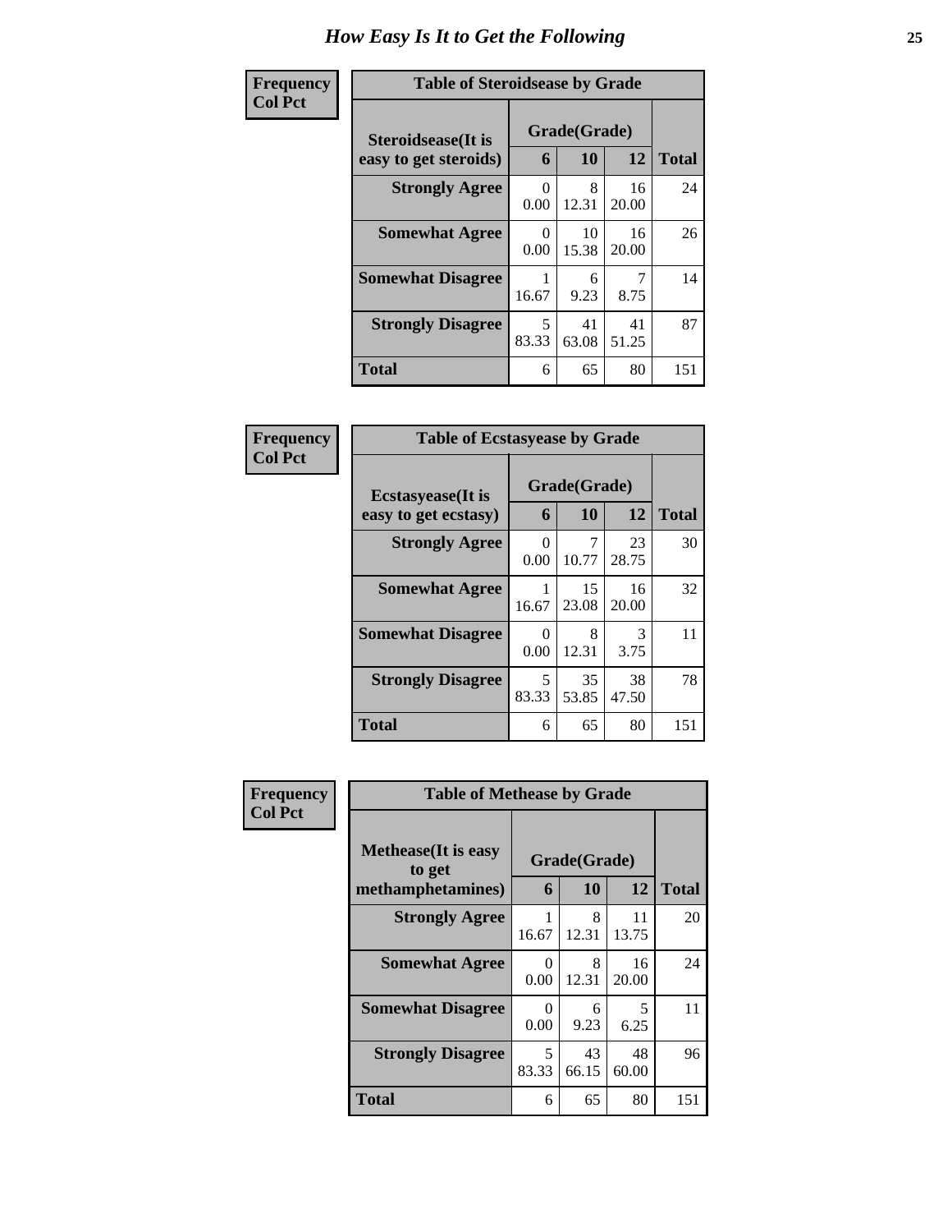# How Easy Is It to Get the Following

**Frequency**
**Col Pct**

| Table of Steroidsease by Grade | | | | |
|---|---|---|---|---|
| **Steroidsease(It is easy to get steroids)** | **Grade(Grade)** | | | **Total** |
| | **6** | **10** | **12** | |
| **Strongly Agree** | 0<br>0.00 | 8<br>12.31 | 16<br>20.00 | 24 |
| **Somewhat Agree** | 0<br>0.00 | 10<br>15.38 | 16<br>20.00 | 26 |
| **Somewhat Disagree** | 1<br>16.67 | 6<br>9.23 | 7<br>8.75 | 14 |
| **Strongly Disagree** | 5<br>83.33 | 41<br>63.08 | 41<br>51.25 | 87 |
| **Total** | 6 | 65 | 80 | 151 |

**Frequency**
**Col Pct**

| Table of Ecstasyease by Grade | | | | |
|---|---|---|---|---|
| **Ecstasyease(It is easy to get ecstasy)** | **Grade(Grade)** | | | **Total** |
| | **6** | **10** | **12** | |
| **Strongly Agree** | 0<br>0.00 | 7<br>10.77 | 23<br>28.75 | 30 |
| **Somewhat Agree** | 1<br>16.67 | 15<br>23.08 | 16<br>20.00 | 32 |
| **Somewhat Disagree** | 0<br>0.00 | 8<br>12.31 | 3<br>3.75 | 11 |
| **Strongly Disagree** | 5<br>83.33 | 35<br>53.85 | 38<br>47.50 | 78 |
| **Total** | 6 | 65 | 80 | 151 |

**Frequency**
**Col Pct**

| Table of Methease by Grade | | | | |
|---|---|---|---|---|
| **Methease(It is easy to get methamphetamines)** | **Grade(Grade)** | | | **Total** |
| | **6** | **10** | **12** | |
| **Strongly Agree** | 1<br>16.67 | 8<br>12.31 | 11<br>13.75 | 20 |
| **Somewhat Agree** | 0<br>0.00 | 8<br>12.31 | 16<br>20.00 | 24 |
| **Somewhat Disagree** | 0<br>0.00 | 6<br>9.23 | 5<br>6.25 | 11 |
| **Strongly Disagree** | 5<br>83.33 | 43<br>66.15 | 48<br>60.00 | 96 |
| **Total** | 6 | 65 | 80 | 151 |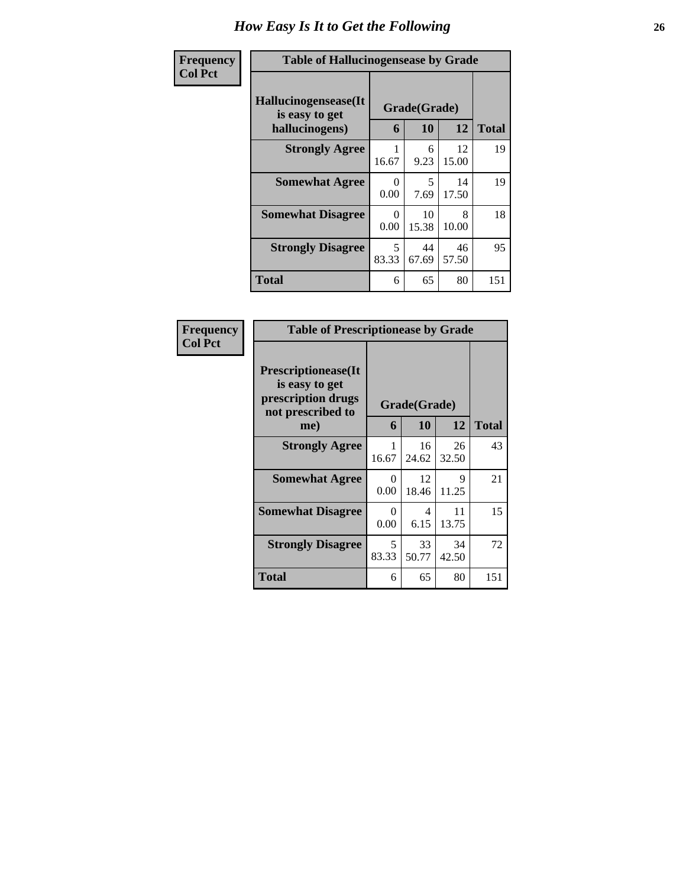# How Easy Is It to Get the Following

| Frequency<br>Col Pct | | | | |
|---|---|---|---|---|

**Table of Hallucinogensease by Grade**

| Hallucinogensease(It is easy to get hallucinogens) | Grade(Grade) 6 | 10 | 12 | Total |
|---|---|---|---|---|
| Strongly Agree | 1<br>16.67 | 6<br>9.23 | 12<br>15.00 | 19 |
| Somewhat Agree | 0<br>0.00 | 5<br>7.69 | 14<br>17.50 | 19 |
| Somewhat Disagree | 0<br>0.00 | 10<br>15.38 | 8<br>10.00 | 18 |
| Strongly Disagree | 5<br>83.33 | 44<br>67.69 | 46<br>57.50 | 95 |
| Total | 6 | 65 | 80 | 151 |

**Table of Prescriptionease by Grade**

| Prescriptionease(It is easy to get prescription drugs not prescribed to me) | Grade(Grade) 6 | 10 | 12 | Total |
|---|---|---|---|---|
| Strongly Agree | 1<br>16.67 | 16<br>24.62 | 26<br>32.50 | 43 |
| Somewhat Agree | 0<br>0.00 | 12<br>18.46 | 9<br>11.25 | 21 |
| Somewhat Disagree | 0<br>0.00 | 4<br>6.15 | 11<br>13.75 | 15 |
| Strongly Disagree | 5<br>83.33 | 33<br>50.77 | 34<br>42.50 | 72 |
| Total | 6 | 65 | 80 | 151 |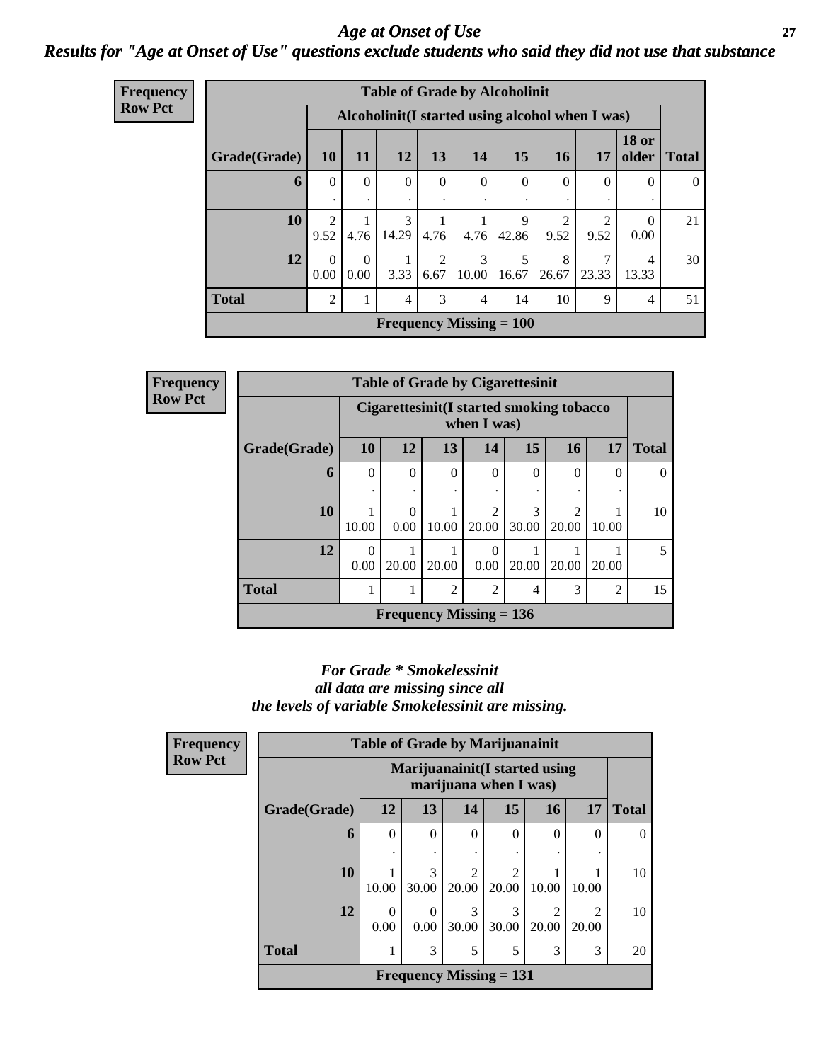# Age at Onset of Use

## Results for "Age at Onset of Use" questions exclude students who said they did not use that substance

**Frequency**
**Row Pct**

| Table of Grade by Alcoholinit | | | | | | | | | | |
|---|---|---|---|---|---|---|---|---|---|---|
| | Alcoholinit(I started using alcohol when I was) | | | | | | | | | |
| **Grade(Grade)** | **10** | **11** | **12** | **13** | **14** | **15** | **16** | **17** | **18 or older** | **Total** |
| **6** | 0<br>. | 0<br>. | 0<br>. | 0<br>. | 0<br>. | 0<br>. | 0<br>. | 0<br>. | 0<br>. | 0 |
| **10** | 2<br>9.52 | 1<br>4.76 | 3<br>14.29 | 1<br>4.76 | 1<br>4.76 | 9<br>42.86 | 2<br>9.52 | 2<br>9.52 | 0<br>0.00 | 21 |
| **12** | 0<br>0.00 | 0<br>0.00 | 1<br>3.33 | 2<br>6.67 | 3<br>10.00 | 5<br>16.67 | 8<br>26.67 | 7<br>23.33 | 4<br>13.33 | 30 |
| **Total** | 2 | 1 | 4 | 3 | 4 | 14 | 10 | 9 | 4 | 51 |
| **Frequency Missing = 100** | | | | | | | | | | |

**Frequency**
**Row Pct**

| Table of Grade by Cigarettesinit | | | | | | | | |
|---|---|---|---|---|---|---|---|---|
| | Cigarettesinit(I started smoking tobacco when I was) | | | | | | | |
| **Grade(Grade)** | **10** | **12** | **13** | **14** | **15** | **16** | **17** | **Total** |
| **6** | 0<br>. | 0<br>. | 0<br>. | 0<br>. | 0<br>. | 0<br>. | 0<br>. | 0 |
| **10** | 1<br>10.00 | 0<br>0.00 | 1<br>10.00 | 2<br>20.00 | 3<br>30.00 | 2<br>20.00 | 1<br>10.00 | 10 |
| **12** | 0<br>0.00 | 1<br>20.00 | 1<br>20.00 | 0<br>0.00 | 1<br>20.00 | 1<br>20.00 | 1<br>20.00 | 5 |
| **Total** | 1 | 1 | 2 | 2 | 4 | 3 | 2 | 15 |
| **Frequency Missing = 136** | | | | | | | | |

*For Grade * Smokelessinit*
*all data are missing since all*
*the levels of variable Smokelessinit are missing.*

**Frequency**
**Row Pct**

| Table of Grade by Marijuanainit | | | | | | | |
|---|---|---|---|---|---|---|---|
| | Marijuanainit(I started using marijuana when I was) | | | | | | |
| **Grade(Grade)** | **12** | **13** | **14** | **15** | **16** | **17** | **Total** |
| **6** | 0<br>. | 0<br>. | 0<br>. | 0<br>. | 0<br>. | 0<br>. | 0 |
| **10** | 1<br>10.00 | 3<br>30.00 | 2<br>20.00 | 2<br>20.00 | 1<br>10.00 | 1<br>10.00 | 10 |
| **12** | 0<br>0.00 | 0<br>0.00 | 3<br>30.00 | 3<br>30.00 | 2<br>20.00 | 2<br>20.00 | 10 |
| **Total** | 1 | 3 | 5 | 5 | 3 | 3 | 20 |
| **Frequency Missing = 131** | | | | | | | |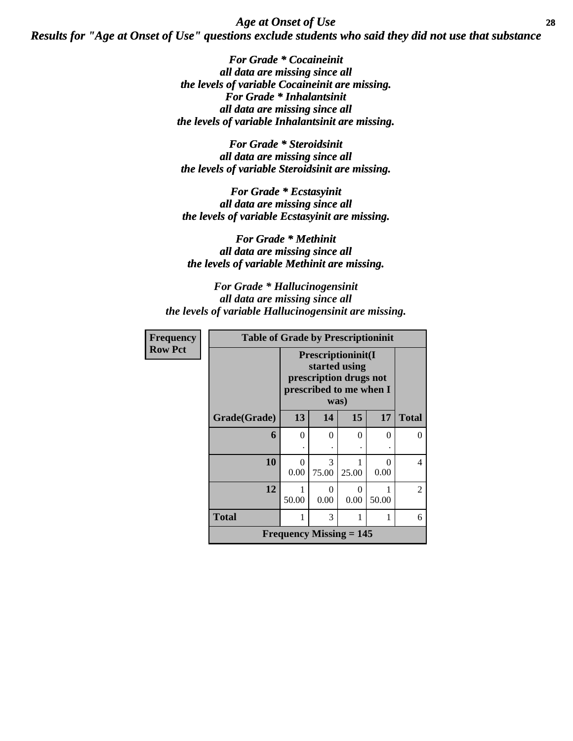# *Age at Onset of Use*

***Results for "Age at Onset of Use" questions exclude students who said they did not use that substance***

***For Grade * Cocaineinit all data are missing since all the levels of variable Cocaineinit are missing.***
***For Grade * Inhalantsinit all data are missing since all the levels of variable Inhalantsinit are missing.***

***For Grade * Steroidsinit all data are missing since all the levels of variable Steroidsinit are missing.***

***For Grade * Ecstasyinit all data are missing since all the levels of variable Ecstasyinit are missing.***

***For Grade * Methinit all data are missing since all the levels of variable Methinit are missing.***

***For Grade * Hallucinogensinit all data are missing since all the levels of variable Hallucinogensinit are missing.***

**Frequency**
**Row Pct**

**Table of Grade by Prescriptioninit**

| Grade(Grade) | Prescriptioninit(I started using prescription drugs not prescribed to me when I was) 13 | 14 | 15 | 17 | Total |
|---|---|---|---|---|---|
| **6** | 0<br>. | 0<br>. | 0<br>. | 0<br>. | 0 |
| **10** | 0<br>0.00 | 3<br>75.00 | 1<br>25.00 | 0<br>0.00 | 4 |
| **12** | 1<br>50.00 | 0<br>0.00 | 0<br>0.00 | 1<br>50.00 | 2 |
| **Total** | 1 | 3 | 1 | 1 | 6 |

**Frequency Missing = 145**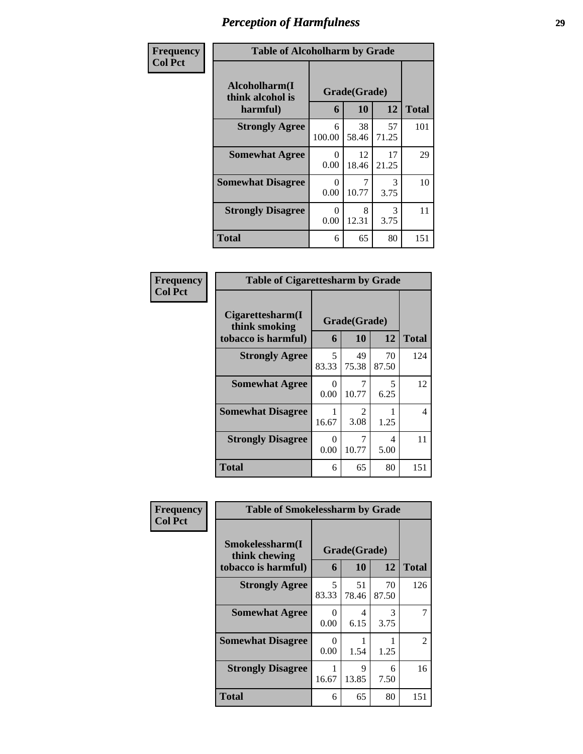# Perception of Harmfulness

**Frequency**
**Col Pct**

| Table of Alcoholharm by Grade | | | | |
|---|---|---|---|---|
| Alcoholharm(I think alcohol is harmful) | Grade(Grade) | | | Total |
| | 6 | 10 | 12 | |
| **Strongly Agree** | 6<br>100.00 | 38<br>58.46 | 57<br>71.25 | 101 |
| **Somewhat Agree** | 0<br>0.00 | 12<br>18.46 | 17<br>21.25 | 29 |
| **Somewhat Disagree** | 0<br>0.00 | 7<br>10.77 | 3<br>3.75 | 10 |
| **Strongly Disagree** | 0<br>0.00 | 8<br>12.31 | 3<br>3.75 | 11 |
| **Total** | 6 | 65 | 80 | 151 |

**Frequency**
**Col Pct**

| Table of Cigarettesharm by Grade | | | | |
|---|---|---|---|---|
| Cigarettesharm(I think smoking tobacco is harmful) | Grade(Grade) | | | Total |
| | 6 | 10 | 12 | |
| **Strongly Agree** | 5<br>83.33 | 49<br>75.38 | 70<br>87.50 | 124 |
| **Somewhat Agree** | 0<br>0.00 | 7<br>10.77 | 5<br>6.25 | 12 |
| **Somewhat Disagree** | 1<br>16.67 | 2<br>3.08 | 1<br>1.25 | 4 |
| **Strongly Disagree** | 0<br>0.00 | 7<br>10.77 | 4<br>5.00 | 11 |
| **Total** | 6 | 65 | 80 | 151 |

**Frequency**
**Col Pct**

| Table of Smokelessharm by Grade | | | | |
|---|---|---|---|---|
| Smokelessharm(I think chewing tobacco is harmful) | Grade(Grade) | | | Total |
| | 6 | 10 | 12 | |
| **Strongly Agree** | 5<br>83.33 | 51<br>78.46 | 70<br>87.50 | 126 |
| **Somewhat Agree** | 0<br>0.00 | 4<br>6.15 | 3<br>3.75 | 7 |
| **Somewhat Disagree** | 0<br>0.00 | 1<br>1.54 | 1<br>1.25 | 2 |
| **Strongly Disagree** | 1<br>16.67 | 9<br>13.85 | 6<br>7.50 | 16 |
| **Total** | 6 | 65 | 80 | 151 |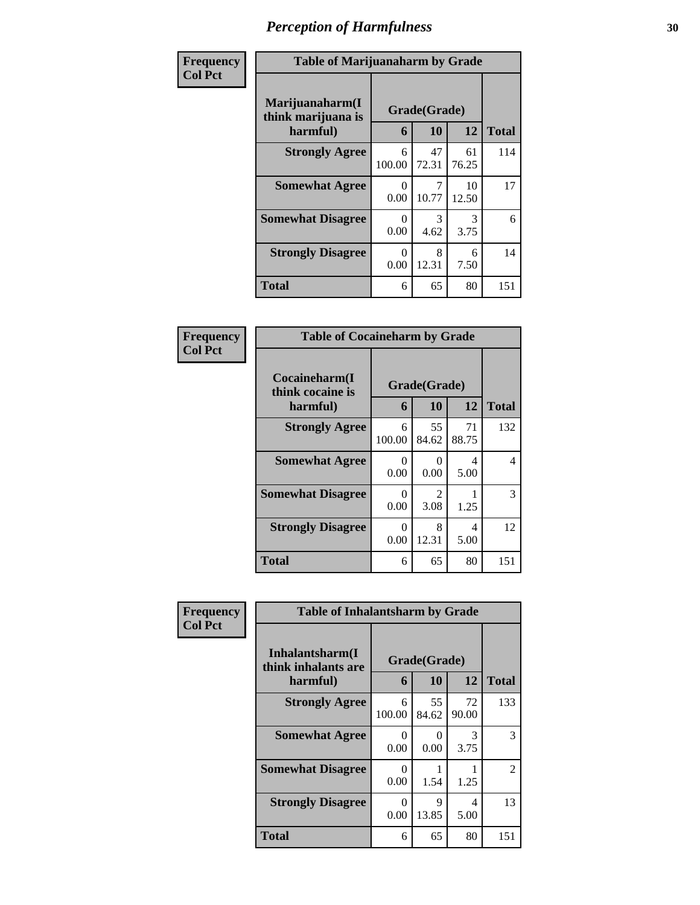# *Perception of Harmfulness*

**Frequency**
**Col Pct**

| Table of Marijuanaharm by Grade | | | | |
|---|---|---|---|---|
| **Marijuanaharm(I think marijuana is harmful)** | **Grade(Grade)** | | | **Total** |
| | **6** | **10** | **12** | |
| **Strongly Agree** | 6<br>100.00 | 47<br>72.31 | 61<br>76.25 | 114 |
| **Somewhat Agree** | 0<br>0.00 | 7<br>10.77 | 10<br>12.50 | 17 |
| **Somewhat Disagree** | 0<br>0.00 | 3<br>4.62 | 3<br>3.75 | 6 |
| **Strongly Disagree** | 0<br>0.00 | 8<br>12.31 | 6<br>7.50 | 14 |
| **Total** | 6 | 65 | 80 | 151 |

**Frequency**
**Col Pct**

| Table of Cocaineharm by Grade | | | | |
|---|---|---|---|---|
| **Cocaineharm(I think cocaine is harmful)** | **Grade(Grade)** | | | **Total** |
| | **6** | **10** | **12** | |
| **Strongly Agree** | 6<br>100.00 | 55<br>84.62 | 71<br>88.75 | 132 |
| **Somewhat Agree** | 0<br>0.00 | 0<br>0.00 | 4<br>5.00 | 4 |
| **Somewhat Disagree** | 0<br>0.00 | 2<br>3.08 | 1<br>1.25 | 3 |
| **Strongly Disagree** | 0<br>0.00 | 8<br>12.31 | 4<br>5.00 | 12 |
| **Total** | 6 | 65 | 80 | 151 |

**Frequency**
**Col Pct**

| Table of Inhalantsharm by Grade | | | | |
|---|---|---|---|---|
| **Inhalantsharm(I think inhalants are harmful)** | **Grade(Grade)** | | | **Total** |
| | **6** | **10** | **12** | |
| **Strongly Agree** | 6<br>100.00 | 55<br>84.62 | 72<br>90.00 | 133 |
| **Somewhat Agree** | 0<br>0.00 | 0<br>0.00 | 3<br>3.75 | 3 |
| **Somewhat Disagree** | 0<br>0.00 | 1<br>1.54 | 1<br>1.25 | 2 |
| **Strongly Disagree** | 0<br>0.00 | 9<br>13.85 | 4<br>5.00 | 13 |
| **Total** | 6 | 65 | 80 | 151 |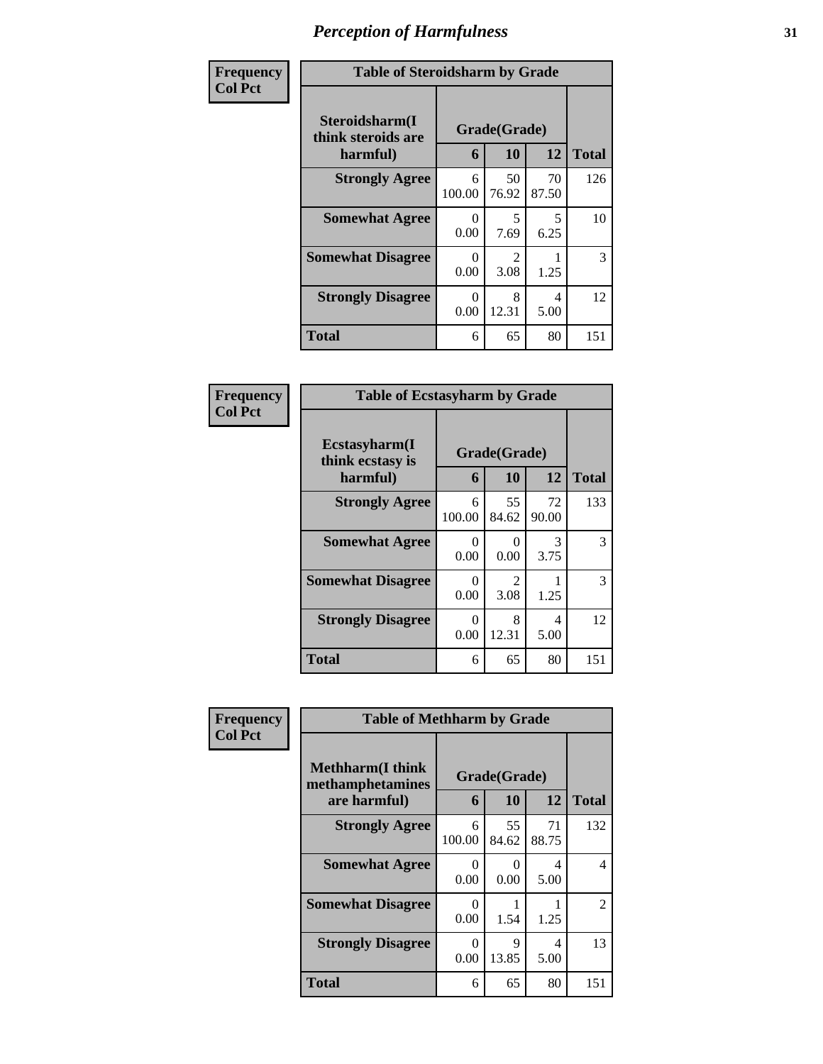# Perception of Harmfulness

**Frequency**
**Col Pct**

| Table of Steroidsharm by Grade | | | | |
|---|---|---|---|---|
| **Steroidsharm(I think steroids are harmful)** | **Grade(Grade)** | | | **Total** |
| | **6** | **10** | **12** | |
| **Strongly Agree** | 6<br>100.00 | 50<br>76.92 | 70<br>87.50 | 126 |
| **Somewhat Agree** | 0<br>0.00 | 5<br>7.69 | 5<br>6.25 | 10 |
| **Somewhat Disagree** | 0<br>0.00 | 2<br>3.08 | 1<br>1.25 | 3 |
| **Strongly Disagree** | 0<br>0.00 | 8<br>12.31 | 4<br>5.00 | 12 |
| **Total** | 6 | 65 | 80 | 151 |

**Frequency**
**Col Pct**

| Table of Ecstasyharm by Grade | | | | |
|---|---|---|---|---|
| **Ecstasyharm(I think ecstasy is harmful)** | **Grade(Grade)** | | | **Total** |
| | **6** | **10** | **12** | |
| **Strongly Agree** | 6<br>100.00 | 55<br>84.62 | 72<br>90.00 | 133 |
| **Somewhat Agree** | 0<br>0.00 | 0<br>0.00 | 3<br>3.75 | 3 |
| **Somewhat Disagree** | 0<br>0.00 | 2<br>3.08 | 1<br>1.25 | 3 |
| **Strongly Disagree** | 0<br>0.00 | 8<br>12.31 | 4<br>5.00 | 12 |
| **Total** | 6 | 65 | 80 | 151 |

**Frequency**
**Col Pct**

| Table of Methharm by Grade | | | | |
|---|---|---|---|---|
| **Methharm(I think methamphetamines are harmful)** | **Grade(Grade)** | | | **Total** |
| | **6** | **10** | **12** | |
| **Strongly Agree** | 6<br>100.00 | 55<br>84.62 | 71<br>88.75 | 132 |
| **Somewhat Agree** | 0<br>0.00 | 0<br>0.00 | 4<br>5.00 | 4 |
| **Somewhat Disagree** | 0<br>0.00 | 1<br>1.54 | 1<br>1.25 | 2 |
| **Strongly Disagree** | 0<br>0.00 | 9<br>13.85 | 4<br>5.00 | 13 |
| **Total** | 6 | 65 | 80 | 151 |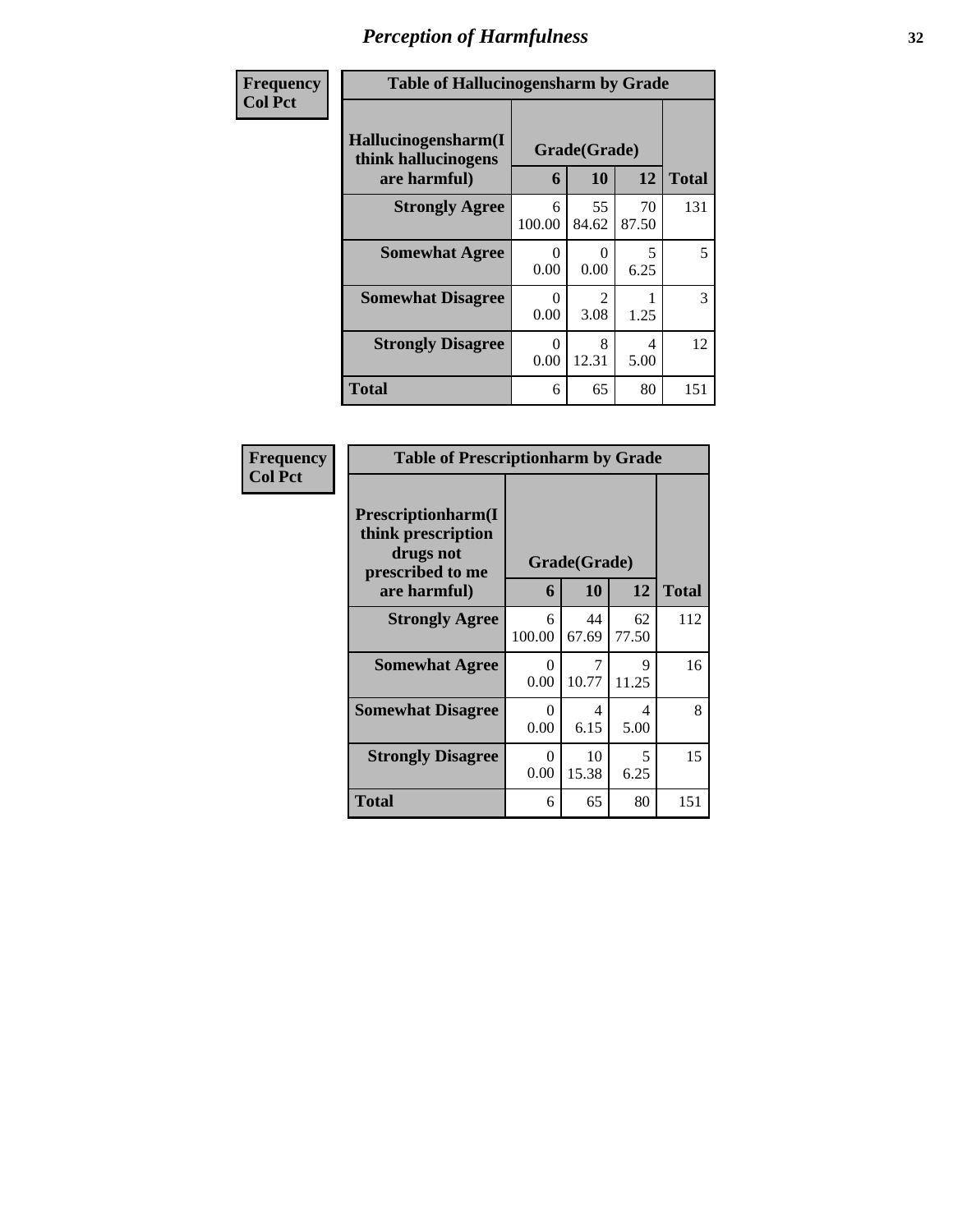# Perception of Harmfulness

**Frequency**
**Col Pct**

| Table of Hallucinogensharm by Grade | | | | |
|---|---|---|---|---|
| **Hallucinogensharm(I think hallucinogens are harmful)** | **Grade(Grade)** | | | **Total** |
| | **6** | **10** | **12** | |
| **Strongly Agree** | 6<br>100.00 | 55<br>84.62 | 70<br>87.50 | 131 |
| **Somewhat Agree** | 0<br>0.00 | 0<br>0.00 | 5<br>6.25 | 5 |
| **Somewhat Disagree** | 0<br>0.00 | 2<br>3.08 | 1<br>1.25 | 3 |
| **Strongly Disagree** | 0<br>0.00 | 8<br>12.31 | 4<br>5.00 | 12 |
| **Total** | 6 | 65 | 80 | 151 |

**Frequency**
**Col Pct**

| Table of Prescriptionharm by Grade | | | | |
|---|---|---|---|---|
| **Prescriptionharm(I think prescription drugs not prescribed to me are harmful)** | **Grade(Grade)** | | | **Total** |
| | **6** | **10** | **12** | |
| **Strongly Agree** | 6<br>100.00 | 44<br>67.69 | 62<br>77.50 | 112 |
| **Somewhat Agree** | 0<br>0.00 | 7<br>10.77 | 9<br>11.25 | 16 |
| **Somewhat Disagree** | 0<br>0.00 | 4<br>6.15 | 4<br>5.00 | 8 |
| **Strongly Disagree** | 0<br>0.00 | 10<br>15.38 | 5<br>6.25 | 15 |
| **Total** | 6 | 65 | 80 | 151 |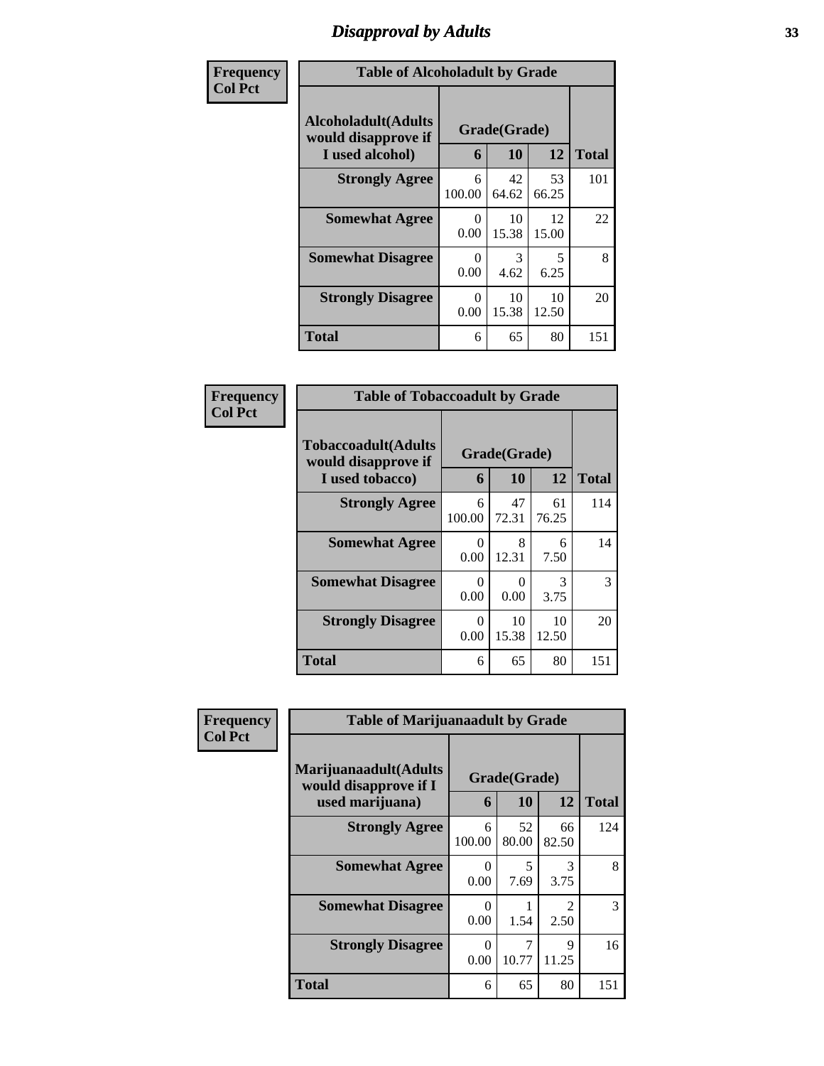# Disapproval by Adults

**Frequency**
**Col Pct**

| Table of Alcoholadult by Grade | | | | |
|---|---|---|---|---|
| **Alcoholadult(Adults would disapprove if I used alcohol)** | **Grade(Grade)** | | | **Total** |
| | **6** | **10** | **12** | |
| **Strongly Agree** | 6<br>100.00 | 42<br>64.62 | 53<br>66.25 | 101 |
| **Somewhat Agree** | 0<br>0.00 | 10<br>15.38 | 12<br>15.00 | 22 |
| **Somewhat Disagree** | 0<br>0.00 | 3<br>4.62 | 5<br>6.25 | 8 |
| **Strongly Disagree** | 0<br>0.00 | 10<br>15.38 | 10<br>12.50 | 20 |
| **Total** | 6 | 65 | 80 | 151 |

**Frequency**
**Col Pct**

| Table of Tobaccoadult by Grade | | | | |
|---|---|---|---|---|
| **Tobaccoadult(Adults would disapprove if I used tobacco)** | **Grade(Grade)** | | | **Total** |
| | **6** | **10** | **12** | |
| **Strongly Agree** | 6<br>100.00 | 47<br>72.31 | 61<br>76.25 | 114 |
| **Somewhat Agree** | 0<br>0.00 | 8<br>12.31 | 6<br>7.50 | 14 |
| **Somewhat Disagree** | 0<br>0.00 | 0<br>0.00 | 3<br>3.75 | 3 |
| **Strongly Disagree** | 0<br>0.00 | 10<br>15.38 | 10<br>12.50 | 20 |
| **Total** | 6 | 65 | 80 | 151 |

**Frequency**
**Col Pct**

| Table of Marijuanaadult by Grade | | | | |
|---|---|---|---|---|
| **Marijuanaadult(Adults would disapprove if I used marijuana)** | **Grade(Grade)** | | | **Total** |
| | **6** | **10** | **12** | |
| **Strongly Agree** | 6<br>100.00 | 52<br>80.00 | 66<br>82.50 | 124 |
| **Somewhat Agree** | 0<br>0.00 | 5<br>7.69 | 3<br>3.75 | 8 |
| **Somewhat Disagree** | 0<br>0.00 | 1<br>1.54 | 2<br>2.50 | 3 |
| **Strongly Disagree** | 0<br>0.00 | 7<br>10.77 | 9<br>11.25 | 16 |
| **Total** | 6 | 65 | 80 | 151 |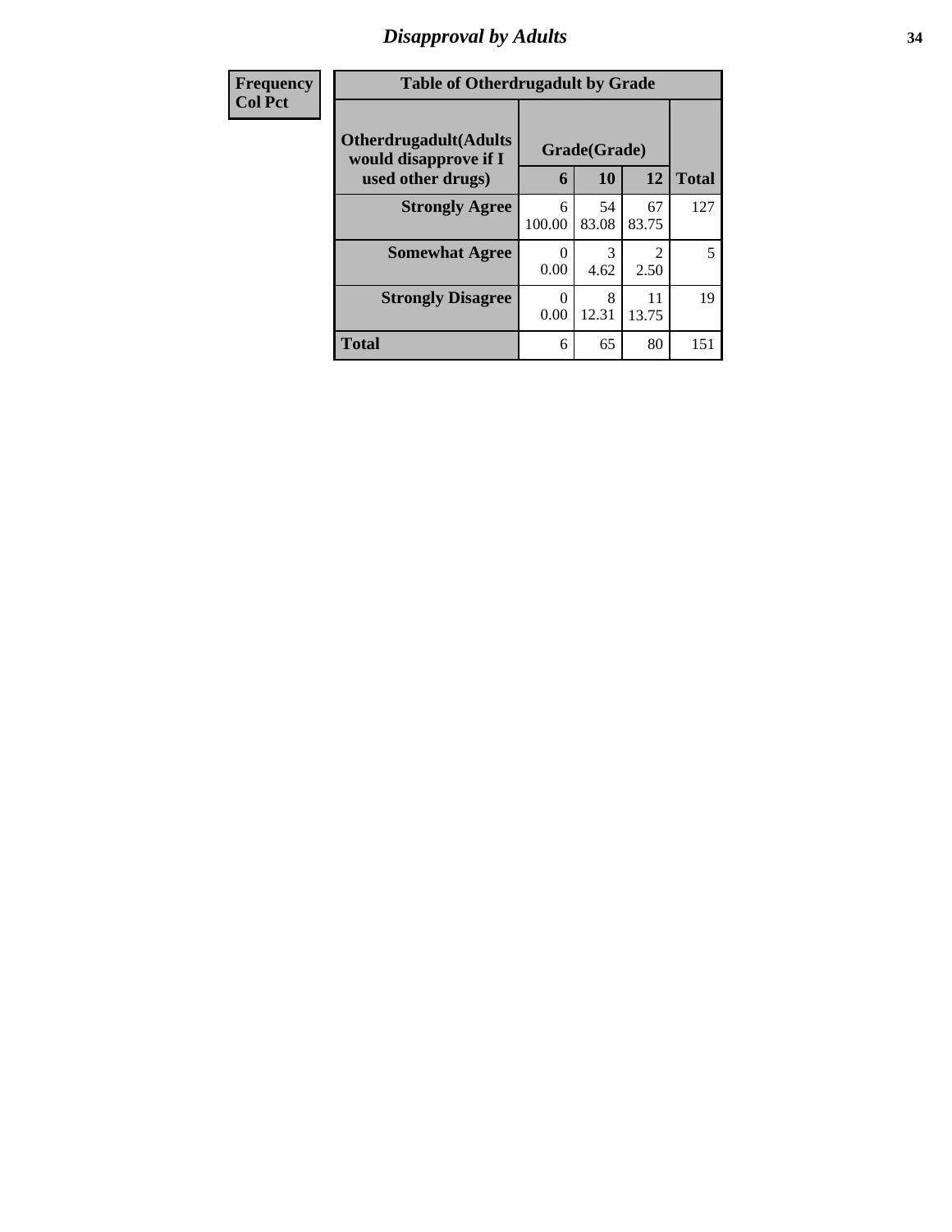## Disapproval by Adults

| Frequency Col Pct |
|---|

**Table of Otherdrugadult by Grade**

| Otherdrugadult(Adults would disapprove if I used other drugs) | Grade(Grade) | | | |
|---|---|---|---|---|
| | 6 | 10 | 12 | Total |
| **Strongly Agree** | 6<br>100.00 | 54<br>83.08 | 67<br>83.75 | 127 |
| **Somewhat Agree** | 0<br>0.00 | 3<br>4.62 | 2<br>2.50 | 5 |
| **Strongly Disagree** | 0<br>0.00 | 8<br>12.31 | 11<br>13.75 | 19 |
| **Total** | 6 | 65 | 80 | 151 |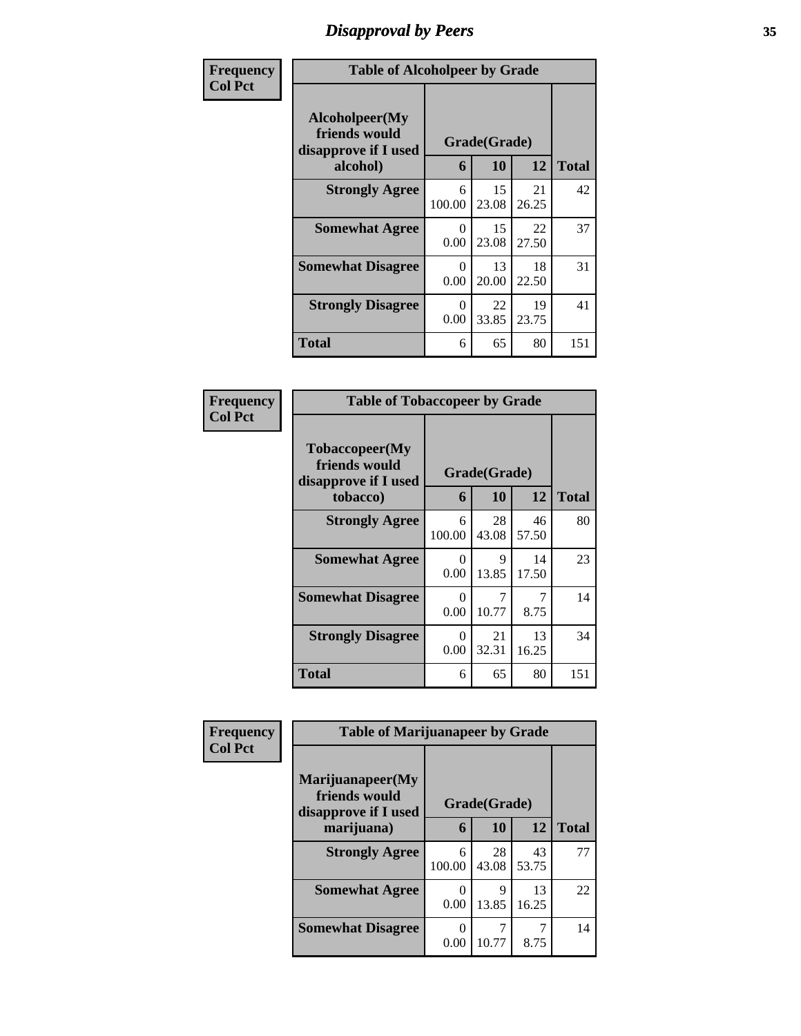## Disapproval by Peers

**Frequency**
**Col Pct**

| Table of Alcoholpeer by Grade | | | | |
|---|---|---|---|---|
| Alcoholpeer(My friends would disapprove if I used alcohol) | Grade(Grade) | | | Total |
| | 6 | 10 | 12 | |
| **Strongly Agree** | 6<br>100.00 | 15<br>23.08 | 21<br>26.25 | 42 |
| **Somewhat Agree** | 0<br>0.00 | 15<br>23.08 | 22<br>27.50 | 37 |
| **Somewhat Disagree** | 0<br>0.00 | 13<br>20.00 | 18<br>22.50 | 31 |
| **Strongly Disagree** | 0<br>0.00 | 22<br>33.85 | 19<br>23.75 | 41 |
| **Total** | 6 | 65 | 80 | 151 |

**Frequency**
**Col Pct**

| Table of Tobaccopeer by Grade | | | | |
|---|---|---|---|---|
| Tobaccopeer(My friends would disapprove if I used tobacco) | Grade(Grade) | | | Total |
| | 6 | 10 | 12 | |
| **Strongly Agree** | 6<br>100.00 | 28<br>43.08 | 46<br>57.50 | 80 |
| **Somewhat Agree** | 0<br>0.00 | 9<br>13.85 | 14<br>17.50 | 23 |
| **Somewhat Disagree** | 0<br>0.00 | 7<br>10.77 | 7<br>8.75 | 14 |
| **Strongly Disagree** | 0<br>0.00 | 21<br>32.31 | 13<br>16.25 | 34 |
| **Total** | 6 | 65 | 80 | 151 |

**Frequency**
**Col Pct**

| Table of Marijuanapeer by Grade | | | | |
|---|---|---|---|---|
| Marijuanapeer(My friends would disapprove if I used marijuana) | Grade(Grade) | | | Total |
| | 6 | 10 | 12 | |
| **Strongly Agree** | 6<br>100.00 | 28<br>43.08 | 43<br>53.75 | 77 |
| **Somewhat Agree** | 0<br>0.00 | 9<br>13.85 | 13<br>16.25 | 22 |
| **Somewhat Disagree** | 0<br>0.00 | 7<br>10.77 | 7<br>8.75 | 14 |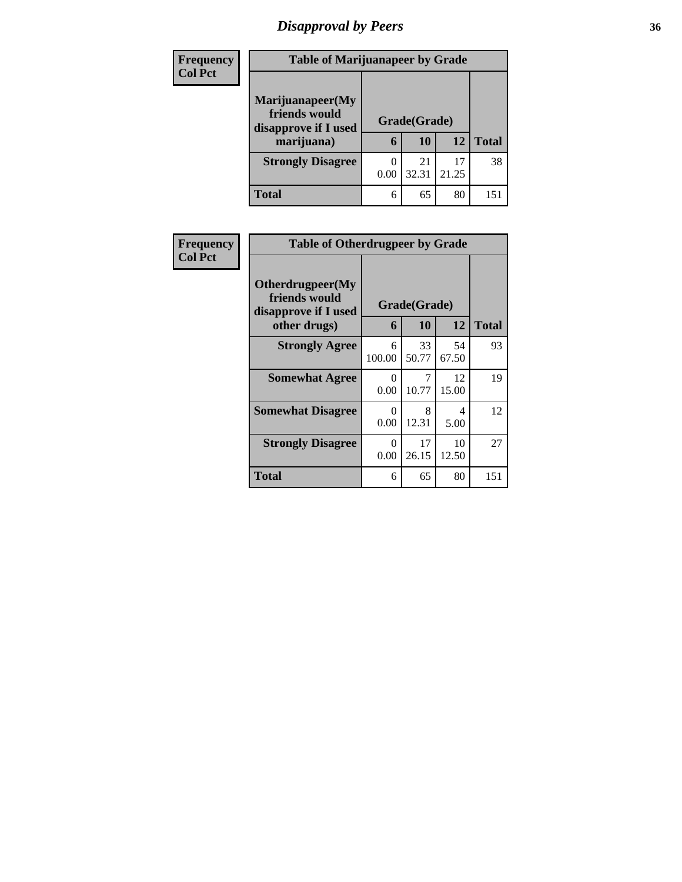## Disapproval by Peers

| Frequency<br>Col Pct | | | | |
|---|---|---|---|---|

**Table of Marijuanapeer by Grade**

| Marijuanapeer(My friends would disapprove if I used marijuana) | Grade(Grade) 6 | 10 | 12 | Total |
|---|---|---|---|---|
| Strongly Disagree | 0<br>0.00 | 21<br>32.31 | 17<br>21.25 | 38 |
| Total | 6 | 65 | 80 | 151 |

| Frequency<br>Col Pct | | | | |
|---|---|---|---|---|

**Table of Otherdrugpeer by Grade**

| Otherdrugpeer(My friends would disapprove if I used other drugs) | Grade(Grade) 6 | 10 | 12 | Total |
|---|---|---|---|---|
| Strongly Agree | 6<br>100.00 | 33<br>50.77 | 54<br>67.50 | 93 |
| Somewhat Agree | 0<br>0.00 | 7<br>10.77 | 12<br>15.00 | 19 |
| Somewhat Disagree | 0<br>0.00 | 8<br>12.31 | 4<br>5.00 | 12 |
| Strongly Disagree | 0<br>0.00 | 17<br>26.15 | 10<br>12.50 | 27 |
| Total | 6 | 65 | 80 | 151 |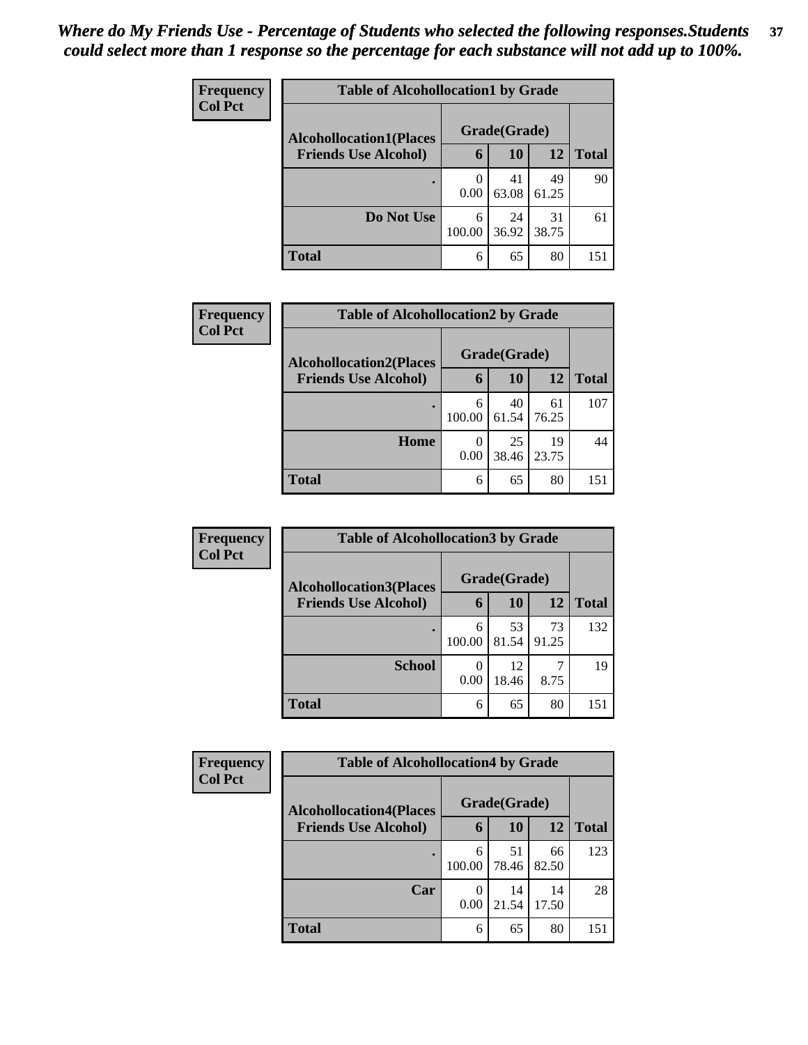*Where do My Friends Use - Percentage of Students who selected the following responses.Students could select more than 1 response so the percentage for each substance will not add up to 100%.*

**Table of Alcohollocation1 by Grade**

| Frequency<br>Col Pct | Grade(Grade) | | | |
|---|---|---|---|---|
| Alcohollocation1(Places Friends Use Alcohol) | 6 | 10 | 12 | Total |
| . | 0<br>0.00 | 41<br>63.08 | 49<br>61.25 | 90 |
| Do Not Use | 6<br>100.00 | 24<br>36.92 | 31<br>38.75 | 61 |
| Total | 6 | 65 | 80 | 151 |

**Table of Alcohollocation2 by Grade**

| Frequency<br>Col Pct | Grade(Grade) | | | |
|---|---|---|---|---|
| Alcohollocation2(Places Friends Use Alcohol) | 6 | 10 | 12 | Total |
| . | 6<br>100.00 | 40<br>61.54 | 61<br>76.25 | 107 |
| Home | 0<br>0.00 | 25<br>38.46 | 19<br>23.75 | 44 |
| Total | 6 | 65 | 80 | 151 |

**Table of Alcohollocation3 by Grade**

| Frequency<br>Col Pct | Grade(Grade) | | | |
|---|---|---|---|---|
| Alcohollocation3(Places Friends Use Alcohol) | 6 | 10 | 12 | Total |
| . | 6<br>100.00 | 53<br>81.54 | 73<br>91.25 | 132 |
| School | 0<br>0.00 | 12<br>18.46 | 7<br>8.75 | 19 |
| Total | 6 | 65 | 80 | 151 |

**Table of Alcohollocation4 by Grade**

| Frequency<br>Col Pct | Grade(Grade) | | | |
|---|---|---|---|---|
| Alcohollocation4(Places Friends Use Alcohol) | 6 | 10 | 12 | Total |
| . | 6<br>100.00 | 51<br>78.46 | 66<br>82.50 | 123 |
| Car | 0<br>0.00 | 14<br>21.54 | 14<br>17.50 | 28 |
| Total | 6 | 65 | 80 | 151 |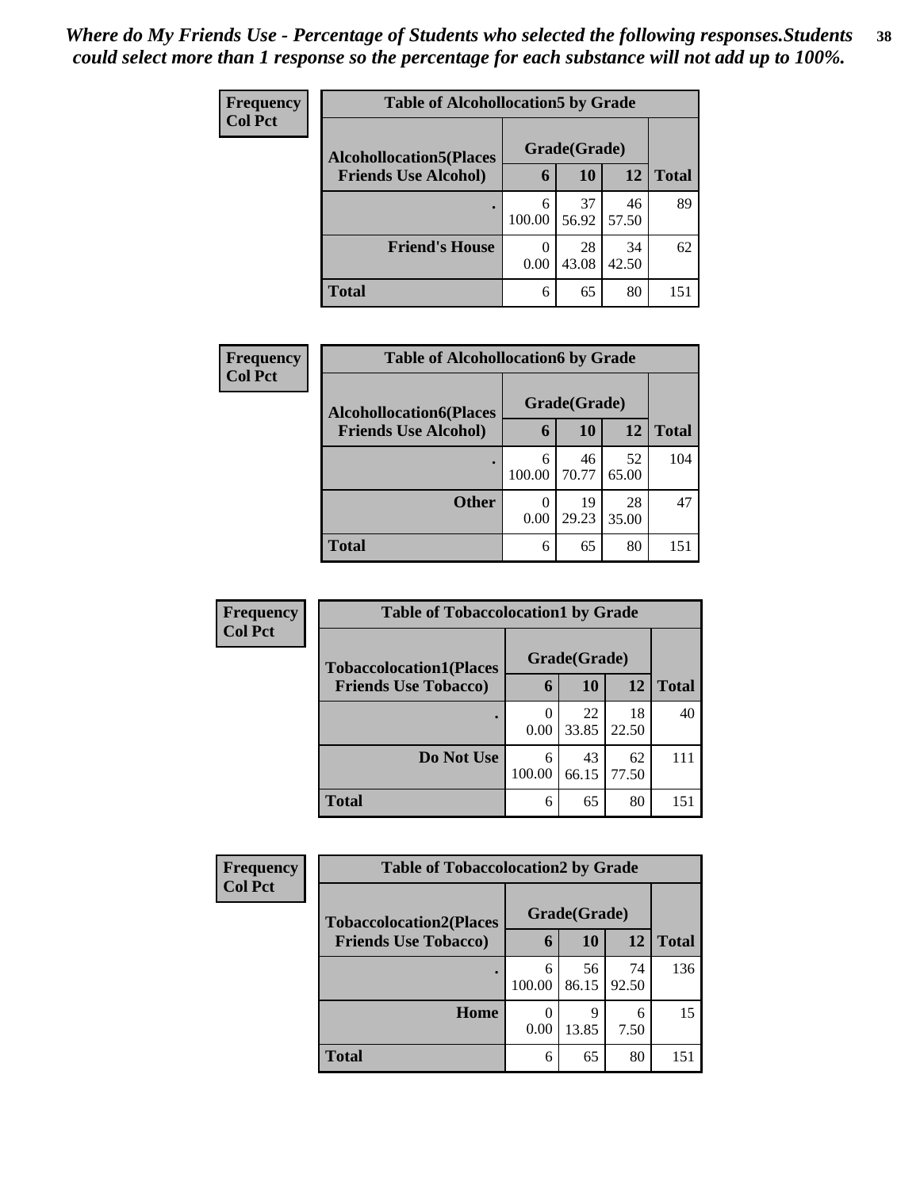*Where do My Friends Use - Percentage of Students who selected the following responses.Students could select more than 1 response so the percentage for each substance will not add up to 100%.*

**Frequency**
**Col Pct**

| Table of Alcohollocation5 by Grade | | | | |
|---|---|---|---|---|
| **Alcohollocation5(Places Friends Use Alcohol)** | **Grade(Grade)** | | | **Total** |
| | **6** | **10** | **12** | |
| **.** | 6<br>100.00 | 37<br>56.92 | 46<br>57.50 | 89 |
| **Friend's House** | 0<br>0.00 | 28<br>43.08 | 34<br>42.50 | 62 |
| **Total** | 6 | 65 | 80 | 151 |

**Frequency**
**Col Pct**

| Table of Alcohollocation6 by Grade | | | | |
|---|---|---|---|---|
| **Alcohollocation6(Places Friends Use Alcohol)** | **Grade(Grade)** | | | **Total** |
| | **6** | **10** | **12** | |
| **.** | 6<br>100.00 | 46<br>70.77 | 52<br>65.00 | 104 |
| **Other** | 0<br>0.00 | 19<br>29.23 | 28<br>35.00 | 47 |
| **Total** | 6 | 65 | 80 | 151 |

**Frequency**
**Col Pct**

| Table of Tobaccolocation1 by Grade | | | | |
|---|---|---|---|---|
| **Tobaccolocation1(Places Friends Use Tobacco)** | **Grade(Grade)** | | | **Total** |
| | **6** | **10** | **12** | |
| **.** | 0<br>0.00 | 22<br>33.85 | 18<br>22.50 | 40 |
| **Do Not Use** | 6<br>100.00 | 43<br>66.15 | 62<br>77.50 | 111 |
| **Total** | 6 | 65 | 80 | 151 |

**Frequency**
**Col Pct**

| Table of Tobaccolocation2 by Grade | | | | |
|---|---|---|---|---|
| **Tobaccolocation2(Places Friends Use Tobacco)** | **Grade(Grade)** | | | **Total** |
| | **6** | **10** | **12** | |
| **.** | 6<br>100.00 | 56<br>86.15 | 74<br>92.50 | 136 |
| **Home** | 0<br>0.00 | 9<br>13.85 | 6<br>7.50 | 15 |
| **Total** | 6 | 65 | 80 | 151 |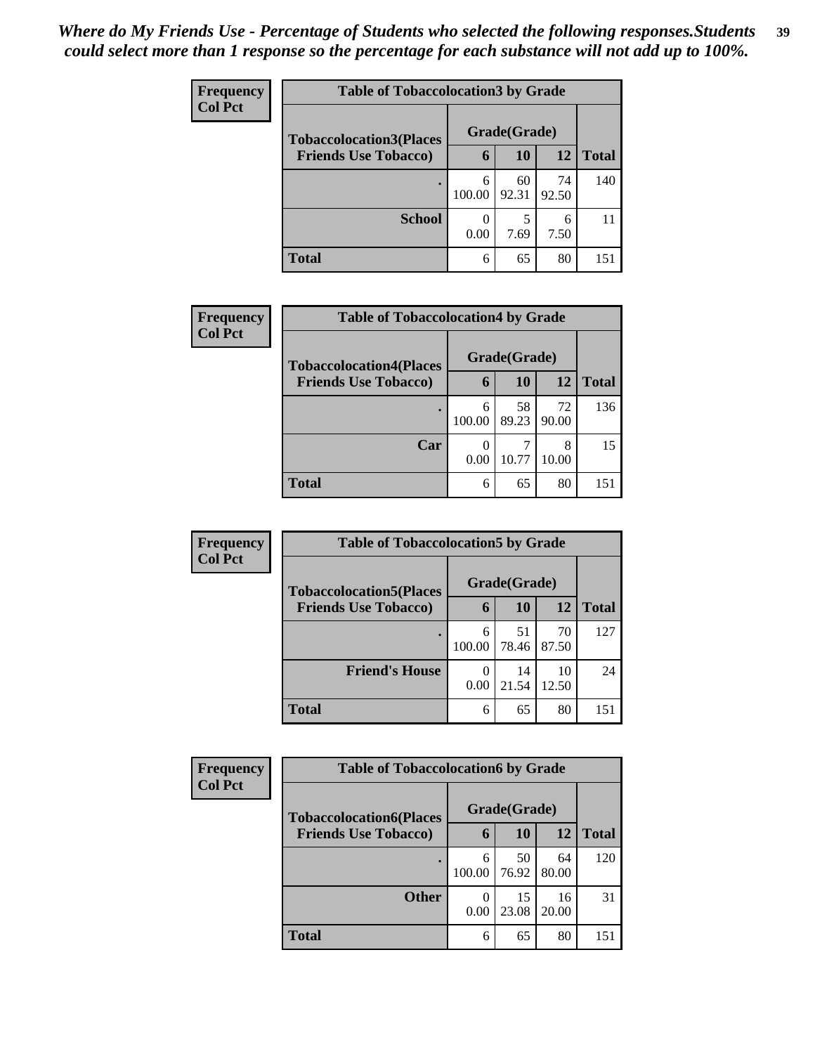*Where do My Friends Use - Percentage of Students who selected the following responses.Students could select more than 1 response so the percentage for each substance will not add up to 100%.*

**Frequency**
**Col Pct**

| Table of Tobaccolocation3 by Grade | | | | |
|---|---|---|---|---|
| Tobaccolocation3(Places Friends Use Tobacco) | Grade(Grade) | | | Total |
| | 6 | 10 | 12 | |
| . | 6<br>100.00 | 60<br>92.31 | 74<br>92.50 | 140 |
| School | 0<br>0.00 | 5<br>7.69 | 6<br>7.50 | 11 |
| Total | 6 | 65 | 80 | 151 |

**Frequency**
**Col Pct**

| Table of Tobaccolocation4 by Grade | | | | |
|---|---|---|---|---|
| Tobaccolocation4(Places Friends Use Tobacco) | Grade(Grade) | | | Total |
| | 6 | 10 | 12 | |
| . | 6<br>100.00 | 58<br>89.23 | 72<br>90.00 | 136 |
| Car | 0<br>0.00 | 7<br>10.77 | 8<br>10.00 | 15 |
| Total | 6 | 65 | 80 | 151 |

**Frequency**
**Col Pct**

| Table of Tobaccolocation5 by Grade | | | | |
|---|---|---|---|---|
| Tobaccolocation5(Places Friends Use Tobacco) | Grade(Grade) | | | Total |
| | 6 | 10 | 12 | |
| . | 6<br>100.00 | 51<br>78.46 | 70<br>87.50 | 127 |
| Friend's House | 0<br>0.00 | 14<br>21.54 | 10<br>12.50 | 24 |
| Total | 6 | 65 | 80 | 151 |

**Frequency**
**Col Pct**

| Table of Tobaccolocation6 by Grade | | | | |
|---|---|---|---|---|
| Tobaccolocation6(Places Friends Use Tobacco) | Grade(Grade) | | | Total |
| | 6 | 10 | 12 | |
| . | 6<br>100.00 | 50<br>76.92 | 64<br>80.00 | 120 |
| Other | 0<br>0.00 | 15<br>23.08 | 16<br>20.00 | 31 |
| Total | 6 | 65 | 80 | 151 |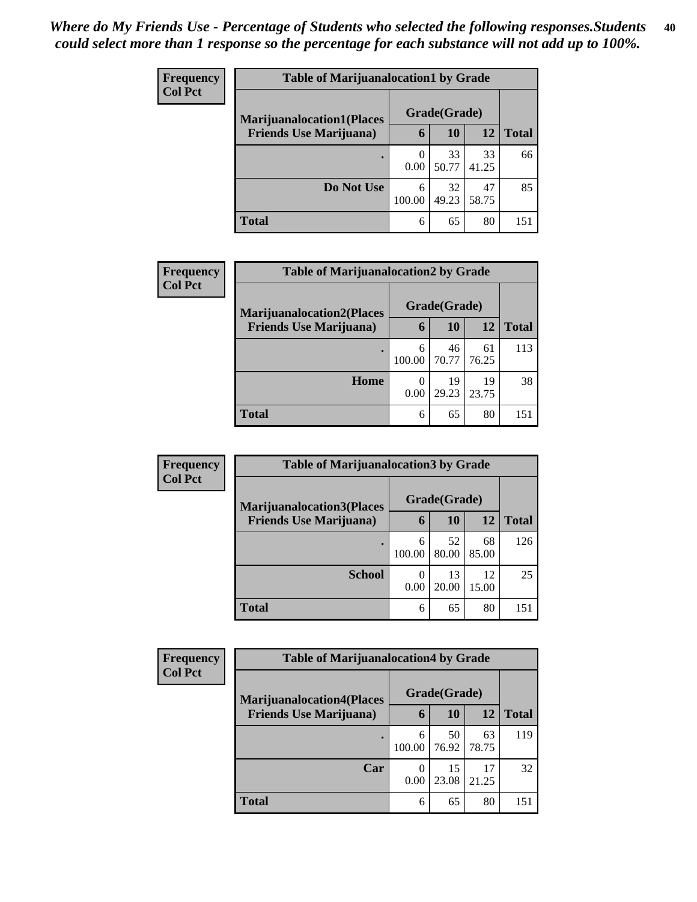*Where do My Friends Use - Percentage of Students who selected the following responses.Students could select more than 1 response so the percentage for each substance will not add up to 100%.*

**Frequency**
**Col Pct**

| Table of Marijuanalocation1 by Grade | | | | |
|---|---|---|---|---|
| **Marijuanalocation1(Places Friends Use Marijuana)** | **Grade(Grade)** | | | **Total** |
| | **6** | **10** | **12** | |
| **.** | 0<br>0.00 | 33<br>50.77 | 33<br>41.25 | 66 |
| **Do Not Use** | 6<br>100.00 | 32<br>49.23 | 47<br>58.75 | 85 |
| **Total** | 6 | 65 | 80 | 151 |

**Frequency**
**Col Pct**

| Table of Marijuanalocation2 by Grade | | | | |
|---|---|---|---|---|
| **Marijuanalocation2(Places Friends Use Marijuana)** | **Grade(Grade)** | | | **Total** |
| | **6** | **10** | **12** | |
| **.** | 6<br>100.00 | 46<br>70.77 | 61<br>76.25 | 113 |
| **Home** | 0<br>0.00 | 19<br>29.23 | 19<br>23.75 | 38 |
| **Total** | 6 | 65 | 80 | 151 |

**Frequency**
**Col Pct**

| Table of Marijuanalocation3 by Grade | | | | |
|---|---|---|---|---|
| **Marijuanalocation3(Places Friends Use Marijuana)** | **Grade(Grade)** | | | **Total** |
| | **6** | **10** | **12** | |
| **.** | 6<br>100.00 | 52<br>80.00 | 68<br>85.00 | 126 |
| **School** | 0<br>0.00 | 13<br>20.00 | 12<br>15.00 | 25 |
| **Total** | 6 | 65 | 80 | 151 |

**Frequency**
**Col Pct**

| Table of Marijuanalocation4 by Grade | | | | |
|---|---|---|---|---|
| **Marijuanalocation4(Places Friends Use Marijuana)** | **Grade(Grade)** | | | **Total** |
| | **6** | **10** | **12** | |
| **.** | 6<br>100.00 | 50<br>76.92 | 63<br>78.75 | 119 |
| **Car** | 0<br>0.00 | 15<br>23.08 | 17<br>21.25 | 32 |
| **Total** | 6 | 65 | 80 | 151 |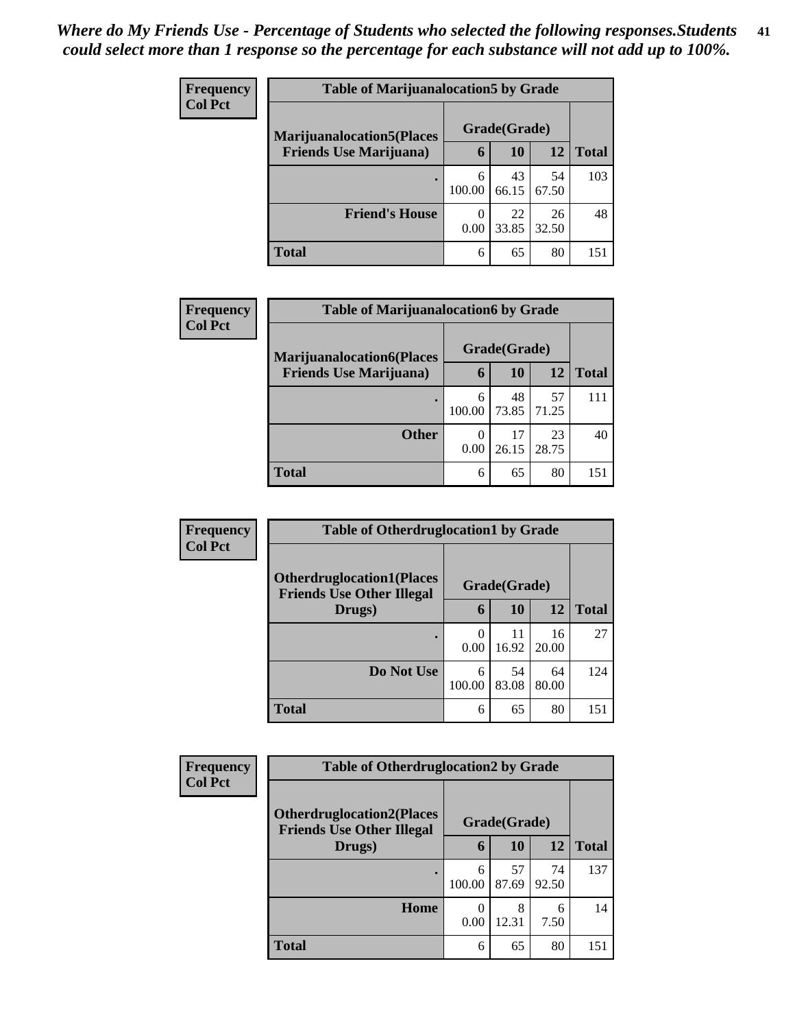*Where do My Friends Use - Percentage of Students who selected the following responses.Students could select more than 1 response so the percentage for each substance will not add up to 100%.*

**Frequency**
**Col Pct**

| Table of Marijuanalocation5 by Grade | | | | |
|---|---|---|---|---|
| **Marijuanalocation5(Places Friends Use Marijuana)** | **Grade(Grade)** | | | **Total** |
| | **6** | **10** | **12** | |
| **.** | 6<br>100.00 | 43<br>66.15 | 54<br>67.50 | 103 |
| **Friend's House** | 0<br>0.00 | 22<br>33.85 | 26<br>32.50 | 48 |
| **Total** | 6 | 65 | 80 | 151 |

**Frequency**
**Col Pct**

| Table of Marijuanalocation6 by Grade | | | | |
|---|---|---|---|---|
| **Marijuanalocation6(Places Friends Use Marijuana)** | **Grade(Grade)** | | | **Total** |
| | **6** | **10** | **12** | |
| **.** | 6<br>100.00 | 48<br>73.85 | 57<br>71.25 | 111 |
| **Other** | 0<br>0.00 | 17<br>26.15 | 23<br>28.75 | 40 |
| **Total** | 6 | 65 | 80 | 151 |

**Frequency**
**Col Pct**

| Table of Otherdruglocation1 by Grade | | | | |
|---|---|---|---|---|
| **Otherdruglocation1(Places Friends Use Other Illegal Drugs)** | **Grade(Grade)** | | | **Total** |
| | **6** | **10** | **12** | |
| **.** | 0<br>0.00 | 11<br>16.92 | 16<br>20.00 | 27 |
| **Do Not Use** | 6<br>100.00 | 54<br>83.08 | 64<br>80.00 | 124 |
| **Total** | 6 | 65 | 80 | 151 |

**Frequency**
**Col Pct**

| Table of Otherdruglocation2 by Grade | | | | |
|---|---|---|---|---|
| **Otherdruglocation2(Places Friends Use Other Illegal Drugs)** | **Grade(Grade)** | | | **Total** |
| | **6** | **10** | **12** | |
| **.** | 6<br>100.00 | 57<br>87.69 | 74<br>92.50 | 137 |
| **Home** | 0<br>0.00 | 8<br>12.31 | 6<br>7.50 | 14 |
| **Total** | 6 | 65 | 80 | 151 |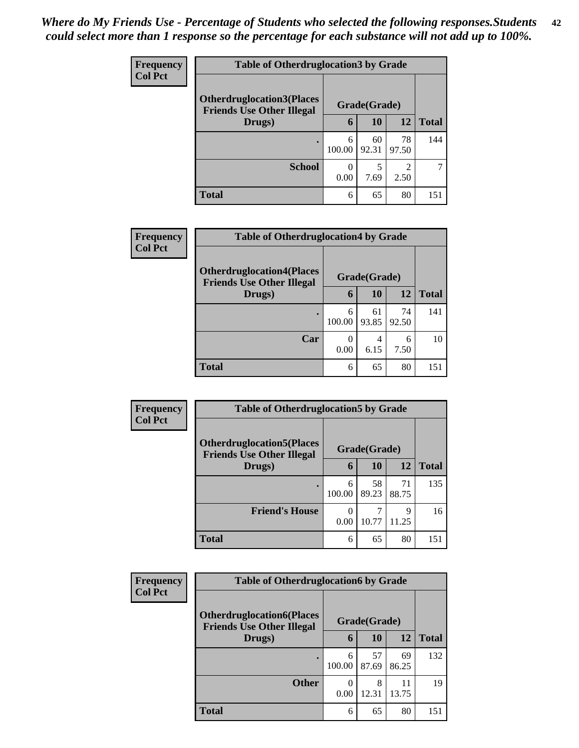*Where do My Friends Use - Percentage of Students who selected the following responses.Students could select more than 1 response so the percentage for each substance will not add up to 100%.*

**Frequency**
**Col Pct**

| Table of Otherdruglocation3 by Grade | | | | |
|---|---|---|---|---|
| **Otherdruglocation3(Places Friends Use Other Illegal Drugs)** | **Grade(Grade)** | | | |
| | **6** | **10** | **12** | **Total** |
| **.** | 6<br>100.00 | 60<br>92.31 | 78<br>97.50 | 144 |
| **School** | 0<br>0.00 | 5<br>7.69 | 2<br>2.50 | 7 |
| **Total** | 6 | 65 | 80 | 151 |

**Frequency**
**Col Pct**

| Table of Otherdruglocation4 by Grade | | | | |
|---|---|---|---|---|
| **Otherdruglocation4(Places Friends Use Other Illegal Drugs)** | **Grade(Grade)** | | | |
| | **6** | **10** | **12** | **Total** |
| **.** | 6<br>100.00 | 61<br>93.85 | 74<br>92.50 | 141 |
| **Car** | 0<br>0.00 | 4<br>6.15 | 6<br>7.50 | 10 |
| **Total** | 6 | 65 | 80 | 151 |

**Frequency**
**Col Pct**

| Table of Otherdruglocation5 by Grade | | | | |
|---|---|---|---|---|
| **Otherdruglocation5(Places Friends Use Other Illegal Drugs)** | **Grade(Grade)** | | | |
| | **6** | **10** | **12** | **Total** |
| **.** | 6<br>100.00 | 58<br>89.23 | 71<br>88.75 | 135 |
| **Friend's House** | 0<br>0.00 | 7<br>10.77 | 9<br>11.25 | 16 |
| **Total** | 6 | 65 | 80 | 151 |

**Frequency**
**Col Pct**

| Table of Otherdruglocation6 by Grade | | | | |
|---|---|---|---|---|
| **Otherdruglocation6(Places Friends Use Other Illegal Drugs)** | **Grade(Grade)** | | | |
| | **6** | **10** | **12** | **Total** |
| **.** | 6<br>100.00 | 57<br>87.69 | 69<br>86.25 | 132 |
| **Other** | 0<br>0.00 | 8<br>12.31 | 11<br>13.75 | 19 |
| **Total** | 6 | 65 | 80 | 151 |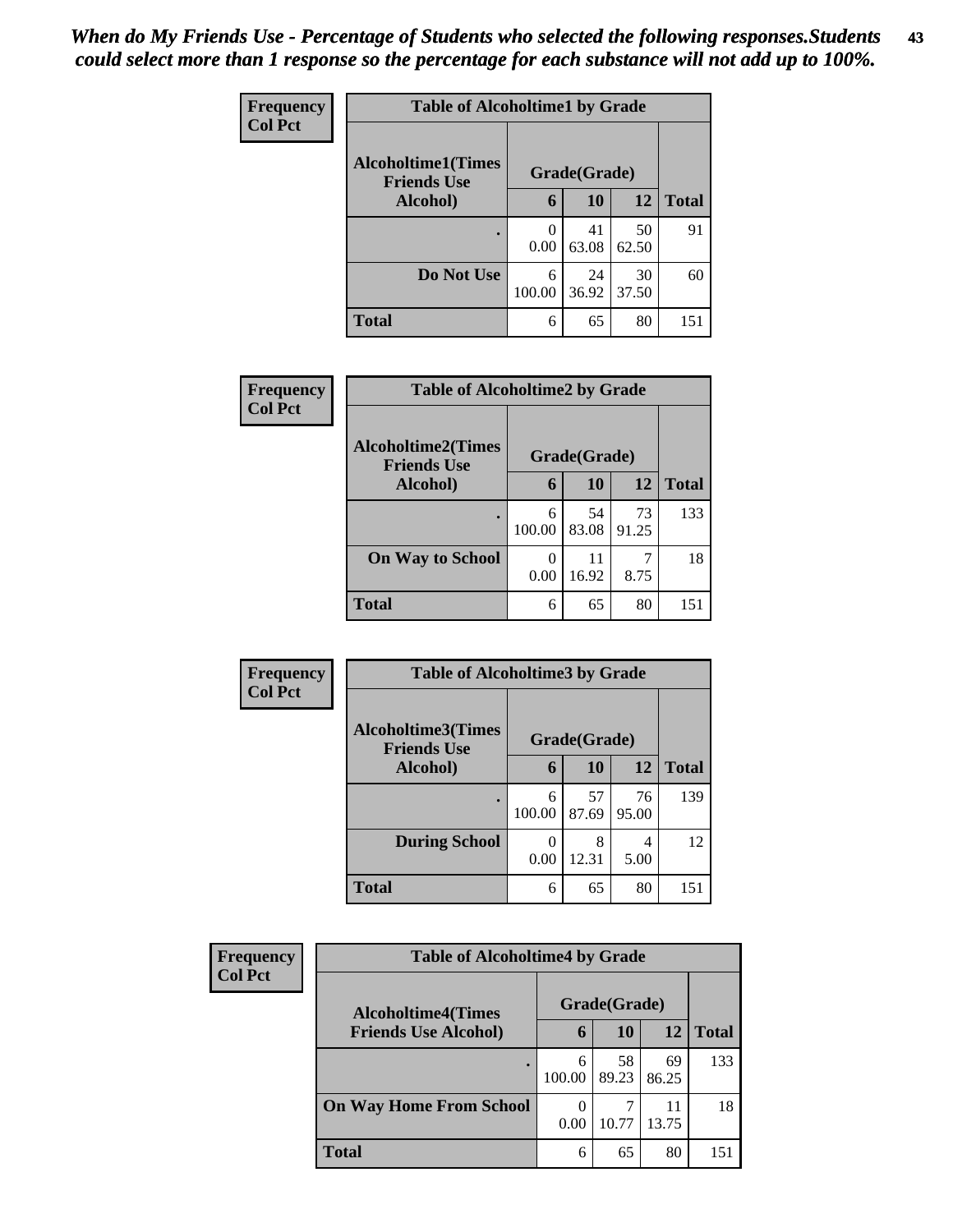*When do My Friends Use - Percentage of Students who selected the following responses.Students could select more than 1 response so the percentage for each substance will not add up to 100%.*

**Frequency**
**Col Pct**

| Table of Alcoholtime1 by Grade | | | | |
|---|---|---|---|---|
| **Alcoholtime1(Times Friends Use Alcohol)** | **Grade(Grade)** | | | **Total** |
| | **6** | **10** | **12** | |
| **.** | 0<br>0.00 | 41<br>63.08 | 50<br>62.50 | 91 |
| **Do Not Use** | 6<br>100.00 | 24<br>36.92 | 30<br>37.50 | 60 |
| **Total** | 6 | 65 | 80 | 151 |

**Frequency**
**Col Pct**

| Table of Alcoholtime2 by Grade | | | | |
|---|---|---|---|---|
| **Alcoholtime2(Times Friends Use Alcohol)** | **Grade(Grade)** | | | **Total** |
| | **6** | **10** | **12** | |
| **.** | 6<br>100.00 | 54<br>83.08 | 73<br>91.25 | 133 |
| **On Way to School** | 0<br>0.00 | 11<br>16.92 | 7<br>8.75 | 18 |
| **Total** | 6 | 65 | 80 | 151 |

**Frequency**
**Col Pct**

| Table of Alcoholtime3 by Grade | | | | |
|---|---|---|---|---|
| **Alcoholtime3(Times Friends Use Alcohol)** | **Grade(Grade)** | | | **Total** |
| | **6** | **10** | **12** | |
| **.** | 6<br>100.00 | 57<br>87.69 | 76<br>95.00 | 139 |
| **During School** | 0<br>0.00 | 8<br>12.31 | 4<br>5.00 | 12 |
| **Total** | 6 | 65 | 80 | 151 |

**Frequency**
**Col Pct**

| Table of Alcoholtime4 by Grade | | | | |
|---|---|---|---|---|
| **Alcoholtime4(Times Friends Use Alcohol)** | **Grade(Grade)** | | | **Total** |
| | **6** | **10** | **12** | |
| **.** | 6<br>100.00 | 58<br>89.23 | 69<br>86.25 | 133 |
| **On Way Home From School** | 0<br>0.00 | 7<br>10.77 | 11<br>13.75 | 18 |
| **Total** | 6 | 65 | 80 | 151 |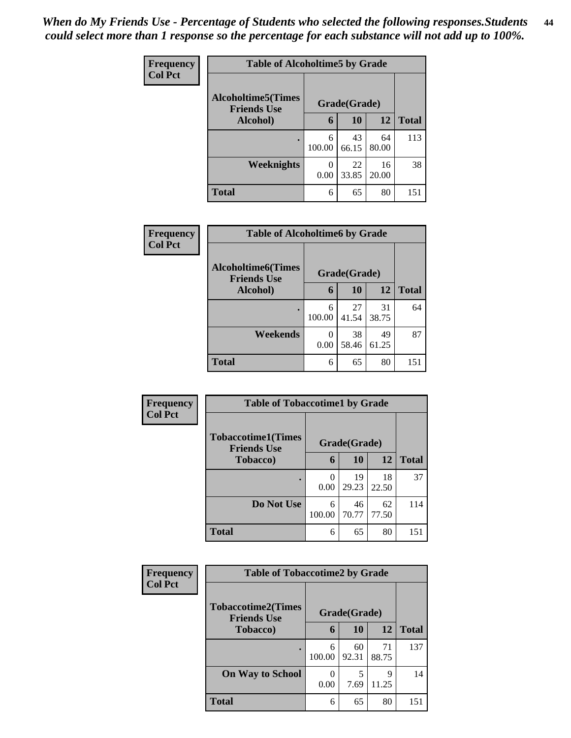*When do My Friends Use - Percentage of Students who selected the following responses.Students could select more than 1 response so the percentage for each substance will not add up to 100%.*

**Frequency**
**Col Pct**

| Table of Alcoholtime5 by Grade | | | | |
|---|---|---|---|---|
| **Alcoholtime5(Times Friends Use Alcohol)** | **Grade(Grade)** | | | **Total** |
| | **6** | **10** | **12** | |
| **.** | 6<br>100.00 | 43<br>66.15 | 64<br>80.00 | 113 |
| **Weeknights** | 0<br>0.00 | 22<br>33.85 | 16<br>20.00 | 38 |
| **Total** | 6 | 65 | 80 | 151 |

**Frequency**
**Col Pct**

| Table of Alcoholtime6 by Grade | | | | |
|---|---|---|---|---|
| **Alcoholtime6(Times Friends Use Alcohol)** | **Grade(Grade)** | | | **Total** |
| | **6** | **10** | **12** | |
| **.** | 6<br>100.00 | 27<br>41.54 | 31<br>38.75 | 64 |
| **Weekends** | 0<br>0.00 | 38<br>58.46 | 49<br>61.25 | 87 |
| **Total** | 6 | 65 | 80 | 151 |

**Frequency**
**Col Pct**

| Table of Tobaccotime1 by Grade | | | | |
|---|---|---|---|---|
| **Tobaccotime1(Times Friends Use Tobacco)** | **Grade(Grade)** | | | **Total** |
| | **6** | **10** | **12** | |
| **.** | 0<br>0.00 | 19<br>29.23 | 18<br>22.50 | 37 |
| **Do Not Use** | 6<br>100.00 | 46<br>70.77 | 62<br>77.50 | 114 |
| **Total** | 6 | 65 | 80 | 151 |

**Frequency**
**Col Pct**

| Table of Tobaccotime2 by Grade | | | | |
|---|---|---|---|---|
| **Tobaccotime2(Times Friends Use Tobacco)** | **Grade(Grade)** | | | **Total** |
| | **6** | **10** | **12** | |
| **.** | 6<br>100.00 | 60<br>92.31 | 71<br>88.75 | 137 |
| **On Way to School** | 0<br>0.00 | 5<br>7.69 | 9<br>11.25 | 14 |
| **Total** | 6 | 65 | 80 | 151 |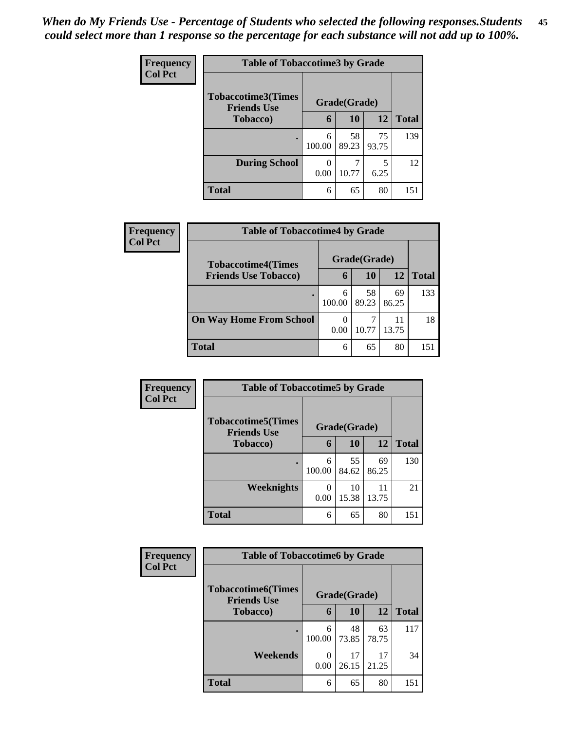*When do My Friends Use - Percentage of Students who selected the following responses.Students could select more than 1 response so the percentage for each substance will not add up to 100%.*

**Frequency**
**Col Pct**

| Table of Tobaccotime3 by Grade | | | | |
|---|---|---|---|---|
| **Tobaccotime3(Times Friends Use Tobacco)** | **Grade(Grade)** | | | **Total** |
| | **6** | **10** | **12** | |
| **.** | 6<br>100.00 | 58<br>89.23 | 75<br>93.75 | 139 |
| **During School** | 0<br>0.00 | 7<br>10.77 | 5<br>6.25 | 12 |
| **Total** | 6 | 65 | 80 | 151 |

**Frequency**
**Col Pct**

| Table of Tobaccotime4 by Grade | | | | |
|---|---|---|---|---|
| **Tobaccotime4(Times Friends Use Tobacco)** | **Grade(Grade)** | | | **Total** |
| | **6** | **10** | **12** | |
| **.** | 6<br>100.00 | 58<br>89.23 | 69<br>86.25 | 133 |
| **On Way Home From School** | 0<br>0.00 | 7<br>10.77 | 11<br>13.75 | 18 |
| **Total** | 6 | 65 | 80 | 151 |

**Frequency**
**Col Pct**

| Table of Tobaccotime5 by Grade | | | | |
|---|---|---|---|---|
| **Tobaccotime5(Times Friends Use Tobacco)** | **Grade(Grade)** | | | **Total** |
| | **6** | **10** | **12** | |
| **.** | 6<br>100.00 | 55<br>84.62 | 69<br>86.25 | 130 |
| **Weeknights** | 0<br>0.00 | 10<br>15.38 | 11<br>13.75 | 21 |
| **Total** | 6 | 65 | 80 | 151 |

**Frequency**
**Col Pct**

| Table of Tobaccotime6 by Grade | | | | |
|---|---|---|---|---|
| **Tobaccotime6(Times Friends Use Tobacco)** | **Grade(Grade)** | | | **Total** |
| | **6** | **10** | **12** | |
| **.** | 6<br>100.00 | 48<br>73.85 | 63<br>78.75 | 117 |
| **Weekends** | 0<br>0.00 | 17<br>26.15 | 17<br>21.25 | 34 |
| **Total** | 6 | 65 | 80 | 151 |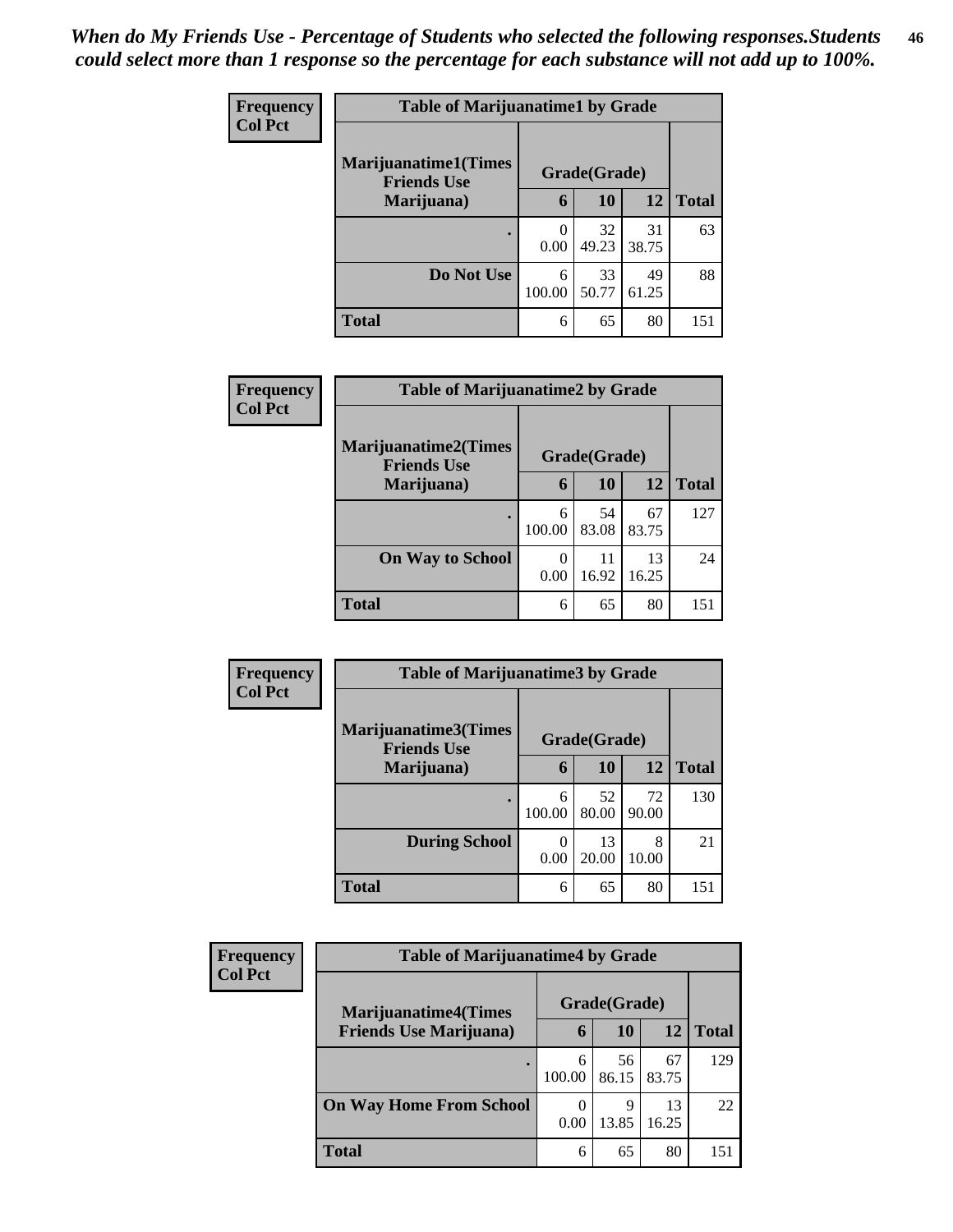*When do My Friends Use - Percentage of Students who selected the following responses.Students could select more than 1 response so the percentage for each substance will not add up to 100%.*

**Frequency**
**Col Pct**

| Table of Marijuanatime1 by Grade | | | | |
|---|---|---|---|---|
| **Marijuanatime1(Times Friends Use Marijuana)** | **Grade(Grade)** | | | |
| | **6** | **10** | **12** | **Total** |
| **.** | 0<br>0.00 | 32<br>49.23 | 31<br>38.75 | 63 |
| **Do Not Use** | 6<br>100.00 | 33<br>50.77 | 49<br>61.25 | 88 |
| **Total** | 6 | 65 | 80 | 151 |

**Frequency**
**Col Pct**

| Table of Marijuanatime2 by Grade | | | | |
|---|---|---|---|---|
| **Marijuanatime2(Times Friends Use Marijuana)** | **Grade(Grade)** | | | |
| | **6** | **10** | **12** | **Total** |
| **.** | 6<br>100.00 | 54<br>83.08 | 67<br>83.75 | 127 |
| **On Way to School** | 0<br>0.00 | 11<br>16.92 | 13<br>16.25 | 24 |
| **Total** | 6 | 65 | 80 | 151 |

**Frequency**
**Col Pct**

| Table of Marijuanatime3 by Grade | | | | |
|---|---|---|---|---|
| **Marijuanatime3(Times Friends Use Marijuana)** | **Grade(Grade)** | | | |
| | **6** | **10** | **12** | **Total** |
| **.** | 6<br>100.00 | 52<br>80.00 | 72<br>90.00 | 130 |
| **During School** | 0<br>0.00 | 13<br>20.00 | 8<br>10.00 | 21 |
| **Total** | 6 | 65 | 80 | 151 |

**Frequency**
**Col Pct**

| Table of Marijuanatime4 by Grade | | | | |
|---|---|---|---|---|
| **Marijuanatime4(Times Friends Use Marijuana)** | **Grade(Grade)** | | | |
| | **6** | **10** | **12** | **Total** |
| **.** | 6<br>100.00 | 56<br>86.15 | 67<br>83.75 | 129 |
| **On Way Home From School** | 0<br>0.00 | 9<br>13.85 | 13<br>16.25 | 22 |
| **Total** | 6 | 65 | 80 | 151 |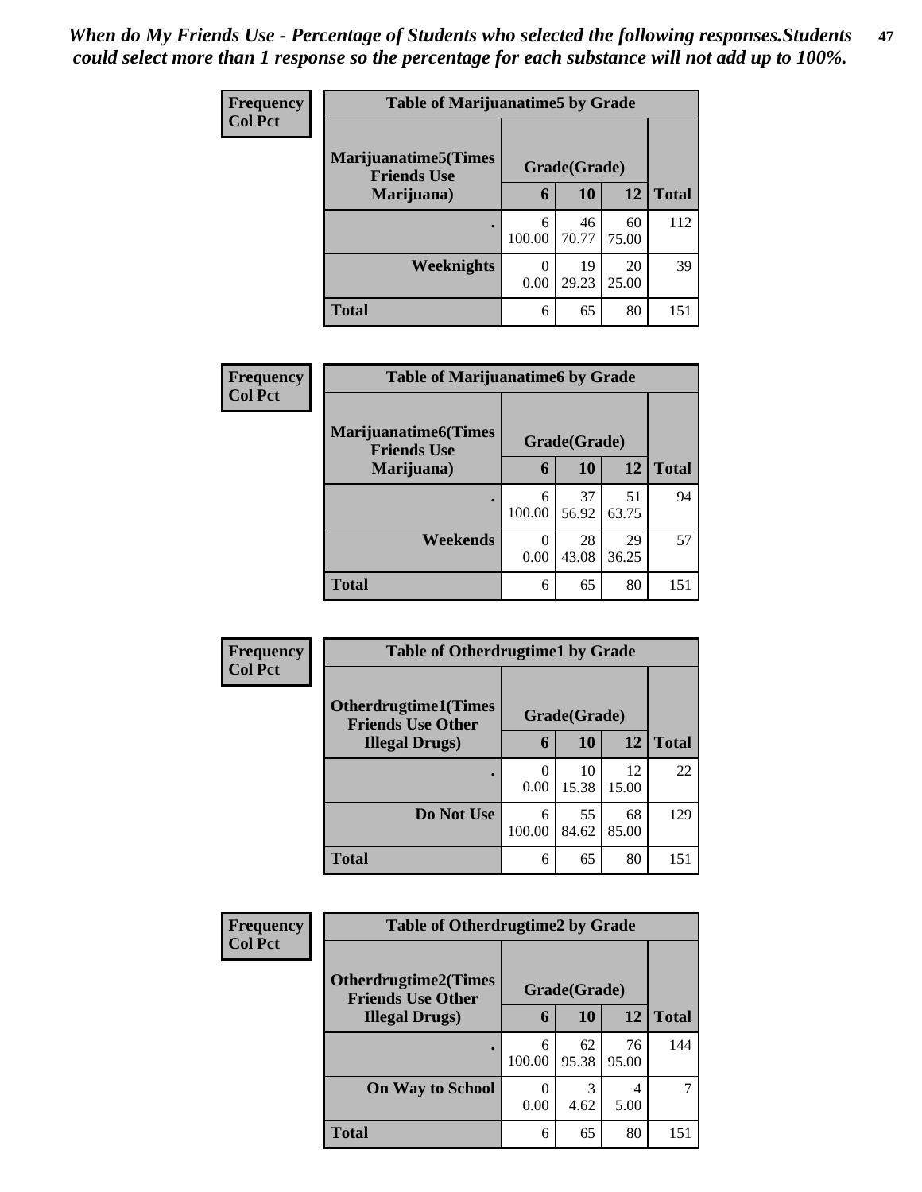*When do My Friends Use - Percentage of Students who selected the following responses.Students could select more than 1 response so the percentage for each substance will not add up to 100%.*

**Frequency**
**Col Pct**

**Table of Marijuanatime5 by Grade**

| Marijuanatime5(Times Friends Use Marijuana) | Grade(Grade) | | | Total |
|---|---|---|---|---|
| | 6 | 10 | 12 | |
| . | 6<br>100.00 | 46<br>70.77 | 60<br>75.00 | 112 |
| Weeknights | 0<br>0.00 | 19<br>29.23 | 20<br>25.00 | 39 |
| Total | 6 | 65 | 80 | 151 |

**Frequency**
**Col Pct**

**Table of Marijuanatime6 by Grade**

| Marijuanatime6(Times Friends Use Marijuana) | Grade(Grade) | | | Total |
|---|---|---|---|---|
| | 6 | 10 | 12 | |
| . | 6<br>100.00 | 37<br>56.92 | 51<br>63.75 | 94 |
| Weekends | 0<br>0.00 | 28<br>43.08 | 29<br>36.25 | 57 |
| Total | 6 | 65 | 80 | 151 |

**Frequency**
**Col Pct**

**Table of Otherdrugtime1 by Grade**

| Otherdrugtime1(Times Friends Use Other Illegal Drugs) | Grade(Grade) | | | Total |
|---|---|---|---|---|
| | 6 | 10 | 12 | |
| . | 0<br>0.00 | 10<br>15.38 | 12<br>15.00 | 22 |
| Do Not Use | 6<br>100.00 | 55<br>84.62 | 68<br>85.00 | 129 |
| Total | 6 | 65 | 80 | 151 |

**Frequency**
**Col Pct**

**Table of Otherdrugtime2 by Grade**

| Otherdrugtime2(Times Friends Use Other Illegal Drugs) | Grade(Grade) | | | Total |
|---|---|---|---|---|
| | 6 | 10 | 12 | |
| . | 6<br>100.00 | 62<br>95.38 | 76<br>95.00 | 144 |
| On Way to School | 0<br>0.00 | 3<br>4.62 | 4<br>5.00 | 7 |
| Total | 6 | 65 | 80 | 151 |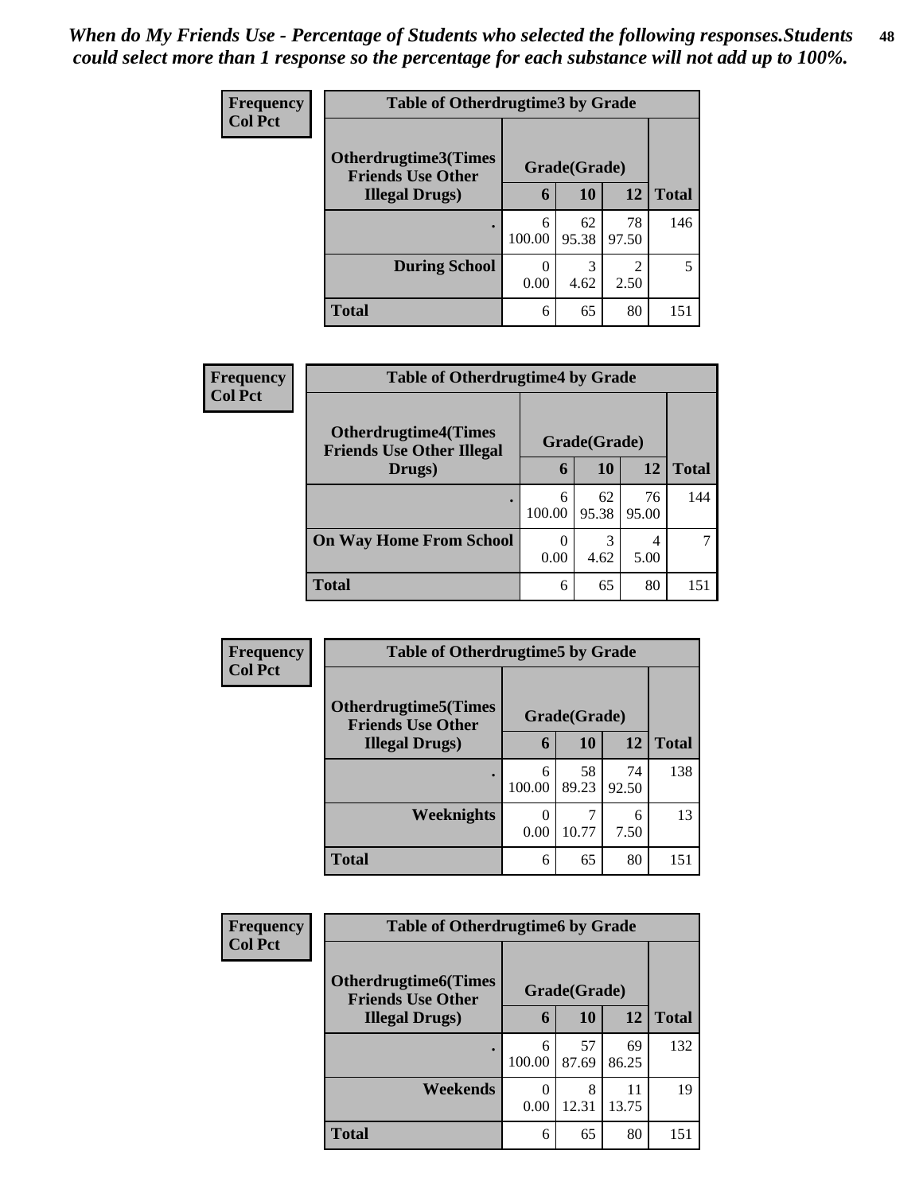*When do My Friends Use - Percentage of Students who selected the following responses.Students could select more than 1 response so the percentage for each substance will not add up to 100%.*

**Frequency**
**Col Pct**

| Table of Otherdrugtime3 by Grade | | | | |
|---|---|---|---|---|
| **Otherdrugtime3(Times Friends Use Other Illegal Drugs)** | **Grade(Grade)** | | | **Total** |
| | **6** | **10** | **12** | |
| **.** | 6<br>100.00 | 62<br>95.38 | 78<br>97.50 | 146 |
| **During School** | 0<br>0.00 | 3<br>4.62 | 2<br>2.50 | 5 |
| **Total** | 6 | 65 | 80 | 151 |

**Frequency**
**Col Pct**

| Table of Otherdrugtime4 by Grade | | | | |
|---|---|---|---|---|
| **Otherdrugtime4(Times Friends Use Other Illegal Drugs)** | **Grade(Grade)** | | | **Total** |
| | **6** | **10** | **12** | |
| **.** | 6<br>100.00 | 62<br>95.38 | 76<br>95.00 | 144 |
| **On Way Home From School** | 0<br>0.00 | 3<br>4.62 | 4<br>5.00 | 7 |
| **Total** | 6 | 65 | 80 | 151 |

**Frequency**
**Col Pct**

| Table of Otherdrugtime5 by Grade | | | | |
|---|---|---|---|---|
| **Otherdrugtime5(Times Friends Use Other Illegal Drugs)** | **Grade(Grade)** | | | **Total** |
| | **6** | **10** | **12** | |
| **.** | 6<br>100.00 | 58<br>89.23 | 74<br>92.50 | 138 |
| **Weeknights** | 0<br>0.00 | 7<br>10.77 | 6<br>7.50 | 13 |
| **Total** | 6 | 65 | 80 | 151 |

**Frequency**
**Col Pct**

| Table of Otherdrugtime6 by Grade | | | | |
|---|---|---|---|---|
| **Otherdrugtime6(Times Friends Use Other Illegal Drugs)** | **Grade(Grade)** | | | **Total** |
| | **6** | **10** | **12** | |
| **.** | 6<br>100.00 | 57<br>87.69 | 69<br>86.25 | 132 |
| **Weekends** | 0<br>0.00 | 8<br>12.31 | 11<br>13.75 | 19 |
| **Total** | 6 | 65 | 80 | 151 |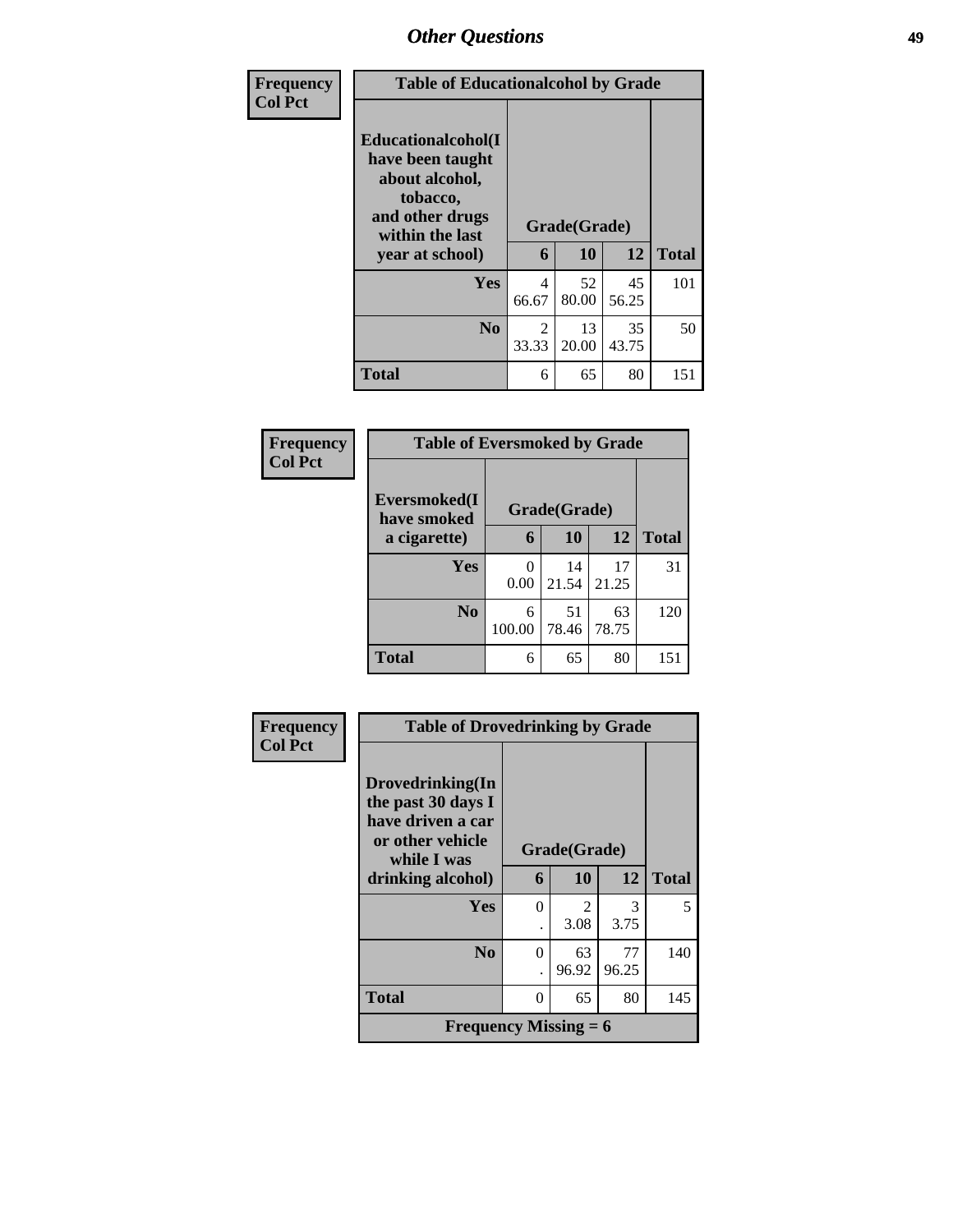## Other Questions

Frequency
Col Pct

| Table of Educationalcohol by Grade | | | | |
|---|---|---|---|---|
| Educationalcohol(I have been taught about alcohol, tobacco, and other drugs within the last year at school) | Grade(Grade) | | | Total |
| | 6 | 10 | 12 | |
| Yes | 4<br>66.67 | 52<br>80.00 | 45<br>56.25 | 101 |
| No | 2<br>33.33 | 13<br>20.00 | 35<br>43.75 | 50 |
| Total | 6 | 65 | 80 | 151 |

Frequency
Col Pct

| Table of Eversmoked by Grade | | | | |
|---|---|---|---|---|
| Eversmoked(I have smoked a cigarette) | Grade(Grade) | | | Total |
| | 6 | 10 | 12 | |
| Yes | 0<br>0.00 | 14<br>21.54 | 17<br>21.25 | 31 |
| No | 6<br>100.00 | 51<br>78.46 | 63<br>78.75 | 120 |
| Total | 6 | 65 | 80 | 151 |

Frequency
Col Pct

| Table of Drovedrinking by Grade | | | | |
|---|---|---|---|---|
| Drovedrinking(In the past 30 days I have driven a car or other vehicle while I was drinking alcohol) | Grade(Grade) | | | Total |
| | 6 | 10 | 12 | |
| Yes | 0<br>. | 2<br>3.08 | 3<br>3.75 | 5 |
| No | 0<br>. | 63<br>96.92 | 77<br>96.25 | 140 |
| Total | 0 | 65 | 80 | 145 |
| Frequency Missing = 6 | | | | |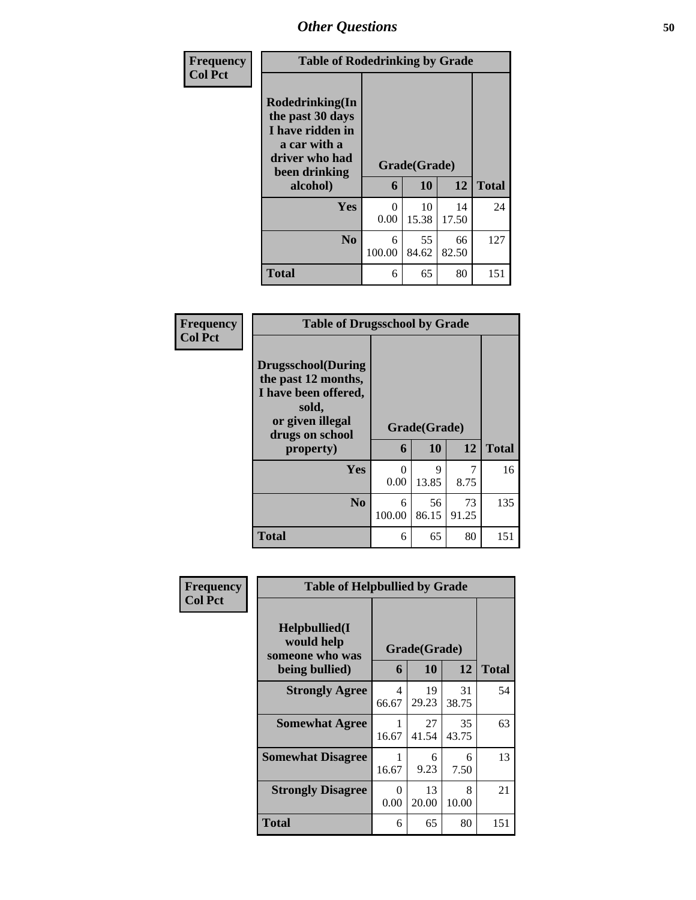## Other Questions

| Frequency<br>Col Pct | Table of Rodedrinking by Grade | | | |
|---|---|---|---|---|
| **Rodedrinking(In the past 30 days I have ridden in a car with a driver who had been drinking alcohol)** | **Grade(Grade)** | | | |
| | **6** | **10** | **12** | **Total** |
| **Yes** | 0<br>0.00 | 10<br>15.38 | 14<br>17.50 | 24 |
| **No** | 6<br>100.00 | 55<br>84.62 | 66<br>82.50 | 127 |
| **Total** | 6 | 65 | 80 | 151 |

| Frequency<br>Col Pct | Table of Drugsschool by Grade | | | |
|---|---|---|---|---|
| **Drugsschool(During the past 12 months, I have been offered, sold, or given illegal drugs on school property)** | **Grade(Grade)** | | | |
| | **6** | **10** | **12** | **Total** |
| **Yes** | 0<br>0.00 | 9<br>13.85 | 7<br>8.75 | 16 |
| **No** | 6<br>100.00 | 56<br>86.15 | 73<br>91.25 | 135 |
| **Total** | 6 | 65 | 80 | 151 |

| Frequency<br>Col Pct | Table of Helpbullied by Grade | | | |
|---|---|---|---|---|
| **Helpbullied(I would help someone who was being bullied)** | **Grade(Grade)** | | | |
| | **6** | **10** | **12** | **Total** |
| **Strongly Agree** | 4<br>66.67 | 19<br>29.23 | 31<br>38.75 | 54 |
| **Somewhat Agree** | 1<br>16.67 | 27<br>41.54 | 35<br>43.75 | 63 |
| **Somewhat Disagree** | 1<br>16.67 | 6<br>9.23 | 6<br>7.50 | 13 |
| **Strongly Disagree** | 0<br>0.00 | 13<br>20.00 | 8<br>10.00 | 21 |
| **Total** | 6 | 65 | 80 | 151 |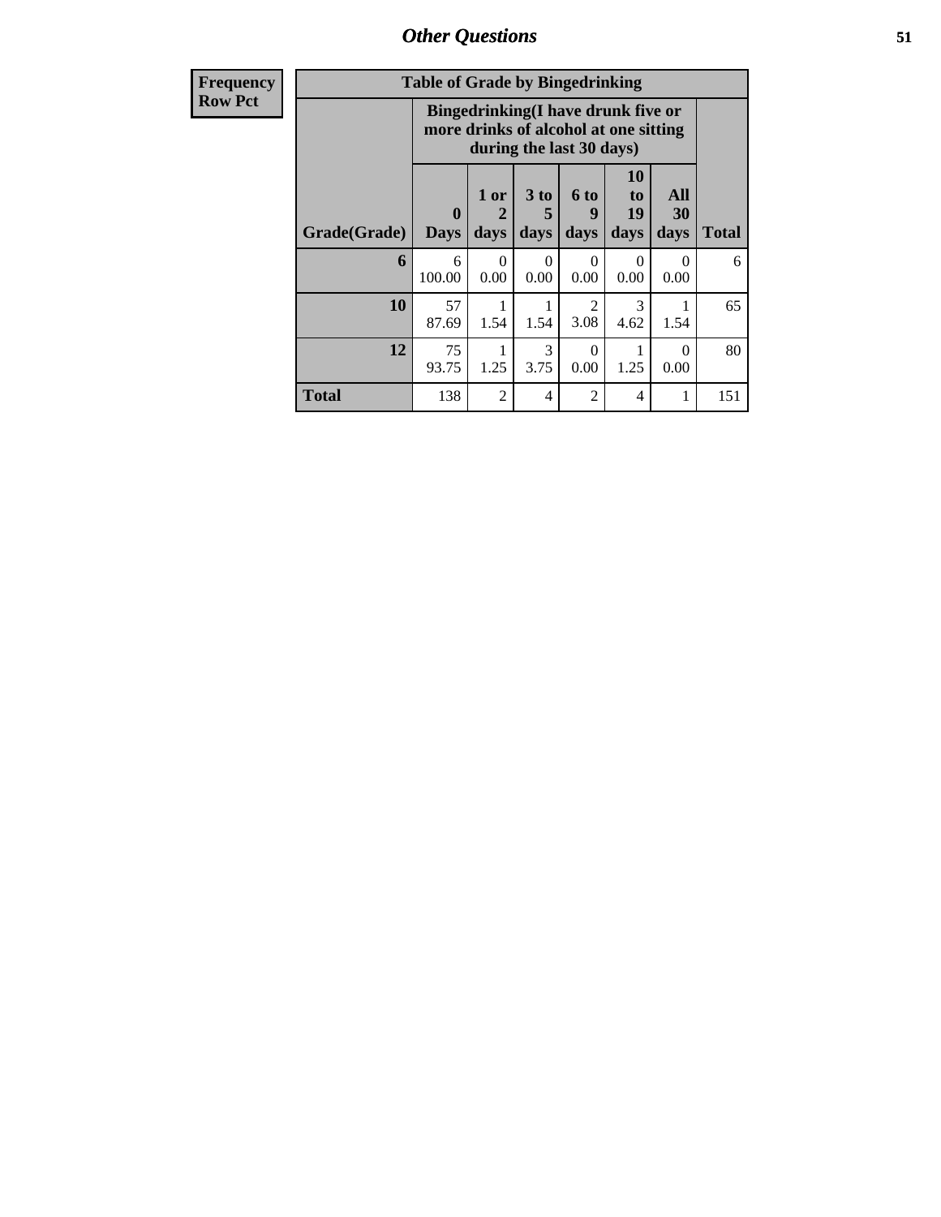| Frequency Row Pct | | | | | | | |
|---|---|---|---|---|---|---|---|

**Table of Grade by Bingedrinking**

| | Bingedrinking(I have drunk five or more drinks of alcohol at one sitting during the last 30 days) | | | | | | |
|---|---|---|---|---|---|---|---|
| Grade(Grade) | 0 Days | 1 or 2 days | 3 to 5 days | 6 to 9 days | 10 to 19 days | All 30 days | Total |
| **6** | 6<br>100.00 | 0<br>0.00 | 0<br>0.00 | 0<br>0.00 | 0<br>0.00 | 0<br>0.00 | 6 |
| **10** | 57<br>87.69 | 1<br>1.54 | 1<br>1.54 | 2<br>3.08 | 3<br>4.62 | 1<br>1.54 | 65 |
| **12** | 75<br>93.75 | 1<br>1.25 | 3<br>3.75 | 0<br>0.00 | 1<br>1.25 | 0<br>0.00 | 80 |
| **Total** | 138 | 2 | 4 | 2 | 4 | 1 | 151 |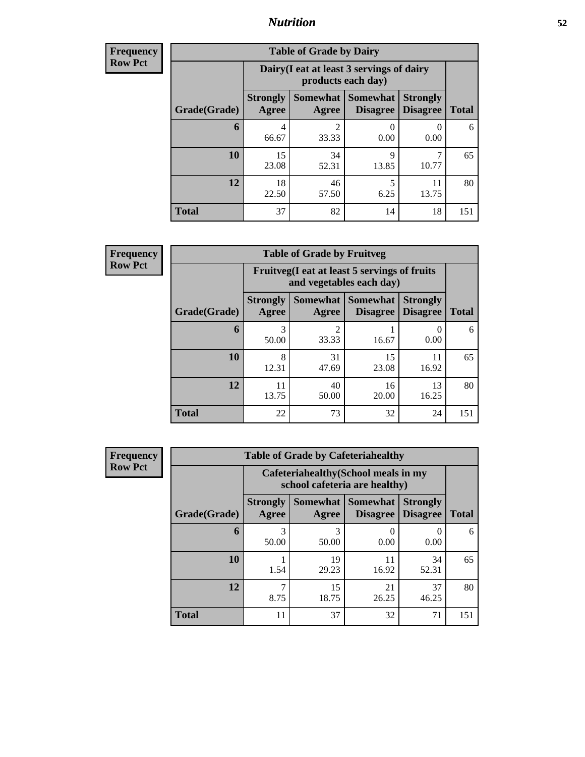| Frequency Row Pct |
|---|

| Table of Grade by Dairy | | | | | |
|---|---|---|---|---|---|
| | Dairy(I eat at least 3 servings of dairy products each day) | | | | |
| Grade(Grade) | Strongly Agree | Somewhat Agree | Somewhat Disagree | Strongly Disagree | Total |
| 6 | 4<br>66.67 | 2<br>33.33 | 0<br>0.00 | 0<br>0.00 | 6 |
| 10 | 15<br>23.08 | 34<br>52.31 | 9<br>13.85 | 7<br>10.77 | 65 |
| 12 | 18<br>22.50 | 46<br>57.50 | 5<br>6.25 | 11<br>13.75 | 80 |
| Total | 37 | 82 | 14 | 18 | 151 |

| Frequency Row Pct |
|---|

| Table of Grade by Fruitveg | | | | | |
|---|---|---|---|---|---|
| | Fruitveg(I eat at least 5 servings of fruits and vegetables each day) | | | | |
| Grade(Grade) | Strongly Agree | Somewhat Agree | Somewhat Disagree | Strongly Disagree | Total |
| 6 | 3<br>50.00 | 2<br>33.33 | 1<br>16.67 | 0<br>0.00 | 6 |
| 10 | 8<br>12.31 | 31<br>47.69 | 15<br>23.08 | 11<br>16.92 | 65 |
| 12 | 11<br>13.75 | 40<br>50.00 | 16<br>20.00 | 13<br>16.25 | 80 |
| Total | 22 | 73 | 32 | 24 | 151 |

| Frequency Row Pct |
|---|

| Table of Grade by Cafeteriahealthy | | | | | |
|---|---|---|---|---|---|
| | Cafeteriahealthy(School meals in my school cafeteria are healthy) | | | | |
| Grade(Grade) | Strongly Agree | Somewhat Agree | Somewhat Disagree | Strongly Disagree | Total |
| 6 | 3<br>50.00 | 3<br>50.00 | 0<br>0.00 | 0<br>0.00 | 6 |
| 10 | 1<br>1.54 | 19<br>29.23 | 11<br>16.92 | 34<br>52.31 | 65 |
| 12 | 7<br>8.75 | 15<br>18.75 | 21<br>26.25 | 37<br>46.25 | 80 |
| Total | 11 | 37 | 32 | 71 | 151 |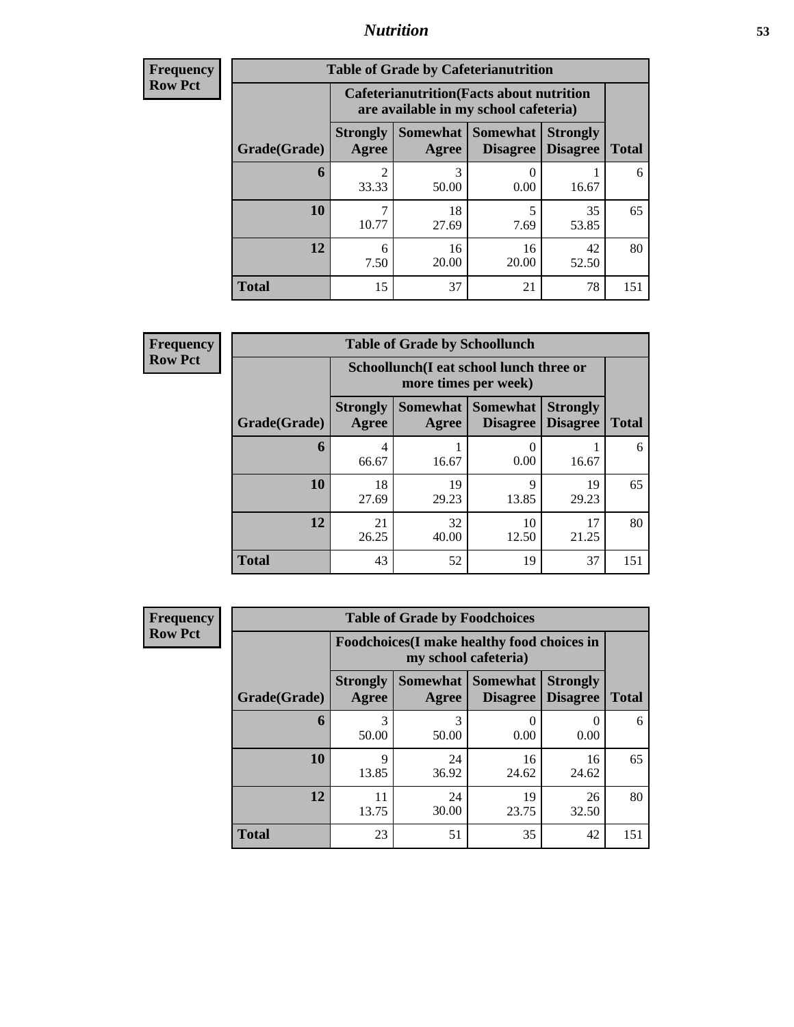**Frequency**
**Row Pct**

| Table of Grade by Cafeterianutrition | | | | | |
|---|---|---|---|---|---|
| | Cafeterianutrition(Facts about nutrition are available in my school cafeteria) | | | | |
| Grade(Grade) | Strongly Agree | Somewhat Agree | Somewhat Disagree | Strongly Disagree | Total |
| **6** | 2<br>33.33 | 3<br>50.00 | 0<br>0.00 | 1<br>16.67 | 6 |
| **10** | 7<br>10.77 | 18<br>27.69 | 5<br>7.69 | 35<br>53.85 | 65 |
| **12** | 6<br>7.50 | 16<br>20.00 | 16<br>20.00 | 42<br>52.50 | 80 |
| **Total** | 15 | 37 | 21 | 78 | 151 |

**Frequency**
**Row Pct**

| Table of Grade by Schoollunch | | | | | |
|---|---|---|---|---|---|
| | Schoollunch(I eat school lunch three or more times per week) | | | | |
| Grade(Grade) | Strongly Agree | Somewhat Agree | Somewhat Disagree | Strongly Disagree | Total |
| **6** | 4<br>66.67 | 1<br>16.67 | 0<br>0.00 | 1<br>16.67 | 6 |
| **10** | 18<br>27.69 | 19<br>29.23 | 9<br>13.85 | 19<br>29.23 | 65 |
| **12** | 21<br>26.25 | 32<br>40.00 | 10<br>12.50 | 17<br>21.25 | 80 |
| **Total** | 43 | 52 | 19 | 37 | 151 |

**Frequency**
**Row Pct**

| Table of Grade by Foodchoices | | | | | |
|---|---|---|---|---|---|
| | Foodchoices(I make healthy food choices in my school cafeteria) | | | | |
| Grade(Grade) | Strongly Agree | Somewhat Agree | Somewhat Disagree | Strongly Disagree | Total |
| **6** | 3<br>50.00 | 3<br>50.00 | 0<br>0.00 | 0<br>0.00 | 6 |
| **10** | 9<br>13.85 | 24<br>36.92 | 16<br>24.62 | 16<br>24.62 | 65 |
| **12** | 11<br>13.75 | 24<br>30.00 | 19<br>23.75 | 26<br>32.50 | 80 |
| **Total** | 23 | 51 | 35 | 42 | 151 |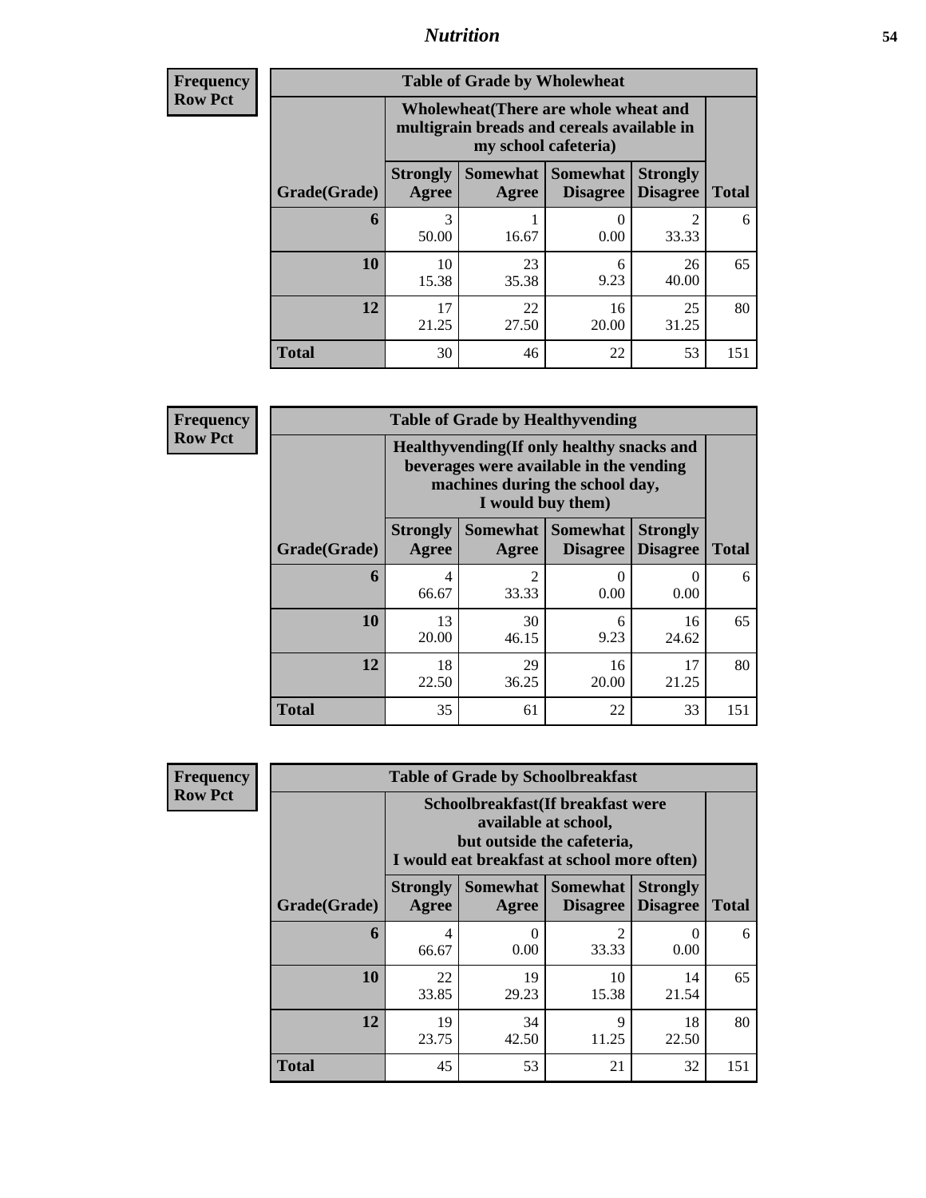**Frequency**
**Row Pct**

| Table of Grade by Wholewheat | | | | | |
|---|---|---|---|---|---|
| | Wholewheat(There are whole wheat and multigrain breads and cereals available in my school cafeteria) | | | | |
| Grade(Grade) | Strongly Agree | Somewhat Agree | Somewhat Disagree | Strongly Disagree | Total |
| **6** | 3<br>50.00 | 1<br>16.67 | 0<br>0.00 | 2<br>33.33 | 6 |
| **10** | 10<br>15.38 | 23<br>35.38 | 6<br>9.23 | 26<br>40.00 | 65 |
| **12** | 17<br>21.25 | 22<br>27.50 | 16<br>20.00 | 25<br>31.25 | 80 |
| **Total** | 30 | 46 | 22 | 53 | 151 |

**Frequency**
**Row Pct**

| Table of Grade by Healthyvending | | | | | |
|---|---|---|---|---|---|
| | Healthyvending(If only healthy snacks and beverages were available in the vending machines during the school day, I would buy them) | | | | |
| Grade(Grade) | Strongly Agree | Somewhat Agree | Somewhat Disagree | Strongly Disagree | Total |
| **6** | 4<br>66.67 | 2<br>33.33 | 0<br>0.00 | 0<br>0.00 | 6 |
| **10** | 13<br>20.00 | 30<br>46.15 | 6<br>9.23 | 16<br>24.62 | 65 |
| **12** | 18<br>22.50 | 29<br>36.25 | 16<br>20.00 | 17<br>21.25 | 80 |
| **Total** | 35 | 61 | 22 | 33 | 151 |

**Frequency**
**Row Pct**

| Table of Grade by Schoolbreakfast | | | | | |
|---|---|---|---|---|---|
| | Schoolbreakfast(If breakfast were available at school, but outside the cafeteria, I would eat breakfast at school more often) | | | | |
| Grade(Grade) | Strongly Agree | Somewhat Agree | Somewhat Disagree | Strongly Disagree | Total |
| **6** | 4<br>66.67 | 0<br>0.00 | 2<br>33.33 | 0<br>0.00 | 6 |
| **10** | 22<br>33.85 | 19<br>29.23 | 10<br>15.38 | 14<br>21.54 | 65 |
| **12** | 19<br>23.75 | 34<br>42.50 | 9<br>11.25 | 18<br>22.50 | 80 |
| **Total** | 45 | 53 | 21 | 32 | 151 |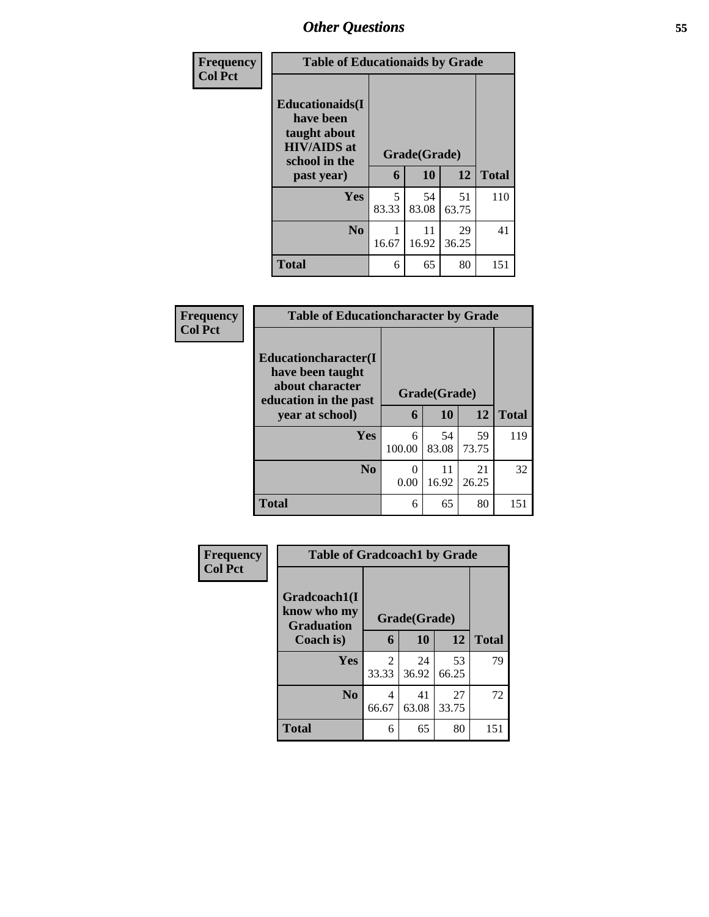## Other Questions

**Frequency**
**Col Pct**

| Table of Educationaids by Grade | | | | |
|---|---|---|---|---|
| **Educationaids(I have been taught about HIV/AIDS at school in the past year)** | **Grade(Grade)** | | | |
| | **6** | **10** | **12** | **Total** |
| **Yes** | 5<br>83.33 | 54<br>83.08 | 51<br>63.75 | 110 |
| **No** | 1<br>16.67 | 11<br>16.92 | 29<br>36.25 | 41 |
| **Total** | 6 | 65 | 80 | 151 |

**Frequency**
**Col Pct**

| Table of Educationcharacter by Grade | | | | |
|---|---|---|---|---|
| **Educationcharacter(I have been taught about character education in the past year at school)** | **Grade(Grade)** | | | |
| | **6** | **10** | **12** | **Total** |
| **Yes** | 6<br>100.00 | 54<br>83.08 | 59<br>73.75 | 119 |
| **No** | 0<br>0.00 | 11<br>16.92 | 21<br>26.25 | 32 |
| **Total** | 6 | 65 | 80 | 151 |

**Frequency**
**Col Pct**

| Table of Gradcoach1 by Grade | | | | |
|---|---|---|---|---|
| **Gradcoach1(I know who my Graduation Coach is)** | **Grade(Grade)** | | | |
| | **6** | **10** | **12** | **Total** |
| **Yes** | 2<br>33.33 | 24<br>36.92 | 53<br>66.25 | 79 |
| **No** | 4<br>66.67 | 41<br>63.08 | 27<br>33.75 | 72 |
| **Total** | 6 | 65 | 80 | 151 |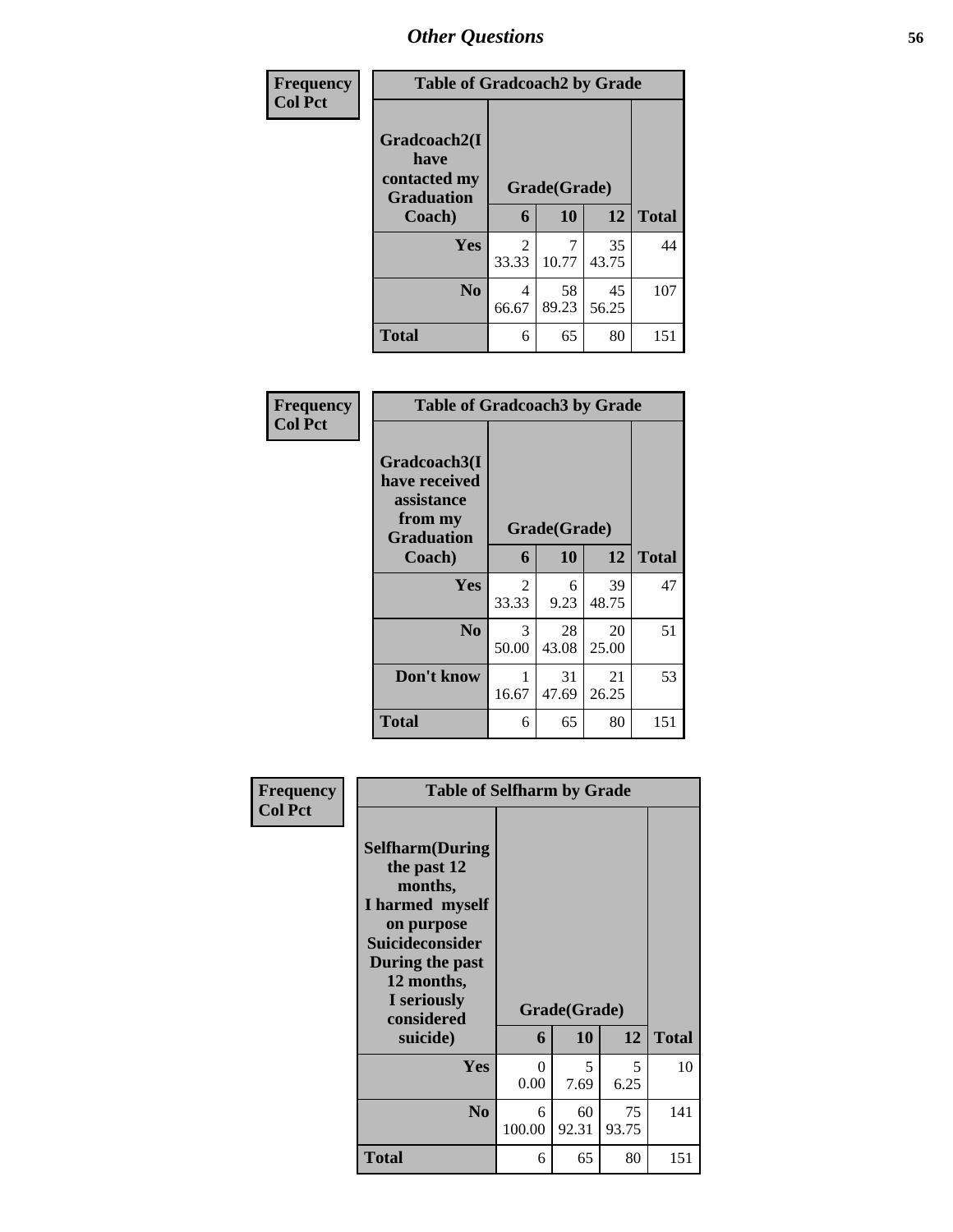## Other Questions

**Frequency**
**Col Pct**

**Table of Gradcoach2 by Grade**

| Gradcoach2(I have contacted my Graduation Coach) | Grade(Grade) | | | Total |
|---|---|---|---|---|
| | 6 | 10 | 12 | |
| Yes | 2<br>33.33 | 7<br>10.77 | 35<br>43.75 | 44 |
| No | 4<br>66.67 | 58<br>89.23 | 45<br>56.25 | 107 |
| Total | 6 | 65 | 80 | 151 |

**Frequency**
**Col Pct**

**Table of Gradcoach3 by Grade**

| Gradcoach3(I have received assistance from my Graduation Coach) | Grade(Grade) | | | Total |
|---|---|---|---|---|
| | 6 | 10 | 12 | |
| Yes | 2<br>33.33 | 6<br>9.23 | 39<br>48.75 | 47 |
| No | 3<br>50.00 | 28<br>43.08 | 20<br>25.00 | 51 |
| Don't know | 1<br>16.67 | 31<br>47.69 | 21<br>26.25 | 53 |
| Total | 6 | 65 | 80 | 151 |

**Frequency**
**Col Pct**

**Table of Selfharm by Grade**

| Selfharm(During the past 12 months, I harmed myself on purpose Suicideconsider During the past 12 months, I seriously considered suicide) | Grade(Grade) | | | Total |
|---|---|---|---|---|
| | 6 | 10 | 12 | |
| Yes | 0<br>0.00 | 5<br>7.69 | 5<br>6.25 | 10 |
| No | 6<br>100.00 | 60<br>92.31 | 75<br>93.75 | 141 |
| Total | 6 | 65 | 80 | 151 |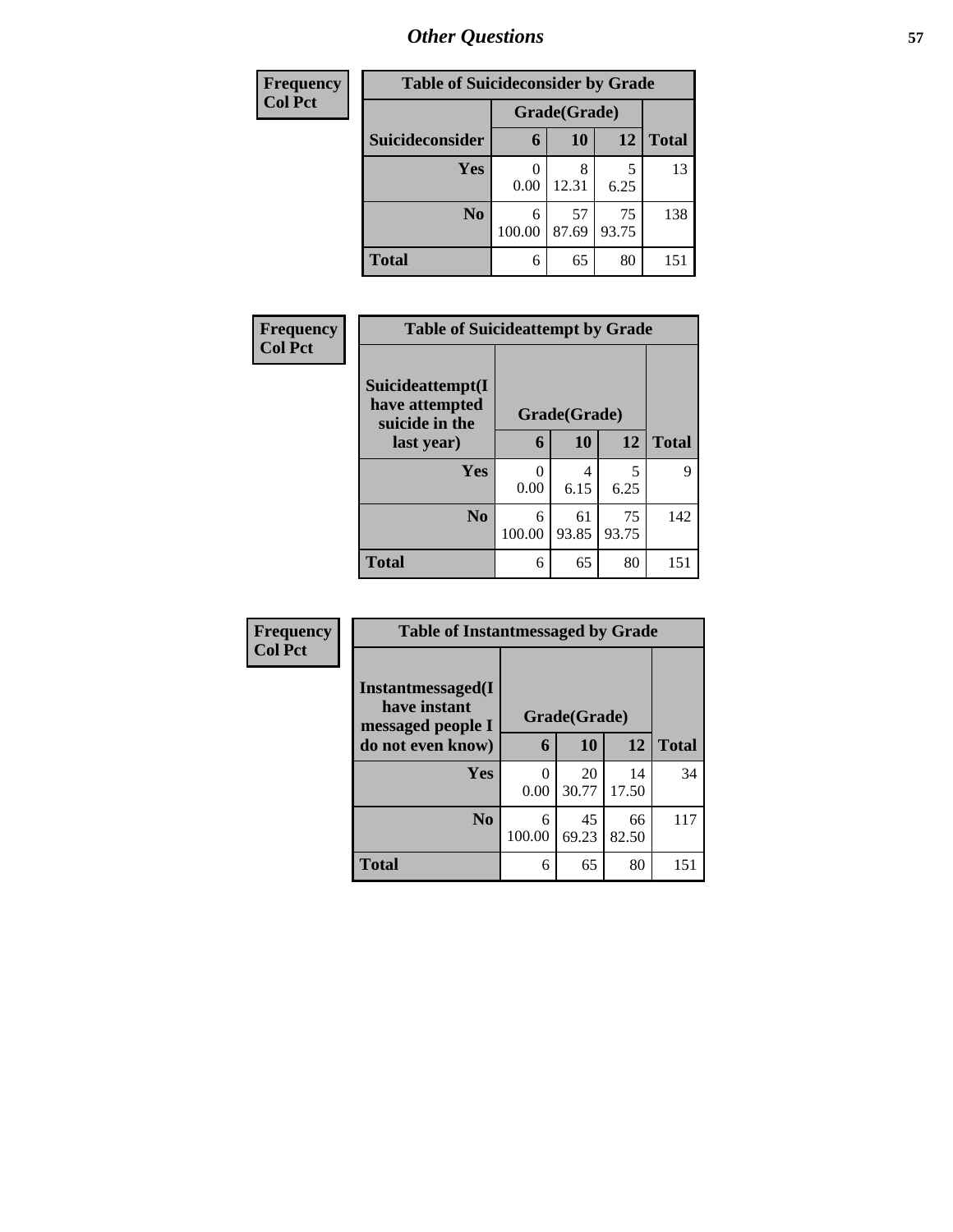## Other Questions

**Frequency**
**Col Pct**

| Table of Suicideconsider by Grade | | | | |
|---|---|---|---|---|
| | Grade(Grade) | | | |
| Suicideconsider | 6 | 10 | 12 | Total |
| Yes | 0<br>0.00 | 8<br>12.31 | 5<br>6.25 | 13 |
| No | 6<br>100.00 | 57<br>87.69 | 75<br>93.75 | 138 |
| Total | 6 | 65 | 80 | 151 |

**Frequency**
**Col Pct**

| Table of Suicideattempt by Grade | | | | |
|---|---|---|---|---|
| Suicideattempt(I have attempted suicide in the last year) | Grade(Grade) | | | |
| | 6 | 10 | 12 | Total |
| Yes | 0<br>0.00 | 4<br>6.15 | 5<br>6.25 | 9 |
| No | 6<br>100.00 | 61<br>93.85 | 75<br>93.75 | 142 |
| Total | 6 | 65 | 80 | 151 |

**Frequency**
**Col Pct**

| Table of Instantmessaged by Grade | | | | |
|---|---|---|---|---|
| Instantmessaged(I have instant messaged people I do not even know) | Grade(Grade) | | | |
| | 6 | 10 | 12 | Total |
| Yes | 0<br>0.00 | 20<br>30.77 | 14<br>17.50 | 34 |
| No | 6<br>100.00 | 45<br>69.23 | 66<br>82.50 | 117 |
| Total | 6 | 65 | 80 | 151 |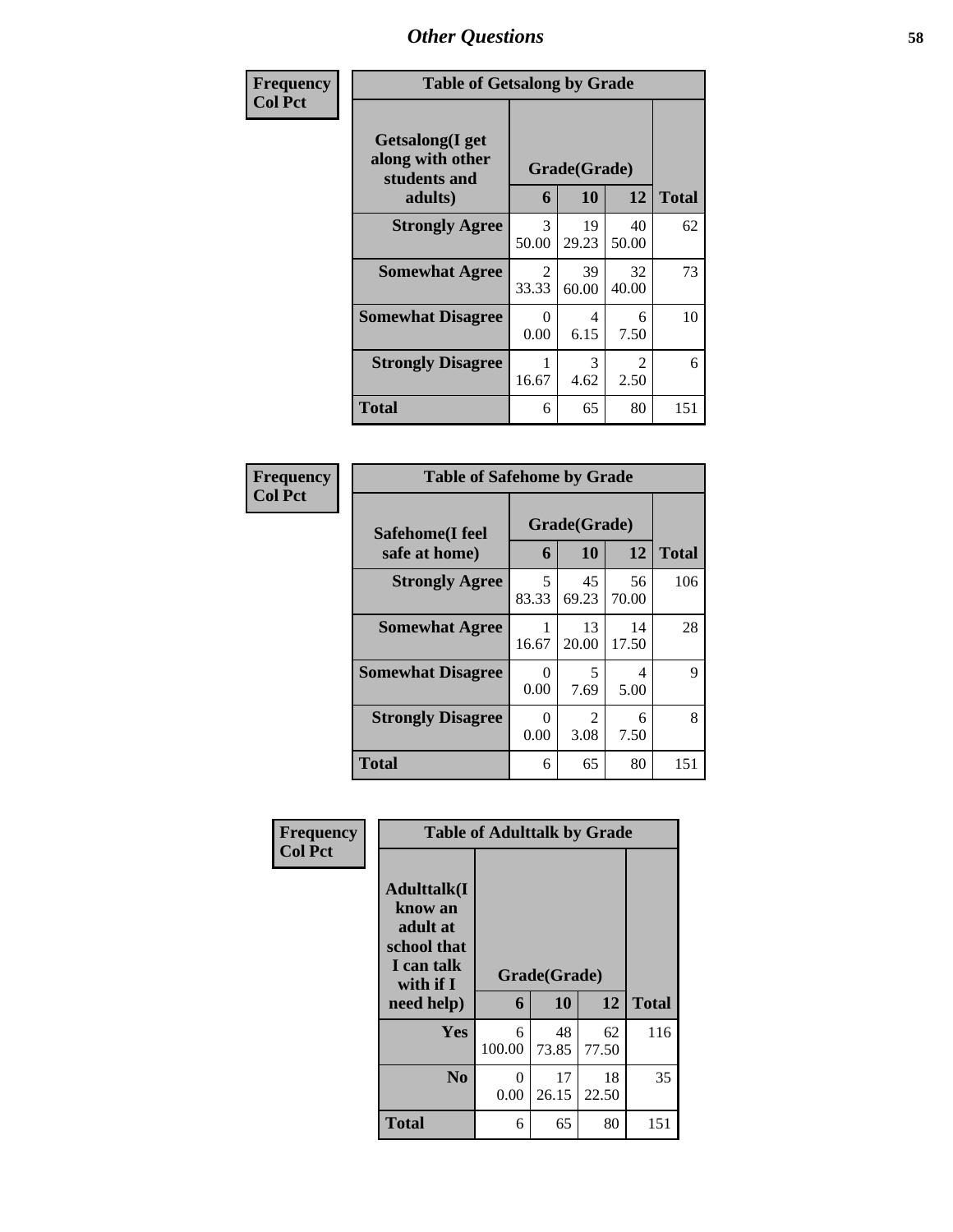| Frequency<br>Col Pct | Table of Getsalong by Grade | | | |
|---|---|---|---|---|
| Getsalong(I get along with other students and adults) | Grade(Grade) | | | |
| | 6 | 10 | 12 | Total |
| Strongly Agree | 3<br>50.00 | 19<br>29.23 | 40<br>50.00 | 62 |
| Somewhat Agree | 2<br>33.33 | 39<br>60.00 | 32<br>40.00 | 73 |
| Somewhat Disagree | 0<br>0.00 | 4<br>6.15 | 6<br>7.50 | 10 |
| Strongly Disagree | 1<br>16.67 | 3<br>4.62 | 2<br>2.50 | 6 |
| Total | 6 | 65 | 80 | 151 |

| Frequency<br>Col Pct | Table of Safehome by Grade | | | |
|---|---|---|---|---|
| Safehome(I feel safe at home) | Grade(Grade) | | | |
| | 6 | 10 | 12 | Total |
| Strongly Agree | 5<br>83.33 | 45<br>69.23 | 56<br>70.00 | 106 |
| Somewhat Agree | 1<br>16.67 | 13<br>20.00 | 14<br>17.50 | 28 |
| Somewhat Disagree | 0<br>0.00 | 5<br>7.69 | 4<br>5.00 | 9 |
| Strongly Disagree | 0<br>0.00 | 2<br>3.08 | 6<br>7.50 | 8 |
| Total | 6 | 65 | 80 | 151 |

| Frequency<br>Col Pct | Table of Adulttalk by Grade | | | |
|---|---|---|---|---|
| Adulttalk(I know an adult at school that I can talk with if I need help) | Grade(Grade) | | | |
| | 6 | 10 | 12 | Total |
| Yes | 6<br>100.00 | 48<br>73.85 | 62<br>77.50 | 116 |
| No | 0<br>0.00 | 17<br>26.15 | 18<br>22.50 | 35 |
| Total | 6 | 65 | 80 | 151 |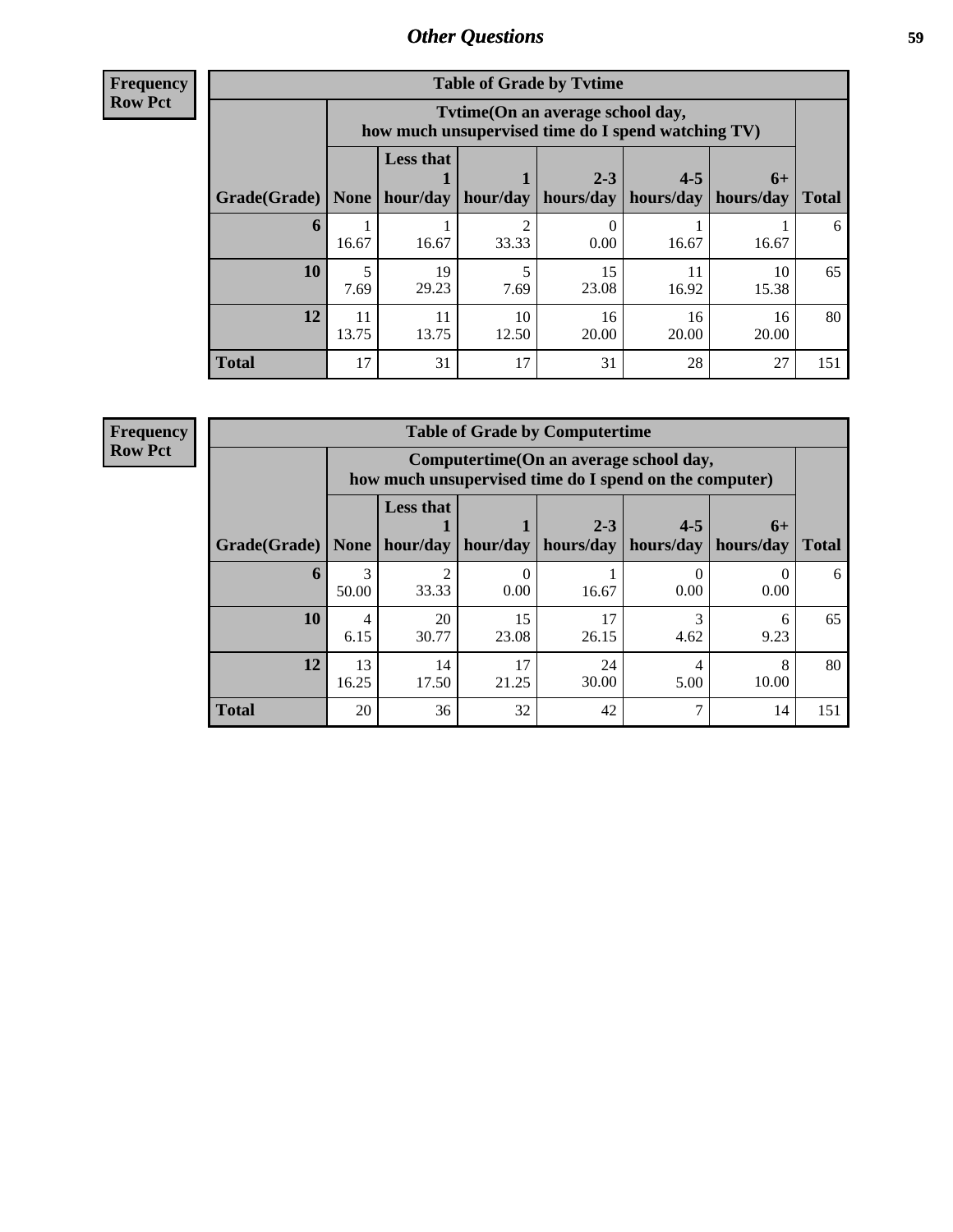| Frequency Row Pct |
|---|

**Table of Grade by Tvtime**

| Grade(Grade) | Tvtime(On an average school day, how much unsupervised time do I spend watching TV) None | Less that 1 hour/day | 1 hour/day | 2-3 hours/day | 4-5 hours/day | 6+ hours/day | Total |
|---|---|---|---|---|---|---|---|
| 6 | 1<br>16.67 | 1<br>16.67 | 2<br>33.33 | 0<br>0.00 | 1<br>16.67 | 1<br>16.67 | 6 |
| 10 | 5<br>7.69 | 19<br>29.23 | 5<br>7.69 | 15<br>23.08 | 11<br>16.92 | 10<br>15.38 | 65 |
| 12 | 11<br>13.75 | 11<br>13.75 | 10<br>12.50 | 16<br>20.00 | 16<br>20.00 | 16<br>20.00 | 80 |
| Total | 17 | 31 | 17 | 31 | 28 | 27 | 151 |

| Frequency Row Pct |
|---|

**Table of Grade by Computertime**

| Grade(Grade) | Computertime(On an average school day, how much unsupervised time do I spend on the computer) None | Less that 1 hour/day | 1 hour/day | 2-3 hours/day | 4-5 hours/day | 6+ hours/day | Total |
|---|---|---|---|---|---|---|---|
| 6 | 3<br>50.00 | 2<br>33.33 | 0<br>0.00 | 1<br>16.67 | 0<br>0.00 | 0<br>0.00 | 6 |
| 10 | 4<br>6.15 | 20<br>30.77 | 15<br>23.08 | 17<br>26.15 | 3<br>4.62 | 6<br>9.23 | 65 |
| 12 | 13<br>16.25 | 14<br>17.50 | 17<br>21.25 | 24<br>30.00 | 4<br>5.00 | 8<br>10.00 | 80 |
| Total | 20 | 36 | 32 | 42 | 7 | 14 | 151 |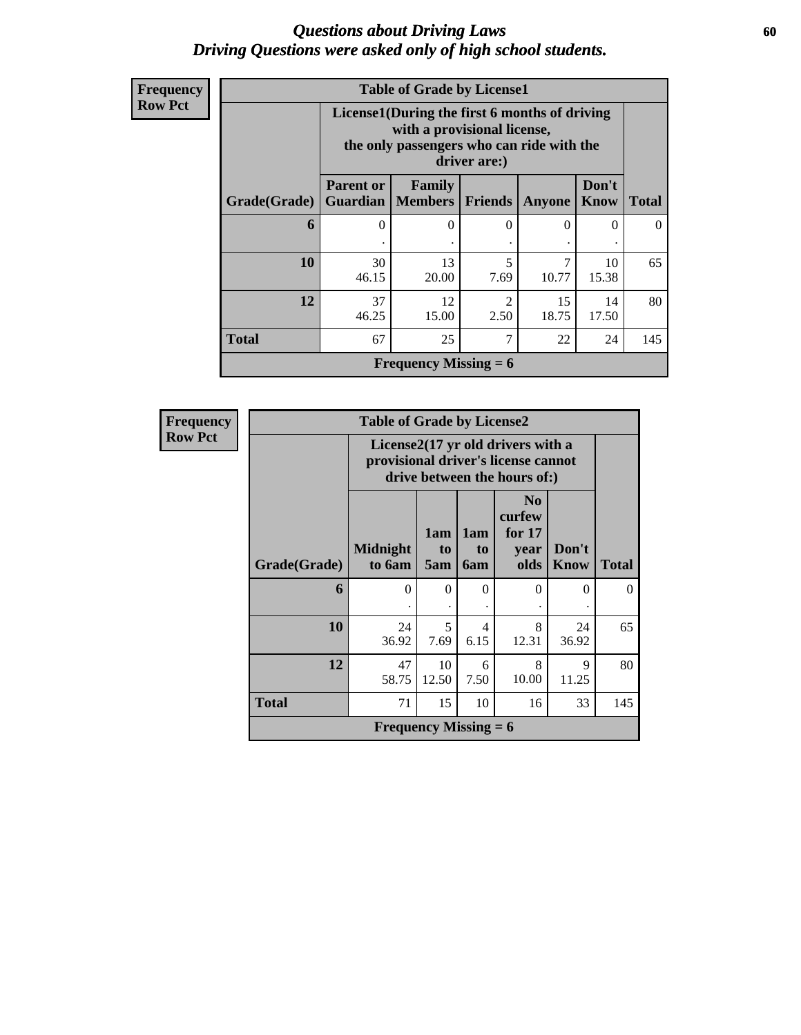# Questions about Driving Laws
## Driving Questions were asked only of high school students.

**Frequency**
**Row Pct**

**Table of Grade by License1**

| Grade(Grade) | License1(During the first 6 months of driving with a provisional license, the only passengers who can ride with the driver are:) Parent or Guardian | Family Members | Friends | Anyone | Don't Know | Total |
|---|---|---|---|---|---|---|
| 6 | 0<br>. | 0<br>. | 0<br>. | 0<br>. | 0<br>. | 0 |
| 10 | 30<br>46.15 | 13<br>20.00 | 5<br>7.69 | 7<br>10.77 | 10<br>15.38 | 65 |
| 12 | 37<br>46.25 | 12<br>15.00 | 2<br>2.50 | 15<br>18.75 | 14<br>17.50 | 80 |
| Total | 67 | 25 | 7 | 22 | 24 | 145 |

**Frequency Missing = 6**

**Frequency**
**Row Pct**

**Table of Grade by License2**

| Grade(Grade) | License2(17 yr old drivers with a provisional driver's license cannot drive between the hours of:) Midnight to 6am | 1am to 5am | 1am to 6am | No curfew for 17 year olds | Don't Know | Total |
|---|---|---|---|---|---|---|
| 6 | 0<br>. | 0<br>. | 0<br>. | 0<br>. | 0<br>. | 0 |
| 10 | 24<br>36.92 | 5<br>7.69 | 4<br>6.15 | 8<br>12.31 | 24<br>36.92 | 65 |
| 12 | 47<br>58.75 | 10<br>12.50 | 6<br>7.50 | 8<br>10.00 | 9<br>11.25 | 80 |
| Total | 71 | 15 | 10 | 16 | 33 | 145 |

**Frequency Missing = 6**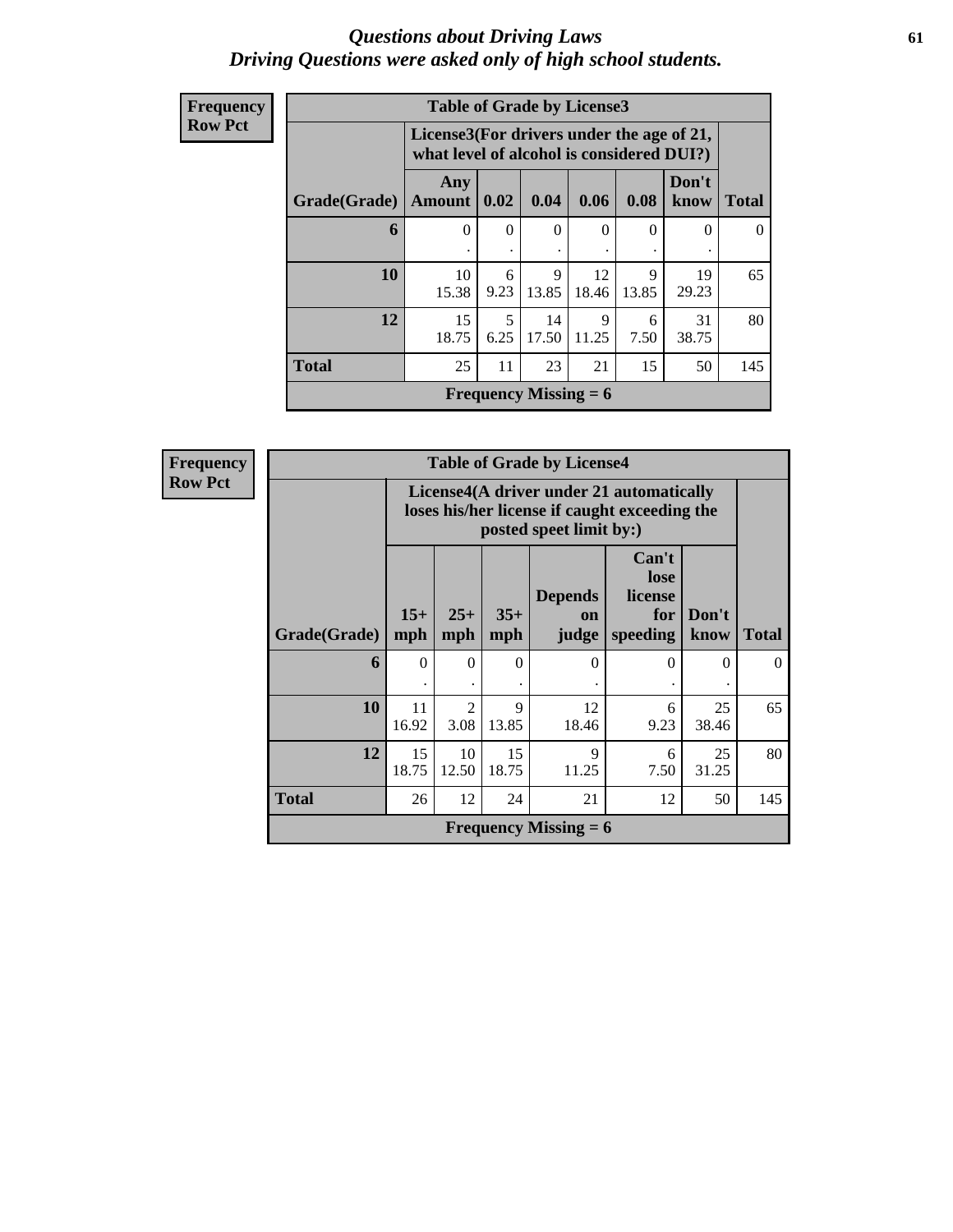*Questions about Driving Laws*
*Driving Questions were asked only of high school students.*

**Frequency**
**Row Pct**

**Table of Grade by License3**

| Grade(Grade) | License3(For drivers under the age of 21, what level of alcohol is considered DUI?) | | | | | | Total |
|---|---|---|---|---|---|---|---|
| | Any Amount | 0.02 | 0.04 | 0.06 | 0.08 | Don't know | |
| **6** | 0<br>. | 0<br>. | 0<br>. | 0<br>. | 0<br>. | 0<br>. | 0 |
| **10** | 10<br>15.38 | 6<br>9.23 | 9<br>13.85 | 12<br>18.46 | 9<br>13.85 | 19<br>29.23 | 65 |
| **12** | 15<br>18.75 | 5<br>6.25 | 14<br>17.50 | 9<br>11.25 | 6<br>7.50 | 31<br>38.75 | 80 |
| **Total** | 25 | 11 | 23 | 21 | 15 | 50 | 145 |

**Frequency Missing = 6**

**Frequency**
**Row Pct**

**Table of Grade by License4**

| Grade(Grade) | License4(A driver under 21 automatically loses his/her license if caught exceeding the posted speet limit by:) | | | | | | Total |
|---|---|---|---|---|---|---|---|
| | 15+ mph | 25+ mph | 35+ mph | Depends on judge | Can't lose license for speeding | Don't know | |
| **6** | 0<br>. | 0<br>. | 0<br>. | 0<br>. | 0<br>. | 0<br>. | 0 |
| **10** | 11<br>16.92 | 2<br>3.08 | 9<br>13.85 | 12<br>18.46 | 6<br>9.23 | 25<br>38.46 | 65 |
| **12** | 15<br>18.75 | 10<br>12.50 | 15<br>18.75 | 9<br>11.25 | 6<br>7.50 | 25<br>31.25 | 80 |
| **Total** | 26 | 12 | 24 | 21 | 12 | 50 | 145 |

**Frequency Missing = 6**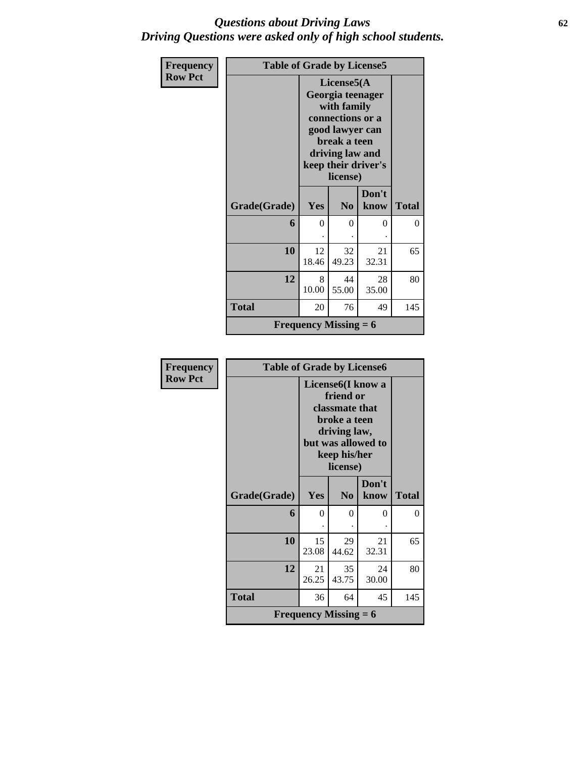# *Questions about Driving Laws*
## *Driving Questions were asked only of high school students.*

| Frequency Row Pct | Table of Grade by License5 | | | |
|---|---|---|---|---|
| | License5(A Georgia teenager with family connections or a good lawyer can break a teen driving law and keep their driver's license) | | | |
| Grade(Grade) | Yes | No | Don't know | Total |
| 6 | 0<br>. | 0<br>. | 0<br>. | 0 |
| 10 | 12<br>18.46 | 32<br>49.23 | 21<br>32.31 | 65 |
| 12 | 8<br>10.00 | 44<br>55.00 | 28<br>35.00 | 80 |
| Total | 20 | 76 | 49 | 145 |
| Frequency Missing = 6 | | | | |

| Frequency Row Pct | Table of Grade by License6 | | | |
|---|---|---|---|---|
| | License6(I know a friend or classmate that broke a teen driving law, but was allowed to keep his/her license) | | | |
| Grade(Grade) | Yes | No | Don't know | Total |
| 6 | 0<br>. | 0<br>. | 0<br>. | 0 |
| 10 | 15<br>23.08 | 29<br>44.62 | 21<br>32.31 | 65 |
| 12 | 21<br>26.25 | 35<br>43.75 | 24<br>30.00 | 80 |
| Total | 36 | 64 | 45 | 145 |
| Frequency Missing = 6 | | | | |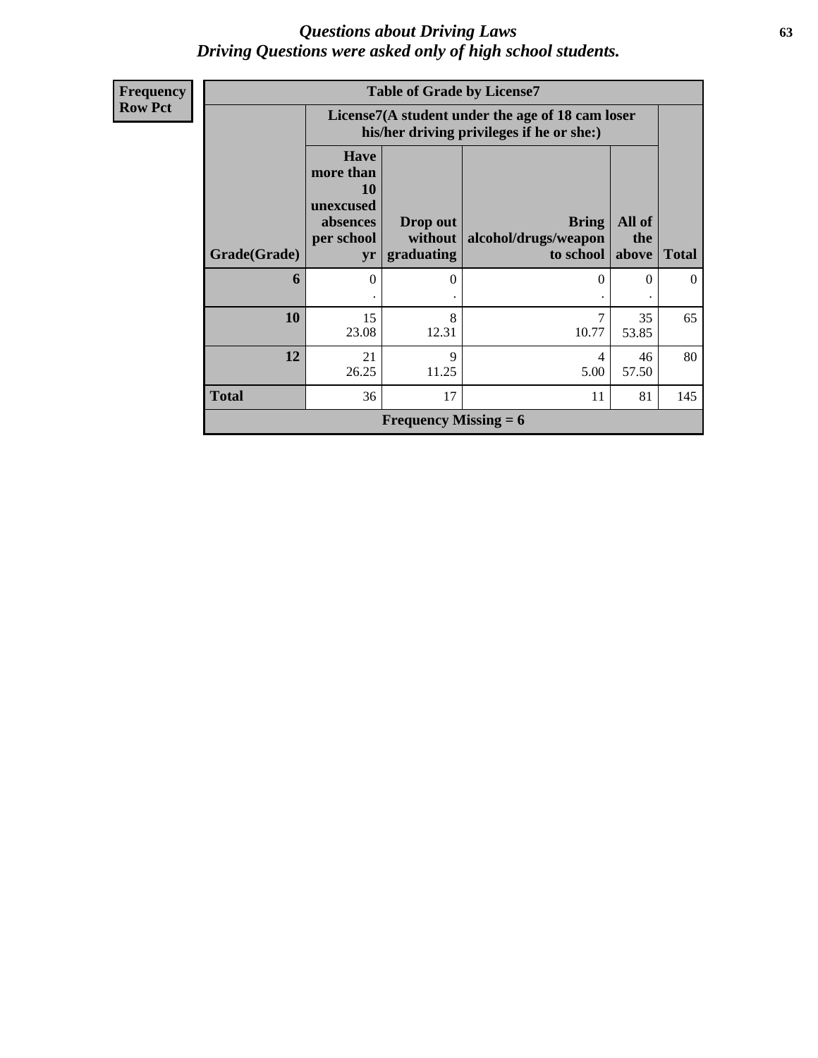# *Questions about Driving Laws*
## *Driving Questions were asked only of high school students.*

**Frequency**
**Row Pct**

| Table of Grade by License7 | | | | | |
|---|---|---|---|---|---|
| | License7(A student under the age of 18 cam loser his/her driving privileges if he or she:) | | | | |
| Grade(Grade) | Have more than 10 unexcused absences per school yr | Drop out without graduating | Bring alcohol/drugs/weapon to school | All of the above | Total |
| **6** | 0<br>. | 0<br>. | 0<br>. | 0<br>. | 0 |
| **10** | 15<br>23.08 | 8<br>12.31 | 7<br>10.77 | 35<br>53.85 | 65 |
| **12** | 21<br>26.25 | 9<br>11.25 | 4<br>5.00 | 46<br>57.50 | 80 |
| **Total** | 36 | 17 | 11 | 81 | 145 |
| **Frequency Missing = 6** | | | | | |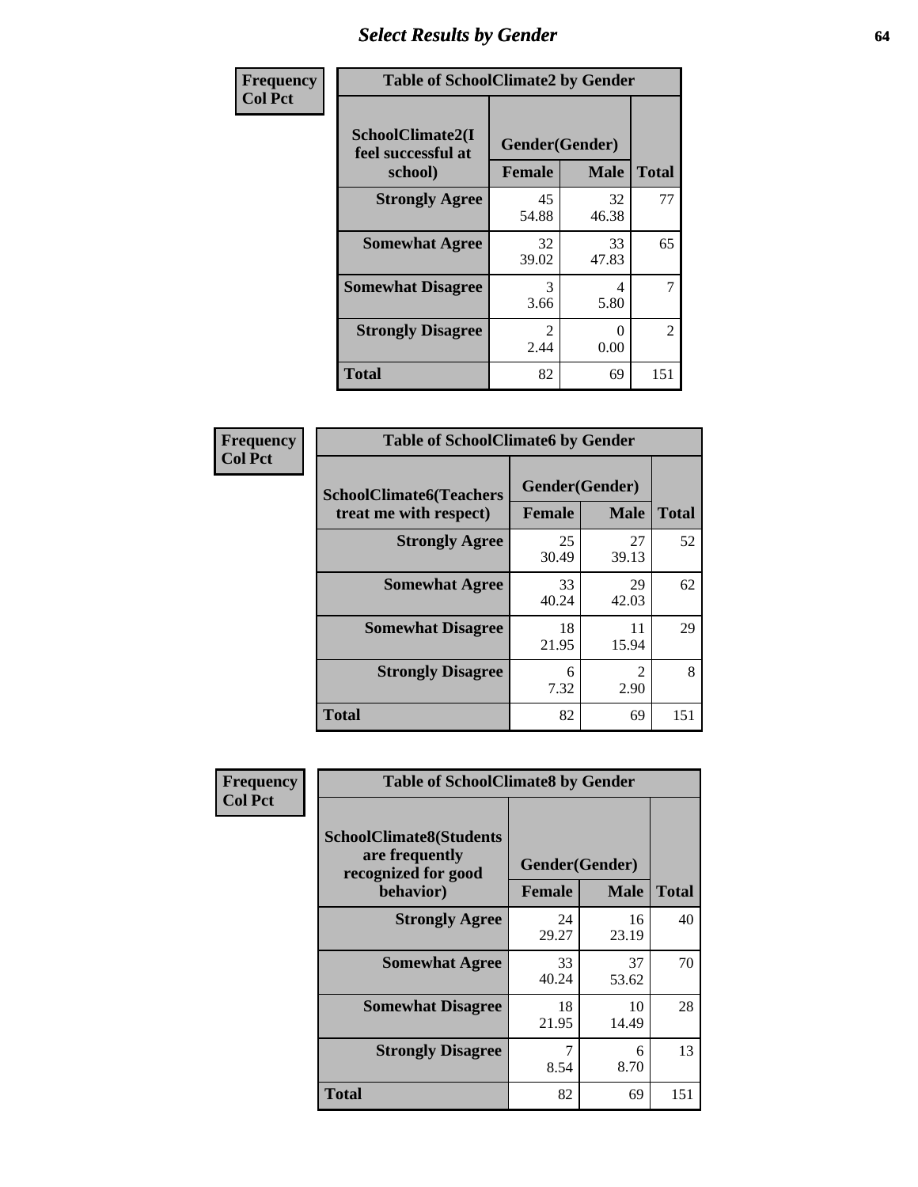# Select Results by Gender

**Frequency / Col Pct**

**Table of SchoolClimate2 by Gender**

| SchoolClimate2(I feel successful at school) | Gender(Gender) | | Total |
|---|---|---|---|
| | Female | Male | |
| Strongly Agree | 45<br>54.88 | 32<br>46.38 | 77 |
| Somewhat Agree | 32<br>39.02 | 33<br>47.83 | 65 |
| Somewhat Disagree | 3<br>3.66 | 4<br>5.80 | 7 |
| Strongly Disagree | 2<br>2.44 | 0<br>0.00 | 2 |
| Total | 82 | 69 | 151 |

**Frequency / Col Pct**

**Table of SchoolClimate6 by Gender**

| SchoolClimate6(Teachers treat me with respect) | Gender(Gender) | | Total |
|---|---|---|---|
| | Female | Male | |
| Strongly Agree | 25<br>30.49 | 27<br>39.13 | 52 |
| Somewhat Agree | 33<br>40.24 | 29<br>42.03 | 62 |
| Somewhat Disagree | 18<br>21.95 | 11<br>15.94 | 29 |
| Strongly Disagree | 6<br>7.32 | 2<br>2.90 | 8 |
| Total | 82 | 69 | 151 |

**Frequency / Col Pct**

**Table of SchoolClimate8 by Gender**

| SchoolClimate8(Students are frequently recognized for good behavior) | Gender(Gender) | | Total |
|---|---|---|---|
| | Female | Male | |
| Strongly Agree | 24<br>29.27 | 16<br>23.19 | 40 |
| Somewhat Agree | 33<br>40.24 | 37<br>53.62 | 70 |
| Somewhat Disagree | 18<br>21.95 | 10<br>14.49 | 28 |
| Strongly Disagree | 7<br>8.54 | 6<br>8.70 | 13 |
| Total | 82 | 69 | 151 |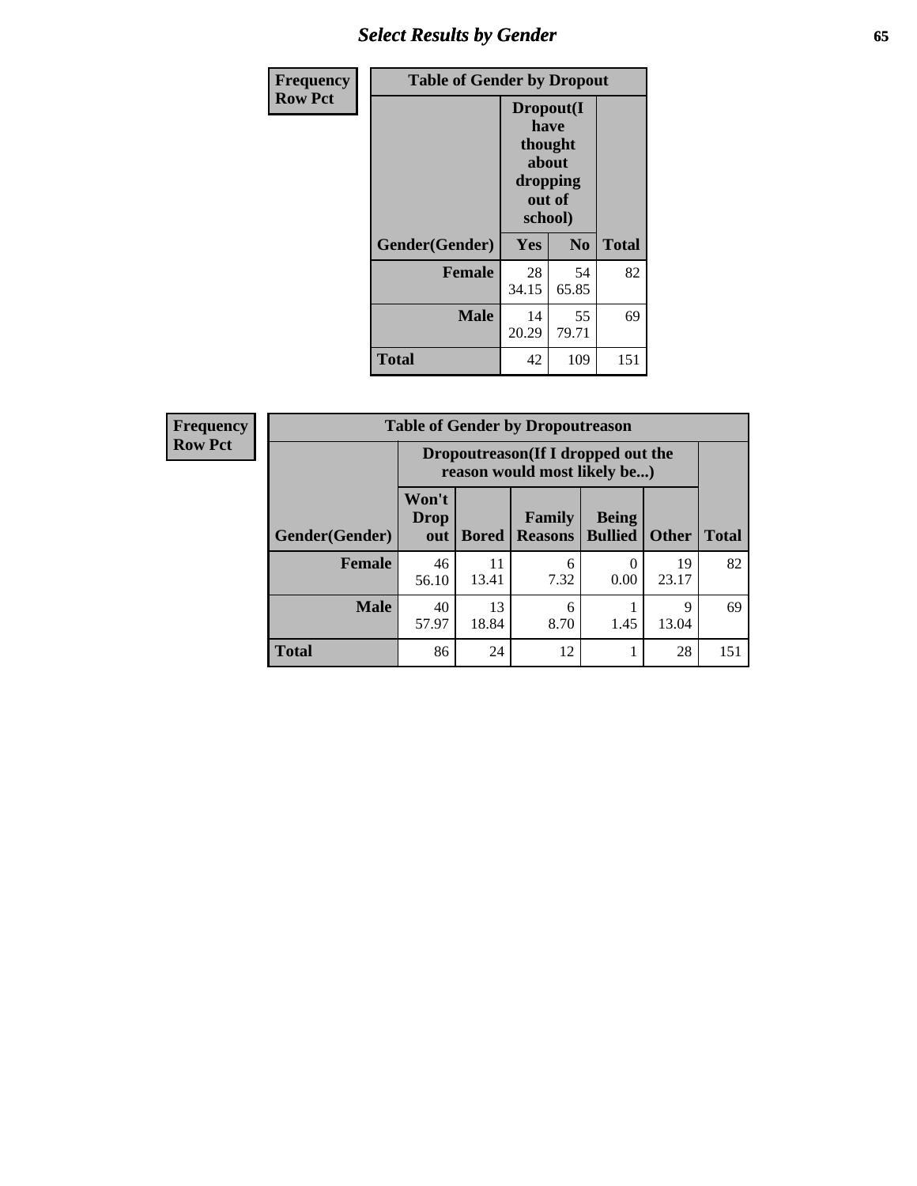| Frequency Row Pct | Table of Gender by Dropout | | |
|---|---|---|---|
| | Dropout(I have thought about dropping out of school) | | |
| Gender(Gender) | Yes | No | Total |
| Female | 28<br>34.15 | 54<br>65.85 | 82 |
| Male | 14<br>20.29 | 55<br>79.71 | 69 |
| Total | 42 | 109 | 151 |

| Frequency Row Pct | Table of Gender by Dropoutreason | | | | | |
|---|---|---|---|---|---|---|
| | Dropoutreason(If I dropped out the reason would most likely be...) | | | | | |
| Gender(Gender) | Won't Drop out | Bored | Family Reasons | Being Bullied | Other | Total |
| Female | 46<br>56.10 | 11<br>13.41 | 6<br>7.32 | 0<br>0.00 | 19<br>23.17 | 82 |
| Male | 40<br>57.97 | 13<br>18.84 | 6<br>8.70 | 1<br>1.45 | 9<br>13.04 | 69 |
| Total | 86 | 24 | 12 | 1 | 28 | 151 |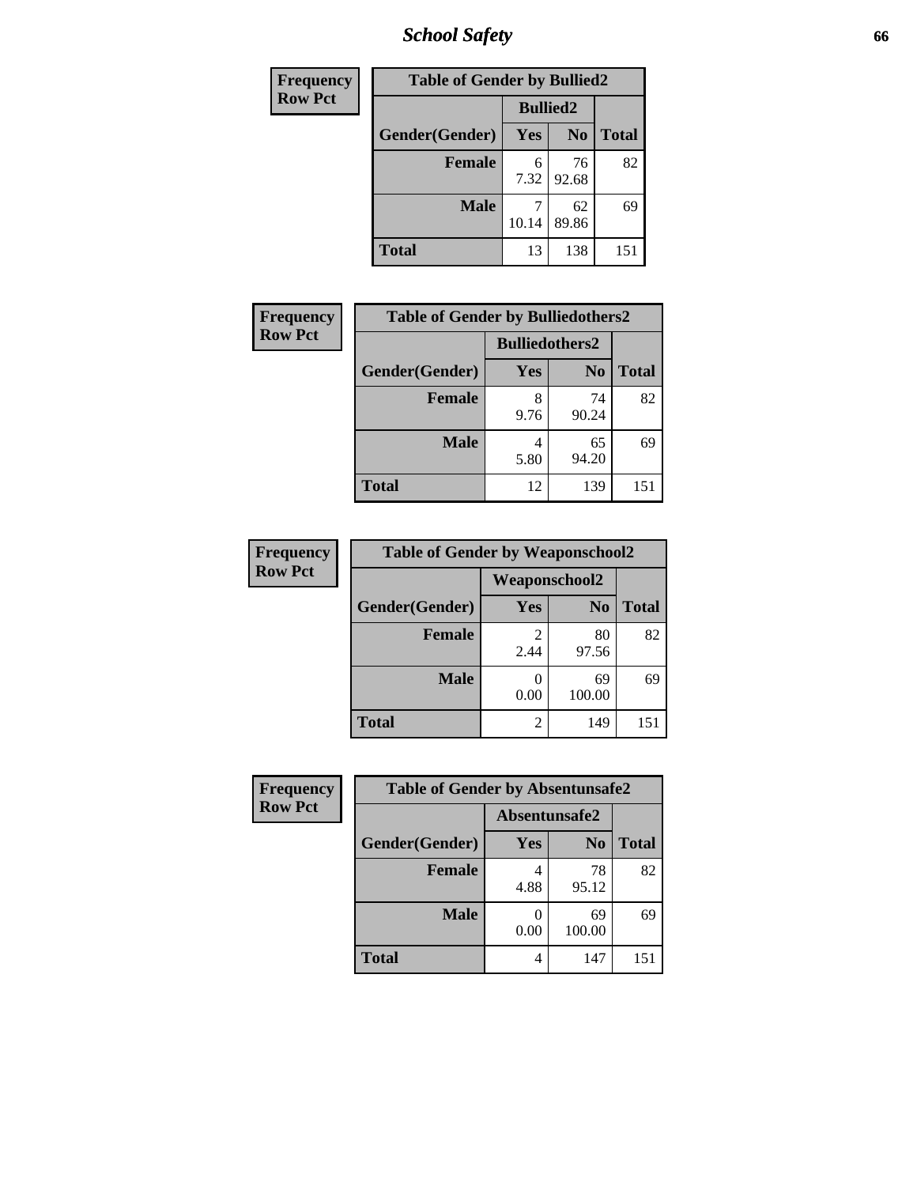# School Safety

| Frequency<br>Row Pct | | | |
|---|---|---|---|

**Table of Gender by Bullied2**

| Gender(Gender) | Bullied2 Yes | Bullied2 No | Total |
|---|---|---|---|
| **Female** | 6<br>7.32 | 76<br>92.68 | 82 |
| **Male** | 7<br>10.14 | 62<br>89.86 | 69 |
| **Total** | 13 | 138 | 151 |

Frequency
Row Pct

**Table of Gender by Bulliedothers2**

| Gender(Gender) | Bulliedothers2 Yes | Bulliedothers2 No | Total |
|---|---|---|---|
| **Female** | 8<br>9.76 | 74<br>90.24 | 82 |
| **Male** | 4<br>5.80 | 65<br>94.20 | 69 |
| **Total** | 12 | 139 | 151 |

Frequency
Row Pct

**Table of Gender by Weaponschool2**

| Gender(Gender) | Weaponschool2 Yes | Weaponschool2 No | Total |
|---|---|---|---|
| **Female** | 2<br>2.44 | 80<br>97.56 | 82 |
| **Male** | 0<br>0.00 | 69<br>100.00 | 69 |
| **Total** | 2 | 149 | 151 |

Frequency
Row Pct

**Table of Gender by Absentunsafe2**

| Gender(Gender) | Absentunsafe2 Yes | Absentunsafe2 No | Total |
|---|---|---|---|
| **Female** | 4<br>4.88 | 78<br>95.12 | 82 |
| **Male** | 0<br>0.00 | 69<br>100.00 | 69 |
| **Total** | 4 | 147 | 151 |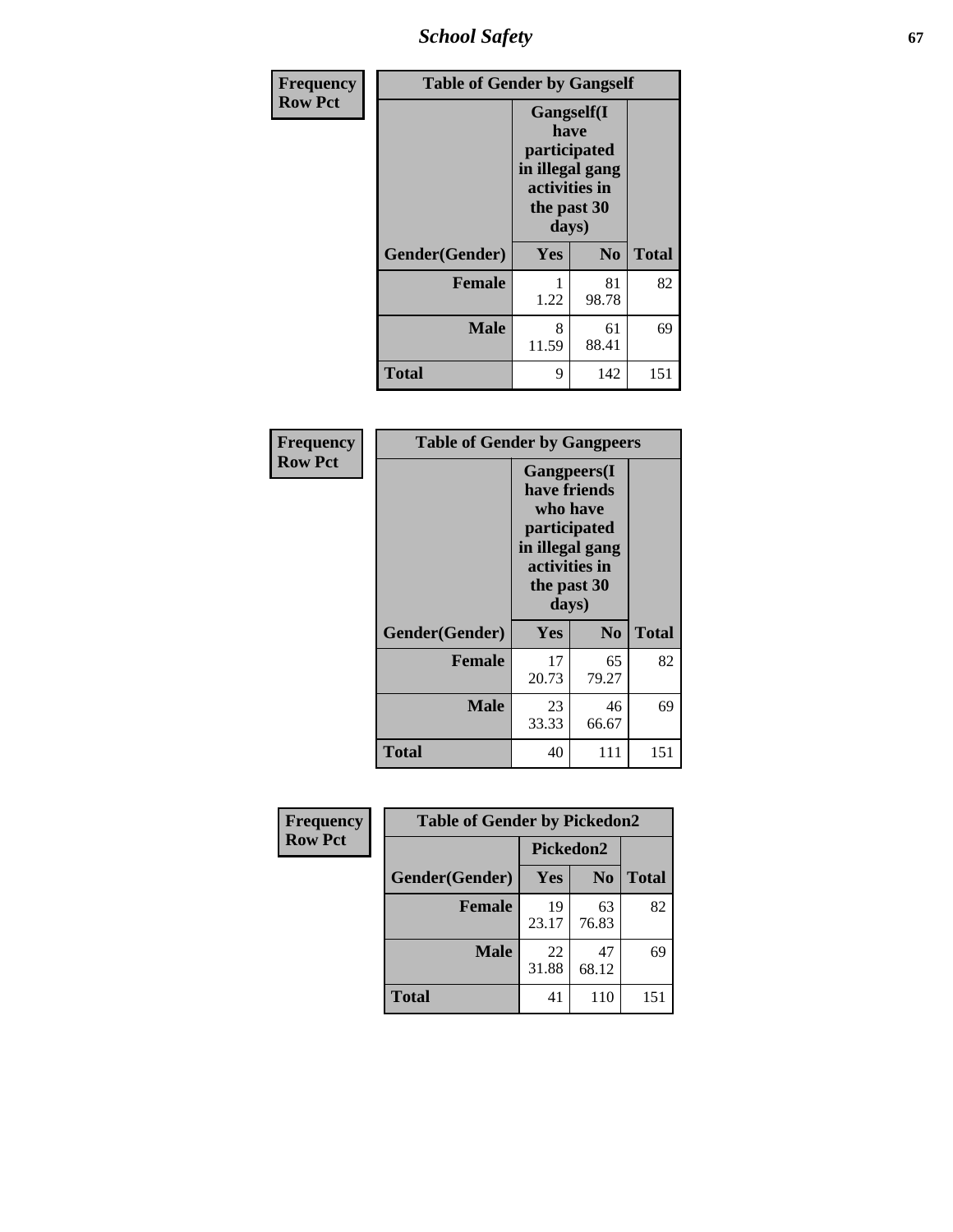| Frequency<br>Row Pct | Table of Gender by Gangself | | |
|---|---|---|---|
| | Gangself(I have participated in illegal gang activities in the past 30 days) | | |
| Gender(Gender) | Yes | No | Total |
| Female | 1<br>1.22 | 81<br>98.78 | 82 |
| Male | 8<br>11.59 | 61<br>88.41 | 69 |
| Total | 9 | 142 | 151 |

| Frequency<br>Row Pct | Table of Gender by Gangpeers | | |
|---|---|---|---|
| | Gangpeers(I have friends who have participated in illegal gang activities in the past 30 days) | | |
| Gender(Gender) | Yes | No | Total |
| Female | 17<br>20.73 | 65<br>79.27 | 82 |
| Male | 23<br>33.33 | 46<br>66.67 | 69 |
| Total | 40 | 111 | 151 |

| Frequency<br>Row Pct | Table of Gender by Pickedon2 | | |
|---|---|---|---|
| | Pickedon2 | | |
| Gender(Gender) | Yes | No | Total |
| Female | 19<br>23.17 | 63<br>76.83 | 82 |
| Male | 22<br>31.88 | 47<br>68.12 | 69 |
| Total | 41 | 110 | 151 |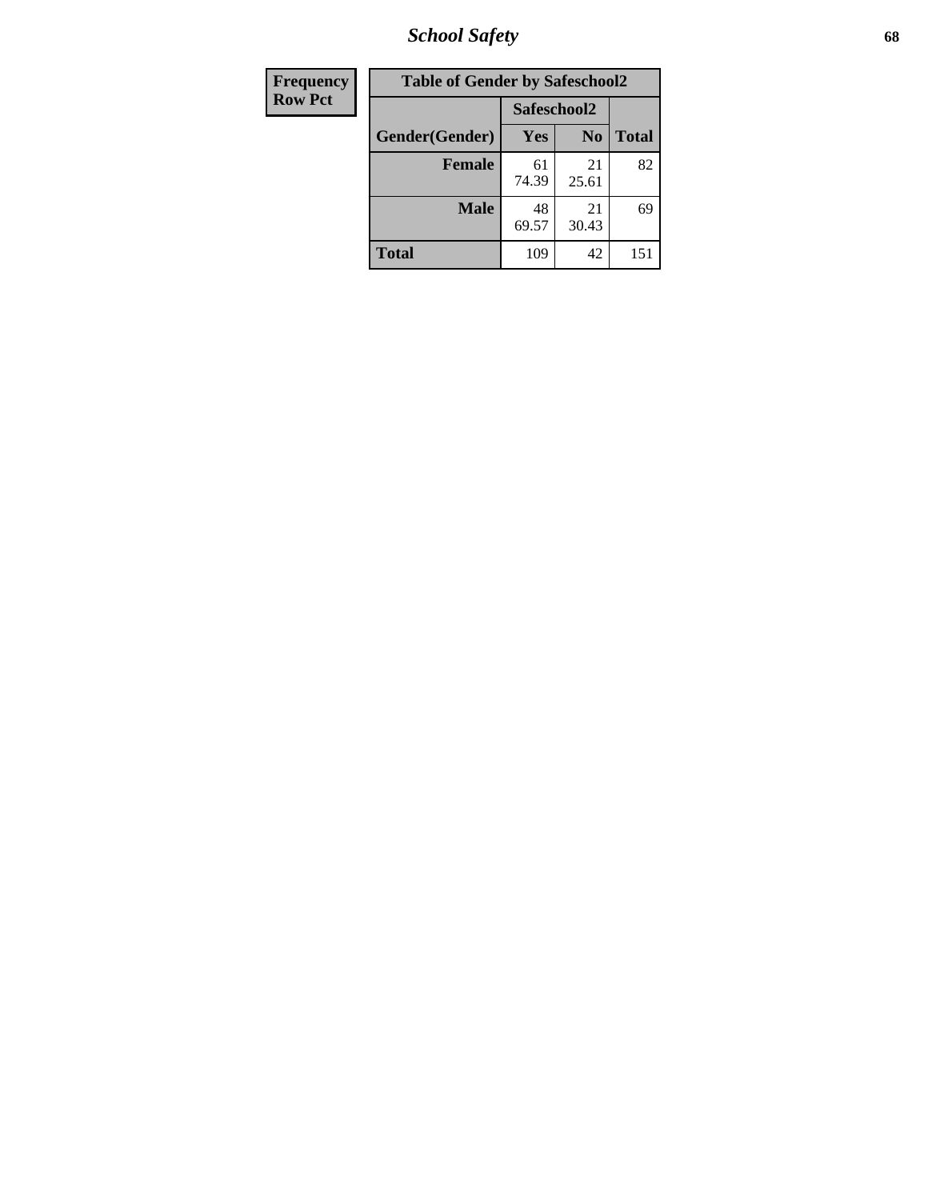| Frequency<br>Row Pct | Table of Gender by Safeschool2 | | | |
|---|---|---|---|---|
| | | Safeschool2 | | |
| | Gender(Gender) | Yes | No | Total |
| | **Female** | 61<br>74.39 | 21<br>25.61 | 82 |
| | **Male** | 48<br>69.57 | 21<br>30.43 | 69 |
| | **Total** | 109 | 42 | 151 |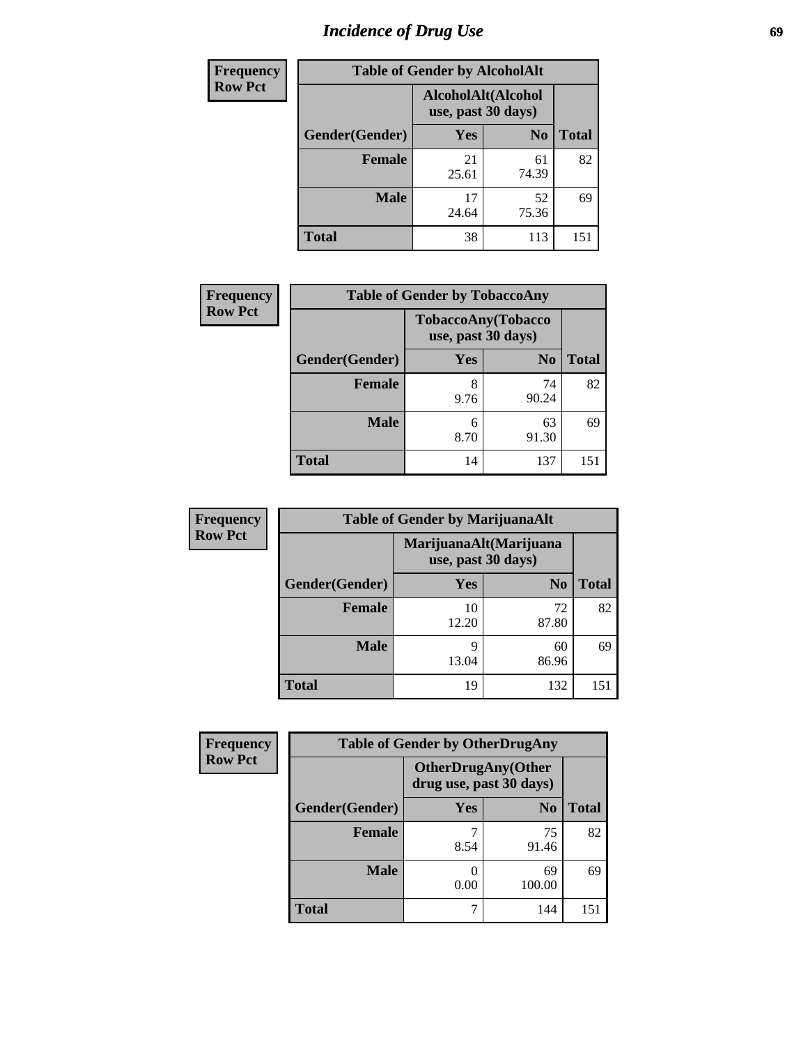# Incidence of Drug Use

| Frequency<br>Row Pct | Table of Gender by AlcoholAlt | | |
|---|---|---|---|
| | AlcoholAlt(Alcohol use, past 30 days) | | |
| Gender(Gender) | Yes | No | Total |
| Female | 21<br>25.61 | 61<br>74.39 | 82 |
| Male | 17<br>24.64 | 52<br>75.36 | 69 |
| Total | 38 | 113 | 151 |

| Frequency<br>Row Pct | Table of Gender by TobaccoAny | | |
|---|---|---|---|
| | TobaccoAny(Tobacco use, past 30 days) | | |
| Gender(Gender) | Yes | No | Total |
| Female | 8<br>9.76 | 74<br>90.24 | 82 |
| Male | 6<br>8.70 | 63<br>91.30 | 69 |
| Total | 14 | 137 | 151 |

| Frequency<br>Row Pct | Table of Gender by MarijuanaAlt | | |
|---|---|---|---|
| | MarijuanaAlt(Marijuana use, past 30 days) | | |
| Gender(Gender) | Yes | No | Total |
| Female | 10<br>12.20 | 72<br>87.80 | 82 |
| Male | 9<br>13.04 | 60<br>86.96 | 69 |
| Total | 19 | 132 | 151 |

| Frequency<br>Row Pct | Table of Gender by OtherDrugAny | | |
|---|---|---|---|
| | OtherDrugAny(Other drug use, past 30 days) | | |
| Gender(Gender) | Yes | No | Total |
| Female | 7<br>8.54 | 75<br>91.46 | 82 |
| Male | 0<br>0.00 | 69<br>100.00 | 69 |
| Total | 7 | 144 | 151 |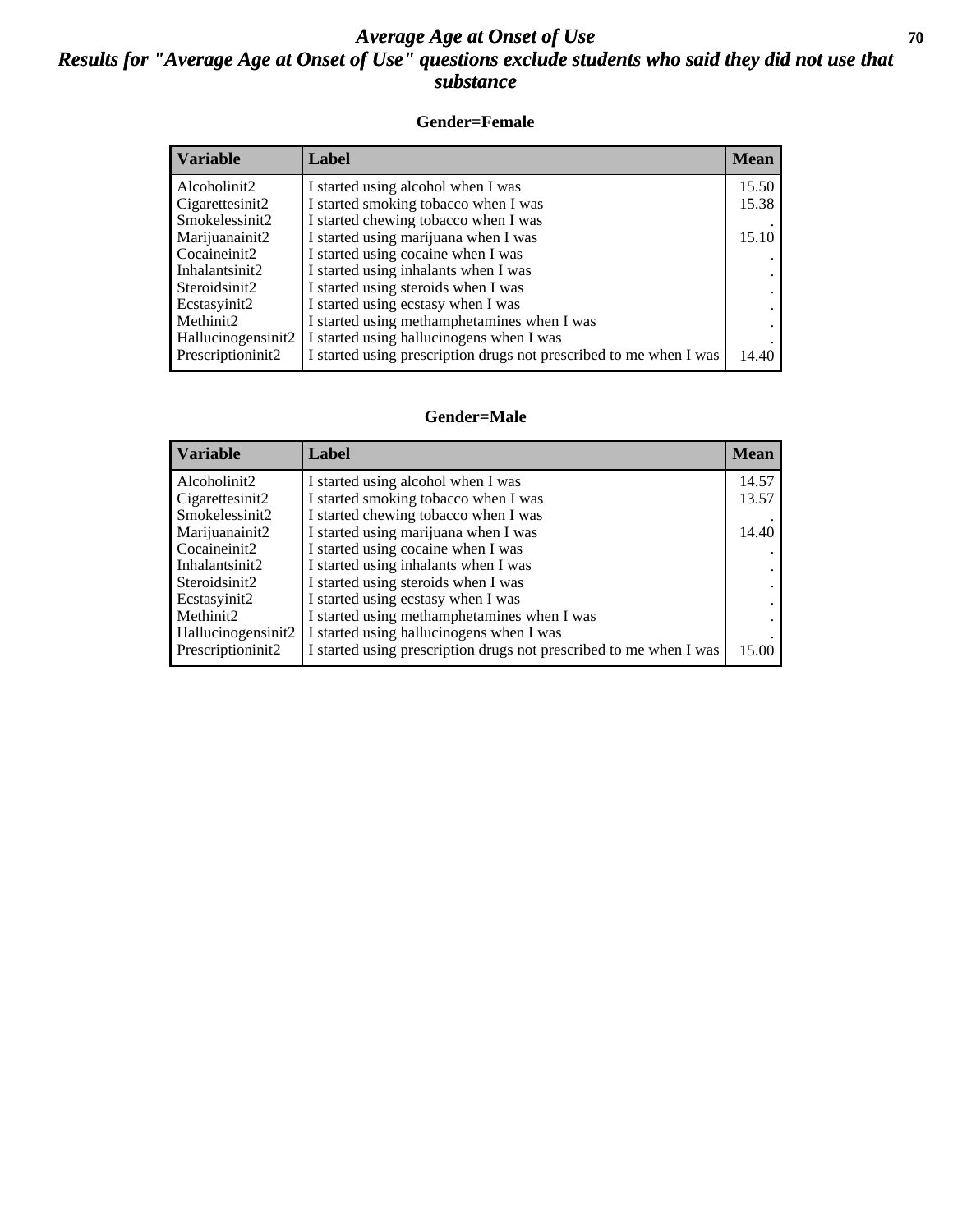# Average Age at Onset of Use

## Results for "Average Age at Onset of Use" questions exclude students who said they did not use that substance

### Gender=Female

| Variable | Label | Mean |
|---|---|---|
| Alcoholinit2 | I started using alcohol when I was | 15.50 |
| Cigarettesinit2 | I started smoking tobacco when I was | 15.38 |
| Smokelessinit2 | I started chewing tobacco when I was | . |
| Marijuanainit2 | I started using marijuana when I was | 15.10 |
| Cocaineinit2 | I started using cocaine when I was | . |
| Inhalantsinit2 | I started using inhalants when I was | . |
| Steroidsinit2 | I started using steroids when I was | . |
| Ecstasyinit2 | I started using ecstasy when I was | . |
| Methinit2 | I started using methamphetamines when I was | . |
| Hallucinogensinit2 | I started using hallucinogens when I was | . |
| Prescriptioninit2 | I started using prescription drugs not prescribed to me when I was | 14.40 |

### Gender=Male

| Variable | Label | Mean |
|---|---|---|
| Alcoholinit2 | I started using alcohol when I was | 14.57 |
| Cigarettesinit2 | I started smoking tobacco when I was | 13.57 |
| Smokelessinit2 | I started chewing tobacco when I was | . |
| Marijuanainit2 | I started using marijuana when I was | 14.40 |
| Cocaineinit2 | I started using cocaine when I was | . |
| Inhalantsinit2 | I started using inhalants when I was | . |
| Steroidsinit2 | I started using steroids when I was | . |
| Ecstasyinit2 | I started using ecstasy when I was | . |
| Methinit2 | I started using methamphetamines when I was | . |
| Hallucinogensinit2 | I started using hallucinogens when I was | . |
| Prescriptioninit2 | I started using prescription drugs not prescribed to me when I was | 15.00 |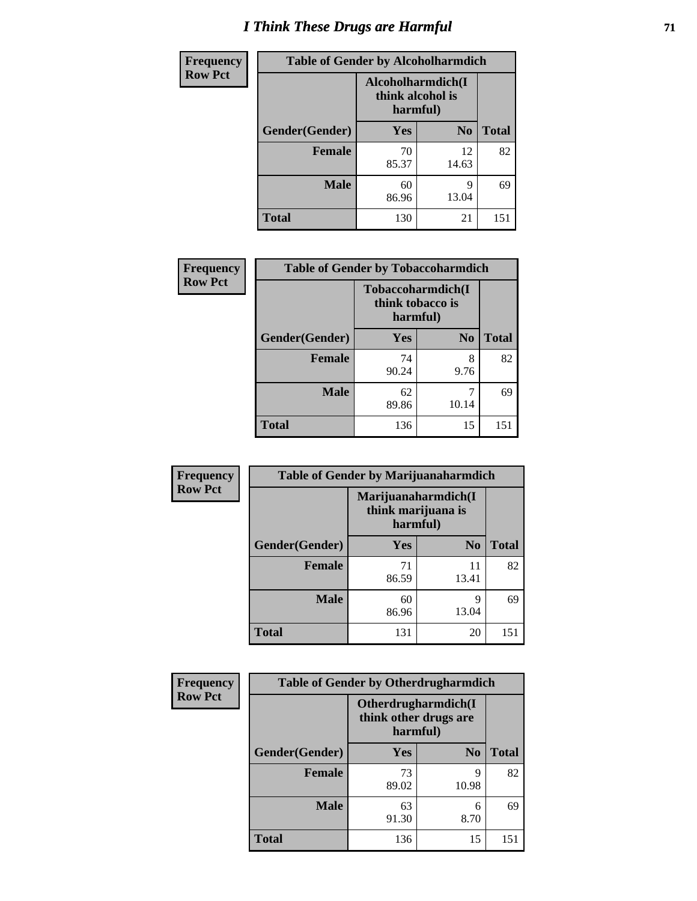# I Think These Drugs are Harmful

| Frequency Row Pct | Table of Gender by Alcoholharmdich | | |
|---|---|---|---|
| | Alcoholharmdich(I think alcohol is harmful) | | |
| Gender(Gender) | Yes | No | Total |
| Female | 70<br>85.37 | 12<br>14.63 | 82 |
| Male | 60<br>86.96 | 9<br>13.04 | 69 |
| Total | 130 | 21 | 151 |

| Frequency Row Pct | Table of Gender by Tobaccoharmdich | | |
|---|---|---|---|
| | Tobaccoharmdich(I think tobacco is harmful) | | |
| Gender(Gender) | Yes | No | Total |
| Female | 74<br>90.24 | 8<br>9.76 | 82 |
| Male | 62<br>89.86 | 7<br>10.14 | 69 |
| Total | 136 | 15 | 151 |

| Frequency Row Pct | Table of Gender by Marijuanaharmdich | | |
|---|---|---|---|
| | Marijuanaharmdich(I think marijuana is harmful) | | |
| Gender(Gender) | Yes | No | Total |
| Female | 71<br>86.59 | 11<br>13.41 | 82 |
| Male | 60<br>86.96 | 9<br>13.04 | 69 |
| Total | 131 | 20 | 151 |

| Frequency Row Pct | Table of Gender by Otherdrugharmdich | | |
|---|---|---|---|
| | Otherdrugharmdich(I think other drugs are harmful) | | |
| Gender(Gender) | Yes | No | Total |
| Female | 73<br>89.02 | 9<br>10.98 | 82 |
| Male | 63<br>91.30 | 6<br>8.70 | 69 |
| Total | 136 | 15 | 151 |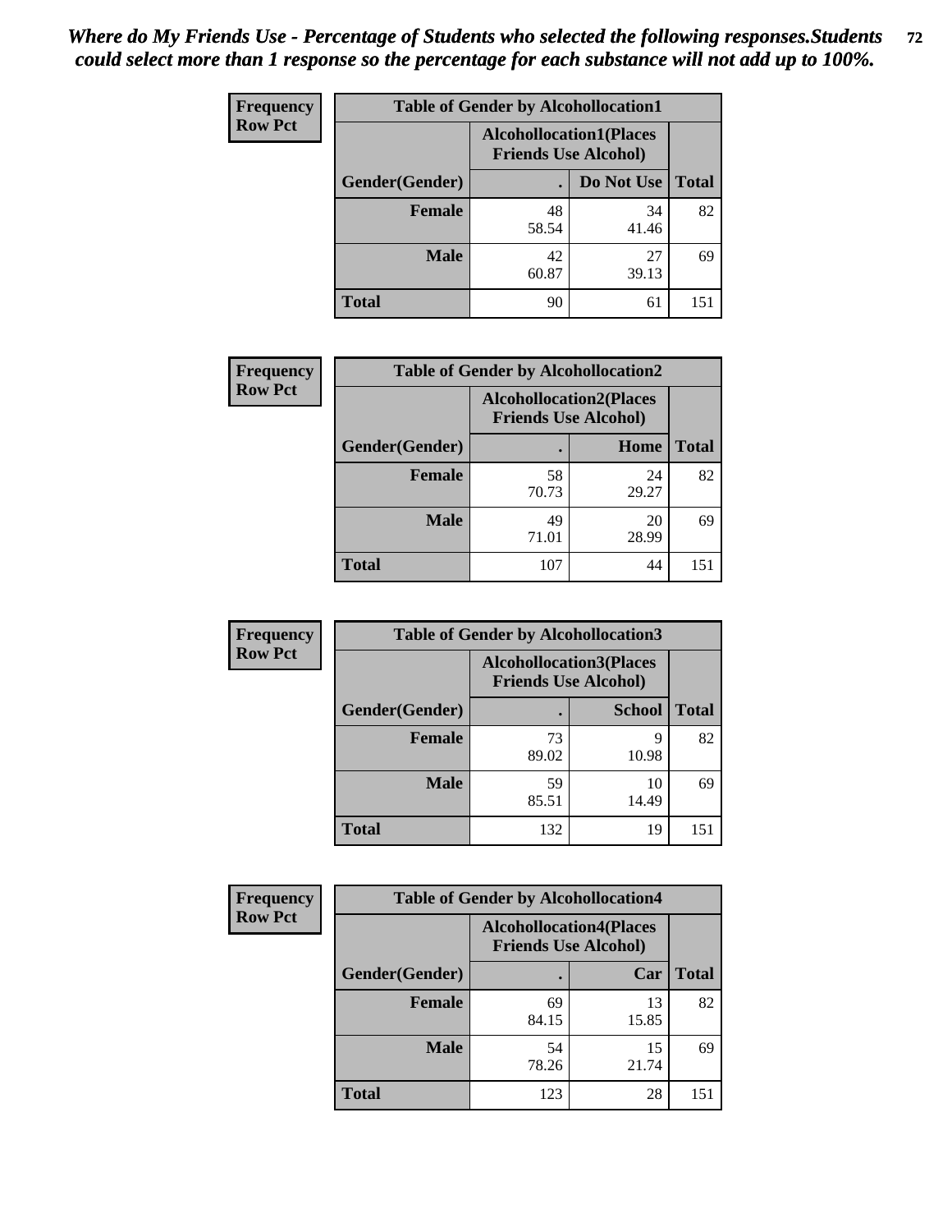*Where do My Friends Use - Percentage of Students who selected the following responses.Students could select more than 1 response so the percentage for each substance will not add up to 100%.*

**Frequency Row Pct**

| Table of Gender by Alcohollocation1 | | | |
|---|---|---|---|
| | Alcohollocation1(Places Friends Use Alcohol) | | |
| Gender(Gender) | . | Do Not Use | Total |
| Female | 48<br>58.54 | 34<br>41.46 | 82 |
| Male | 42<br>60.87 | 27<br>39.13 | 69 |
| Total | 90 | 61 | 151 |

**Frequency Row Pct**

| Table of Gender by Alcohollocation2 | | | |
|---|---|---|---|
| | Alcohollocation2(Places Friends Use Alcohol) | | |
| Gender(Gender) | . | Home | Total |
| Female | 58<br>70.73 | 24<br>29.27 | 82 |
| Male | 49<br>71.01 | 20<br>28.99 | 69 |
| Total | 107 | 44 | 151 |

**Frequency Row Pct**

| Table of Gender by Alcohollocation3 | | | |
|---|---|---|---|
| | Alcohollocation3(Places Friends Use Alcohol) | | |
| Gender(Gender) | . | School | Total |
| Female | 73<br>89.02 | 9<br>10.98 | 82 |
| Male | 59<br>85.51 | 10<br>14.49 | 69 |
| Total | 132 | 19 | 151 |

**Frequency Row Pct**

| Table of Gender by Alcohollocation4 | | | |
|---|---|---|---|
| | Alcohollocation4(Places Friends Use Alcohol) | | |
| Gender(Gender) | . | Car | Total |
| Female | 69<br>84.15 | 13<br>15.85 | 82 |
| Male | 54<br>78.26 | 15<br>21.74 | 69 |
| Total | 123 | 28 | 151 |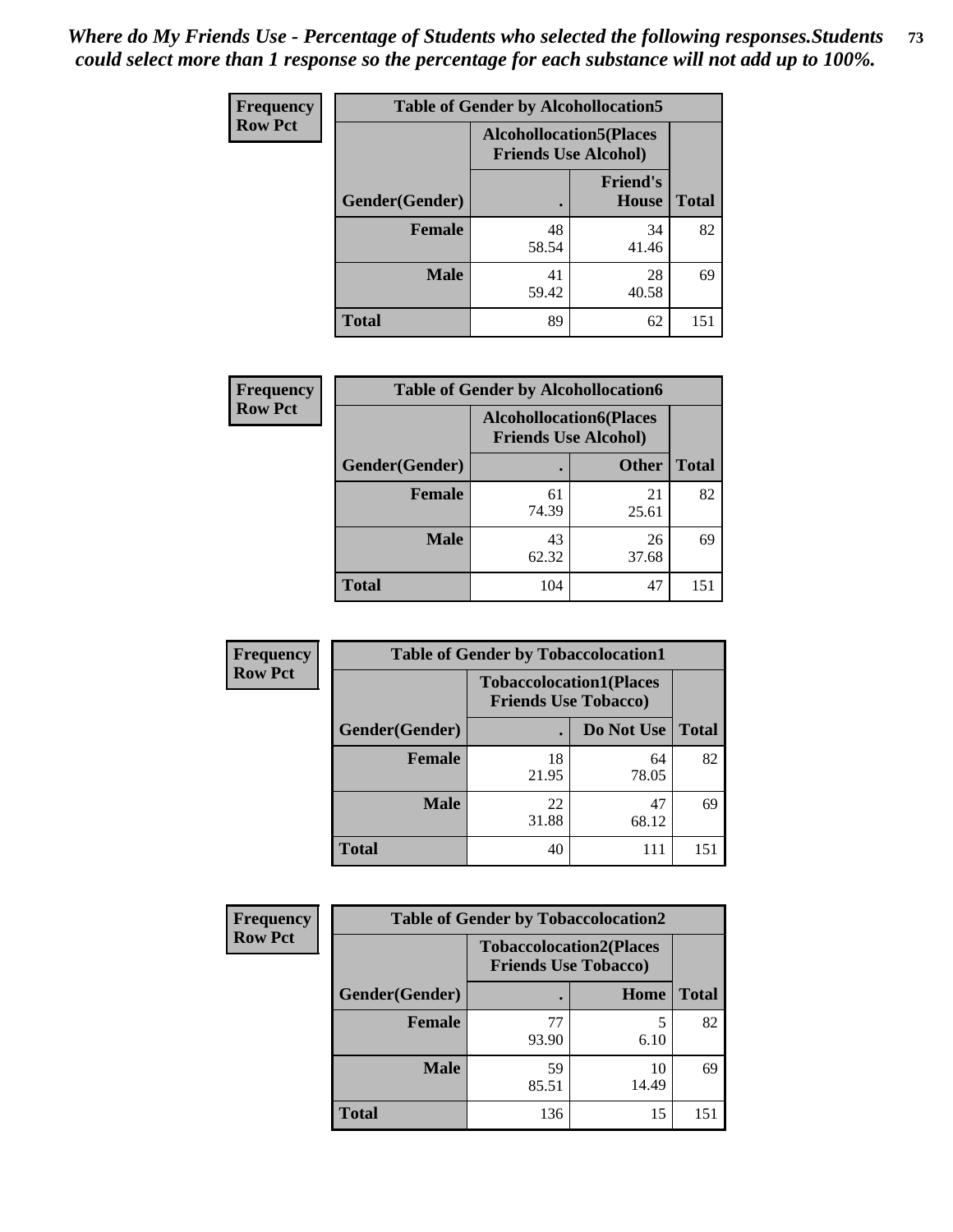*Where do My Friends Use - Percentage of Students who selected the following responses.Students could select more than 1 response so the percentage for each substance will not add up to 100%.*

**Frequency**
**Row Pct**

| Table of Gender by Alcohollocation5 | | | |
|---|---|---|---|
| | Alcohollocation5(Places Friends Use Alcohol) | | |
| Gender(Gender) | . | Friend's House | Total |
| **Female** | 48<br>58.54 | 34<br>41.46 | 82 |
| **Male** | 41<br>59.42 | 28<br>40.58 | 69 |
| **Total** | 89 | 62 | 151 |

**Frequency**
**Row Pct**

| Table of Gender by Alcohollocation6 | | | |
|---|---|---|---|
| | Alcohollocation6(Places Friends Use Alcohol) | | |
| Gender(Gender) | . | Other | Total |
| **Female** | 61<br>74.39 | 21<br>25.61 | 82 |
| **Male** | 43<br>62.32 | 26<br>37.68 | 69 |
| **Total** | 104 | 47 | 151 |

**Frequency**
**Row Pct**

| Table of Gender by Tobaccolocation1 | | | |
|---|---|---|---|
| | Tobaccolocation1(Places Friends Use Tobacco) | | |
| Gender(Gender) | . | Do Not Use | Total |
| **Female** | 18<br>21.95 | 64<br>78.05 | 82 |
| **Male** | 22<br>31.88 | 47<br>68.12 | 69 |
| **Total** | 40 | 111 | 151 |

**Frequency**
**Row Pct**

| Table of Gender by Tobaccolocation2 | | | |
|---|---|---|---|
| | Tobaccolocation2(Places Friends Use Tobacco) | | |
| Gender(Gender) | . | Home | Total |
| **Female** | 77<br>93.90 | 5<br>6.10 | 82 |
| **Male** | 59<br>85.51 | 10<br>14.49 | 69 |
| **Total** | 136 | 15 | 151 |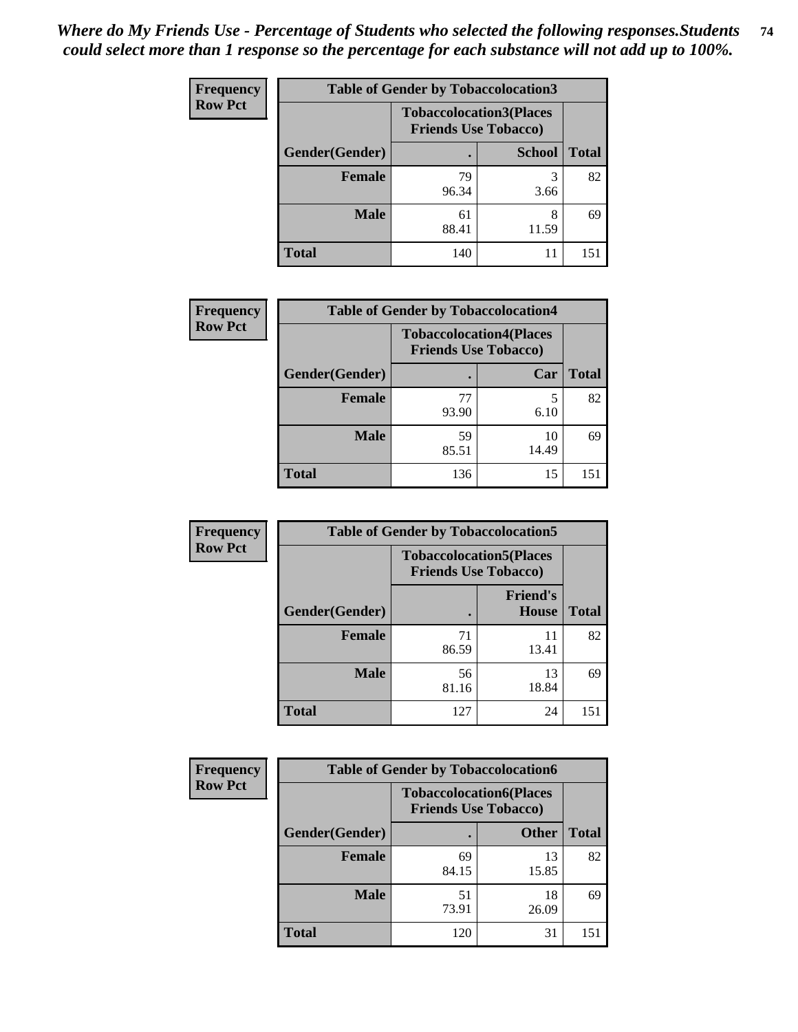*Where do My Friends Use - Percentage of Students who selected the following responses.Students could select more than 1 response so the percentage for each substance will not add up to 100%.*

**Frequency**
**Row Pct**

| Table of Gender by Tobaccolocation3 | | | |
|---|---|---|---|
| | Tobaccolocation3(Places Friends Use Tobacco) | | |
| Gender(Gender) | . | School | Total |
| Female | 79<br>96.34 | 3<br>3.66 | 82 |
| Male | 61<br>88.41 | 8<br>11.59 | 69 |
| Total | 140 | 11 | 151 |

**Frequency**
**Row Pct**

| Table of Gender by Tobaccolocation4 | | | |
|---|---|---|---|
| | Tobaccolocation4(Places Friends Use Tobacco) | | |
| Gender(Gender) | . | Car | Total |
| Female | 77<br>93.90 | 5<br>6.10 | 82 |
| Male | 59<br>85.51 | 10<br>14.49 | 69 |
| Total | 136 | 15 | 151 |

**Frequency**
**Row Pct**

| Table of Gender by Tobaccolocation5 | | | |
|---|---|---|---|
| | Tobaccolocation5(Places Friends Use Tobacco) | | |
| Gender(Gender) | . | Friend's House | Total |
| Female | 71<br>86.59 | 11<br>13.41 | 82 |
| Male | 56<br>81.16 | 13<br>18.84 | 69 |
| Total | 127 | 24 | 151 |

**Frequency**
**Row Pct**

| Table of Gender by Tobaccolocation6 | | | |
|---|---|---|---|
| | Tobaccolocation6(Places Friends Use Tobacco) | | |
| Gender(Gender) | . | Other | Total |
| Female | 69<br>84.15 | 13<br>15.85 | 82 |
| Male | 51<br>73.91 | 18<br>26.09 | 69 |
| Total | 120 | 31 | 151 |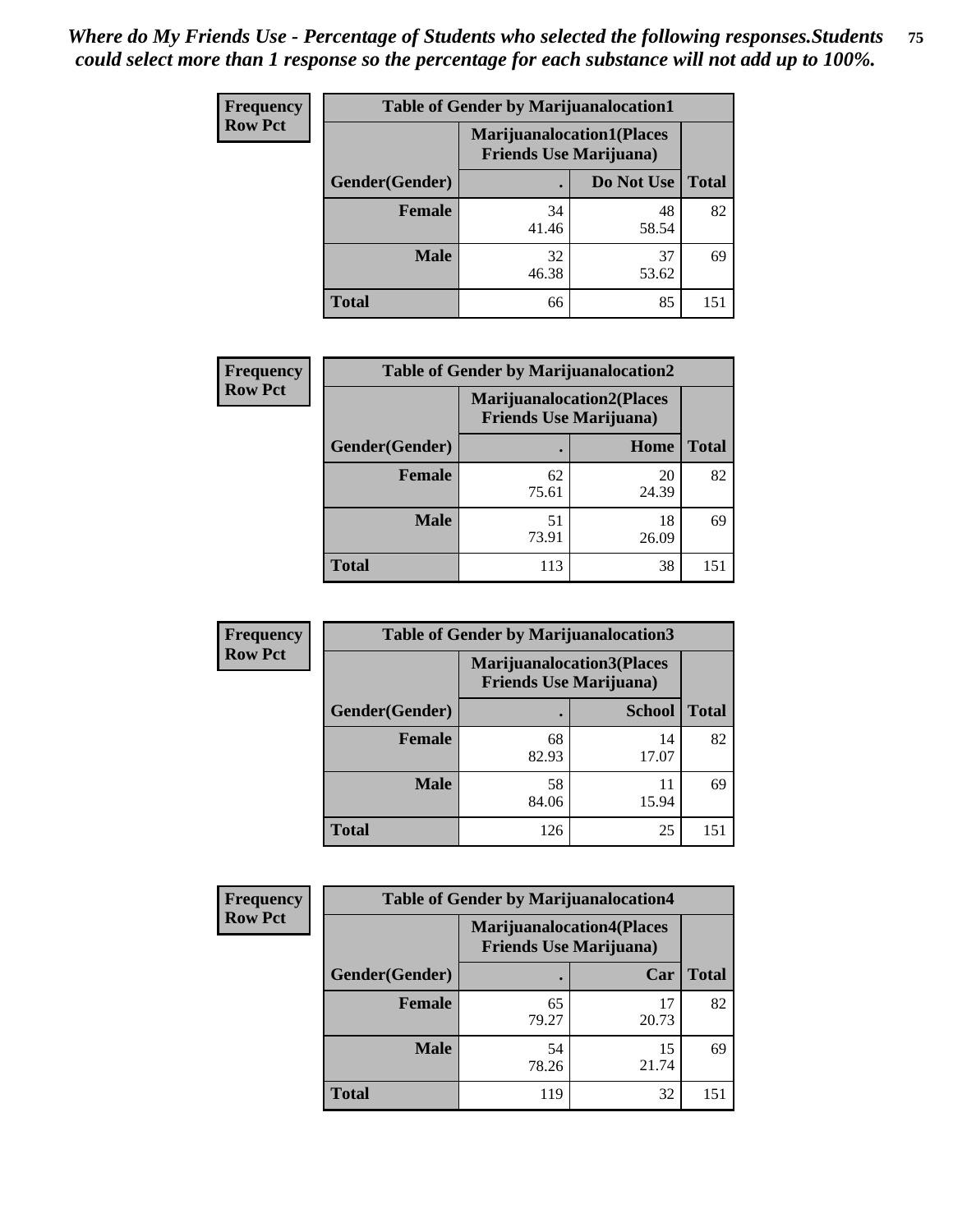*Where do My Friends Use - Percentage of Students who selected the following responses.Students could select more than 1 response so the percentage for each substance will not add up to 100%.*

| Frequency Row Pct | Table of Gender by Marijuanalocation1 | | |
|---|---|---|---|
| | Marijuanalocation1(Places Friends Use Marijuana) | | |
| Gender(Gender) | . | Do Not Use | Total |
| Female | 34<br>41.46 | 48<br>58.54 | 82 |
| Male | 32<br>46.38 | 37<br>53.62 | 69 |
| Total | 66 | 85 | 151 |

| Frequency Row Pct | Table of Gender by Marijuanalocation2 | | |
|---|---|---|---|
| | Marijuanalocation2(Places Friends Use Marijuana) | | |
| Gender(Gender) | . | Home | Total |
| Female | 62<br>75.61 | 20<br>24.39 | 82 |
| Male | 51<br>73.91 | 18<br>26.09 | 69 |
| Total | 113 | 38 | 151 |

| Frequency Row Pct | Table of Gender by Marijuanalocation3 | | |
|---|---|---|---|
| | Marijuanalocation3(Places Friends Use Marijuana) | | |
| Gender(Gender) | . | School | Total |
| Female | 68<br>82.93 | 14<br>17.07 | 82 |
| Male | 58<br>84.06 | 11<br>15.94 | 69 |
| Total | 126 | 25 | 151 |

| Frequency Row Pct | Table of Gender by Marijuanalocation4 | | |
|---|---|---|---|
| | Marijuanalocation4(Places Friends Use Marijuana) | | |
| Gender(Gender) | . | Car | Total |
| Female | 65<br>79.27 | 17<br>20.73 | 82 |
| Male | 54<br>78.26 | 15<br>21.74 | 69 |
| Total | 119 | 32 | 151 |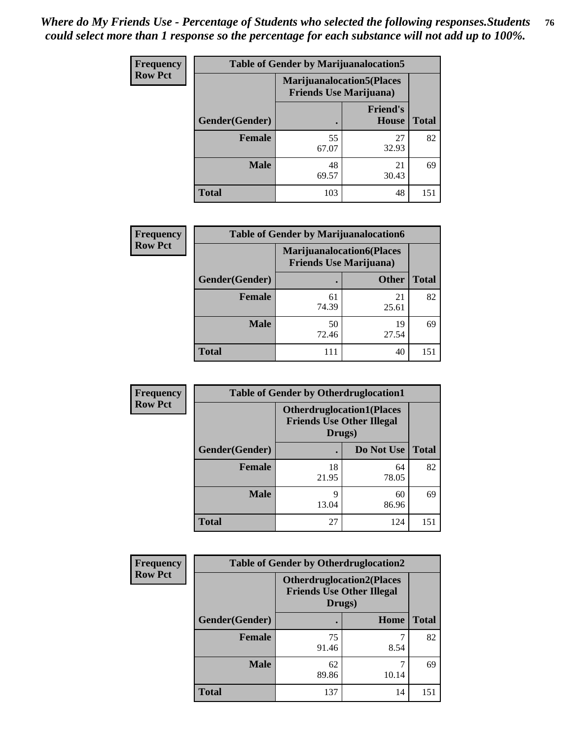*Where do My Friends Use - Percentage of Students who selected the following responses.Students could select more than 1 response so the percentage for each substance will not add up to 100%.*

**Frequency**
**Row Pct**

| Table of Gender by Marijuanalocation5 | | | |
|---|---|---|---|
| | Marijuanalocation5(Places Friends Use Marijuana) | | |
| Gender(Gender) | . | Friend's House | Total |
| **Female** | 55<br>67.07 | 27<br>32.93 | 82 |
| **Male** | 48<br>69.57 | 21<br>30.43 | 69 |
| **Total** | 103 | 48 | 151 |

**Frequency**
**Row Pct**

| Table of Gender by Marijuanalocation6 | | | |
|---|---|---|---|
| | Marijuanalocation6(Places Friends Use Marijuana) | | |
| Gender(Gender) | . | Other | Total |
| **Female** | 61<br>74.39 | 21<br>25.61 | 82 |
| **Male** | 50<br>72.46 | 19<br>27.54 | 69 |
| **Total** | 111 | 40 | 151 |

**Frequency**
**Row Pct**

| Table of Gender by Otherdruglocation1 | | | |
|---|---|---|---|
| | Otherdruglocation1(Places Friends Use Other Illegal Drugs) | | |
| Gender(Gender) | . | Do Not Use | Total |
| **Female** | 18<br>21.95 | 64<br>78.05 | 82 |
| **Male** | 9<br>13.04 | 60<br>86.96 | 69 |
| **Total** | 27 | 124 | 151 |

**Frequency**
**Row Pct**

| Table of Gender by Otherdruglocation2 | | | |
|---|---|---|---|
| | Otherdruglocation2(Places Friends Use Other Illegal Drugs) | | |
| Gender(Gender) | . | Home | Total |
| **Female** | 75<br>91.46 | 7<br>8.54 | 82 |
| **Male** | 62<br>89.86 | 7<br>10.14 | 69 |
| **Total** | 137 | 14 | 151 |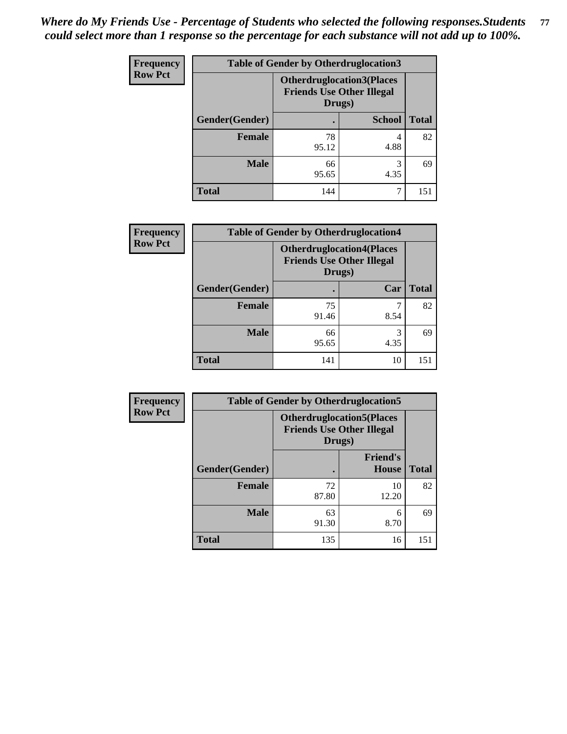*Where do My Friends Use - Percentage of Students who selected the following responses.Students could select more than 1 response so the percentage for each substance will not add up to 100%.*

**Frequency**
**Row Pct**

**Table of Gender by Otherdruglocation3**

| Gender(Gender) | Otherdruglocation3(Places Friends Use Other Illegal Drugs) . | School | Total |
|---|---|---|---|
| **Female** | 78<br>95.12 | 4<br>4.88 | 82 |
| **Male** | 66<br>95.65 | 3<br>4.35 | 69 |
| **Total** | 144 | 7 | 151 |

**Frequency**
**Row Pct**

**Table of Gender by Otherdruglocation4**

| Gender(Gender) | Otherdruglocation4(Places Friends Use Other Illegal Drugs) . | Car | Total |
|---|---|---|---|
| **Female** | 75<br>91.46 | 7<br>8.54 | 82 |
| **Male** | 66<br>95.65 | 3<br>4.35 | 69 |
| **Total** | 141 | 10 | 151 |

**Frequency**
**Row Pct**

**Table of Gender by Otherdruglocation5**

| Gender(Gender) | Otherdruglocation5(Places Friends Use Other Illegal Drugs) . | Friend's House | Total |
|---|---|---|---|
| **Female** | 72<br>87.80 | 10<br>12.20 | 82 |
| **Male** | 63<br>91.30 | 6<br>8.70 | 69 |
| **Total** | 135 | 16 | 151 |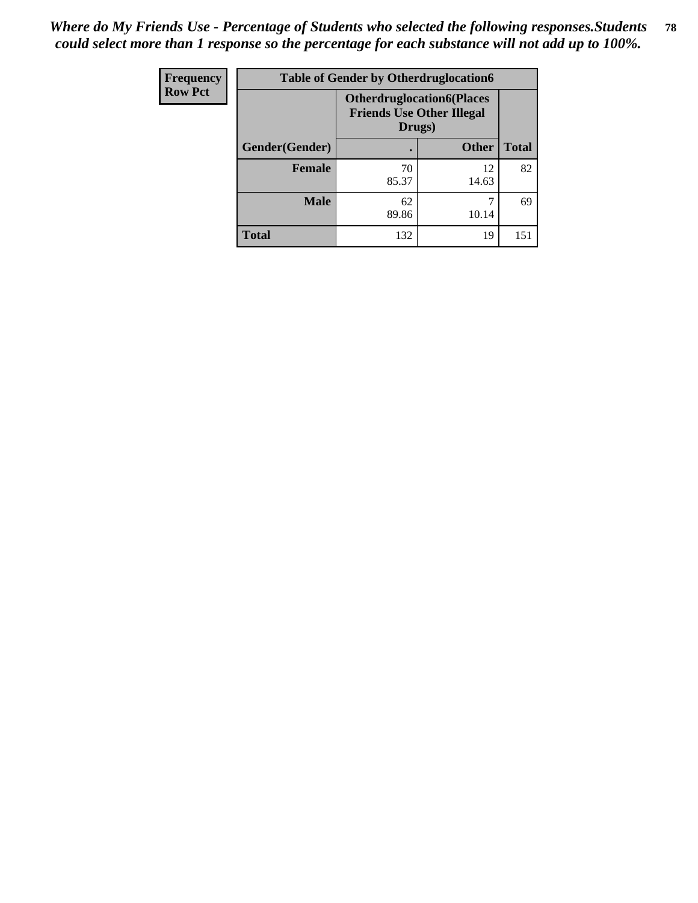*Where do My Friends Use - Percentage of Students who selected the following responses.Students could select more than 1 response so the percentage for each substance will not add up to 100%.*

| Frequency<br>Row Pct | Table of Gender by Otherdruglocation6 | | |
|---|---|---|---|
| | Otherdruglocation6(Places Friends Use Other Illegal Drugs) | | |
| Gender(Gender) | . | Other | Total |
| Female | 70<br>85.37 | 12<br>14.63 | 82 |
| Male | 62<br>89.86 | 7<br>10.14 | 69 |
| Total | 132 | 19 | 151 |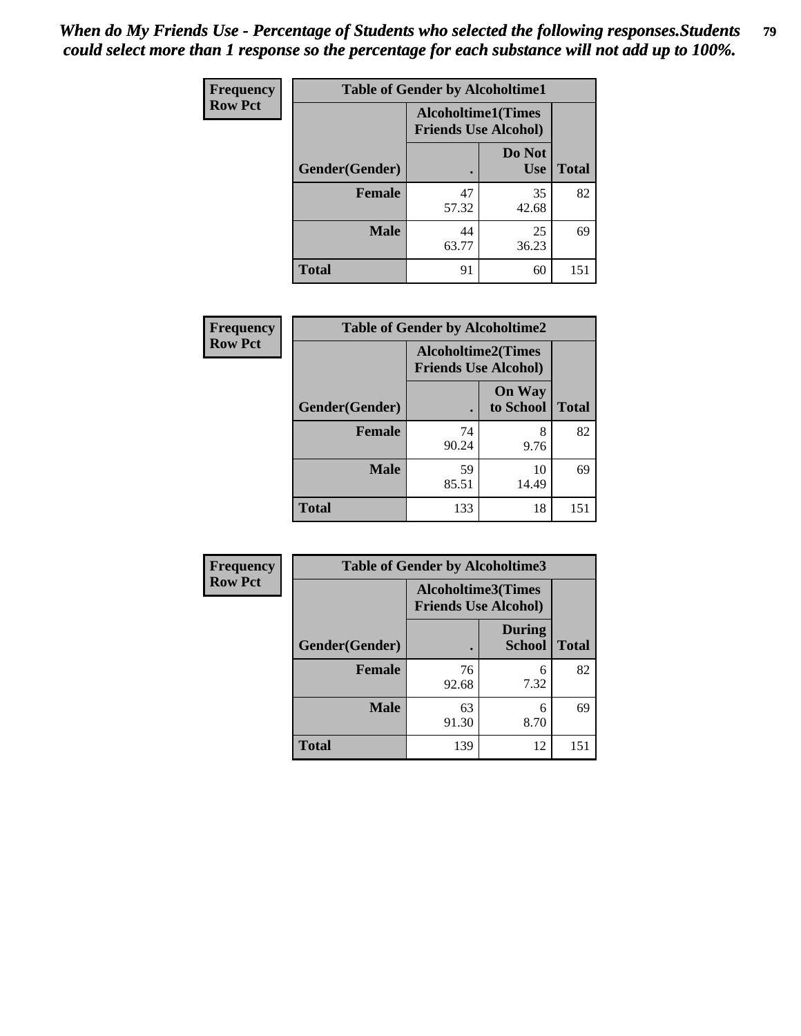*When do My Friends Use - Percentage of Students who selected the following responses.Students could select more than 1 response so the percentage for each substance will not add up to 100%.*

**Frequency**
**Row Pct**

| Table of Gender by Alcoholtime1 | | | |
|---|---|---|---|
| | Alcoholtime1(Times Friends Use Alcohol) | | |
| Gender(Gender) | . | Do Not Use | Total |
| **Female** | 47<br>57.32 | 35<br>42.68 | 82 |
| **Male** | 44<br>63.77 | 25<br>36.23 | 69 |
| **Total** | 91 | 60 | 151 |

**Frequency**
**Row Pct**

| Table of Gender by Alcoholtime2 | | | |
|---|---|---|---|
| | Alcoholtime2(Times Friends Use Alcohol) | | |
| Gender(Gender) | . | On Way to School | Total |
| **Female** | 74<br>90.24 | 8<br>9.76 | 82 |
| **Male** | 59<br>85.51 | 10<br>14.49 | 69 |
| **Total** | 133 | 18 | 151 |

**Frequency**
**Row Pct**

| Table of Gender by Alcoholtime3 | | | |
|---|---|---|---|
| | Alcoholtime3(Times Friends Use Alcohol) | | |
| Gender(Gender) | . | During School | Total |
| **Female** | 76<br>92.68 | 6<br>7.32 | 82 |
| **Male** | 63<br>91.30 | 6<br>8.70 | 69 |
| **Total** | 139 | 12 | 151 |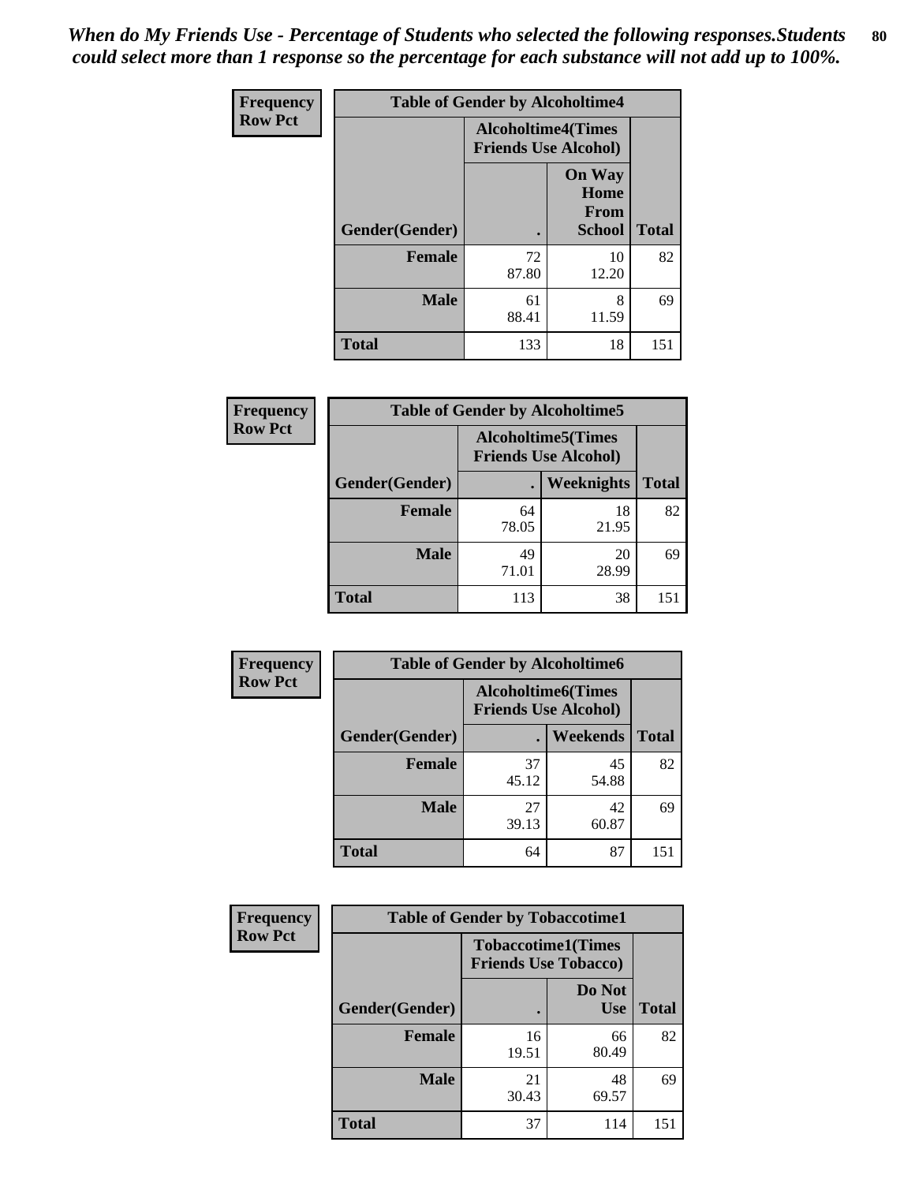*When do My Friends Use - Percentage of Students who selected the following responses.Students could select more than 1 response so the percentage for each substance will not add up to 100%.*

**Frequency Row Pct**

| Table of Gender by Alcoholtime4 | | | |
|---|---|---|---|
| | Alcoholtime4(Times Friends Use Alcohol) | | |
| Gender(Gender) | . | On Way Home From School | Total |
| **Female** | 72<br>87.80 | 10<br>12.20 | 82 |
| **Male** | 61<br>88.41 | 8<br>11.59 | 69 |
| **Total** | 133 | 18 | 151 |

**Frequency Row Pct**

| Table of Gender by Alcoholtime5 | | | |
|---|---|---|---|
| | Alcoholtime5(Times Friends Use Alcohol) | | |
| Gender(Gender) | . | Weeknights | Total |
| **Female** | 64<br>78.05 | 18<br>21.95 | 82 |
| **Male** | 49<br>71.01 | 20<br>28.99 | 69 |
| **Total** | 113 | 38 | 151 |

**Frequency Row Pct**

| Table of Gender by Alcoholtime6 | | | |
|---|---|---|---|
| | Alcoholtime6(Times Friends Use Alcohol) | | |
| Gender(Gender) | . | Weekends | Total |
| **Female** | 37<br>45.12 | 45<br>54.88 | 82 |
| **Male** | 27<br>39.13 | 42<br>60.87 | 69 |
| **Total** | 64 | 87 | 151 |

**Frequency Row Pct**

| Table of Gender by Tobaccotime1 | | | |
|---|---|---|---|
| | Tobaccotime1(Times Friends Use Tobacco) | | |
| Gender(Gender) | . | Do Not Use | Total |
| **Female** | 16<br>19.51 | 66<br>80.49 | 82 |
| **Male** | 21<br>30.43 | 48<br>69.57 | 69 |
| **Total** | 37 | 114 | 151 |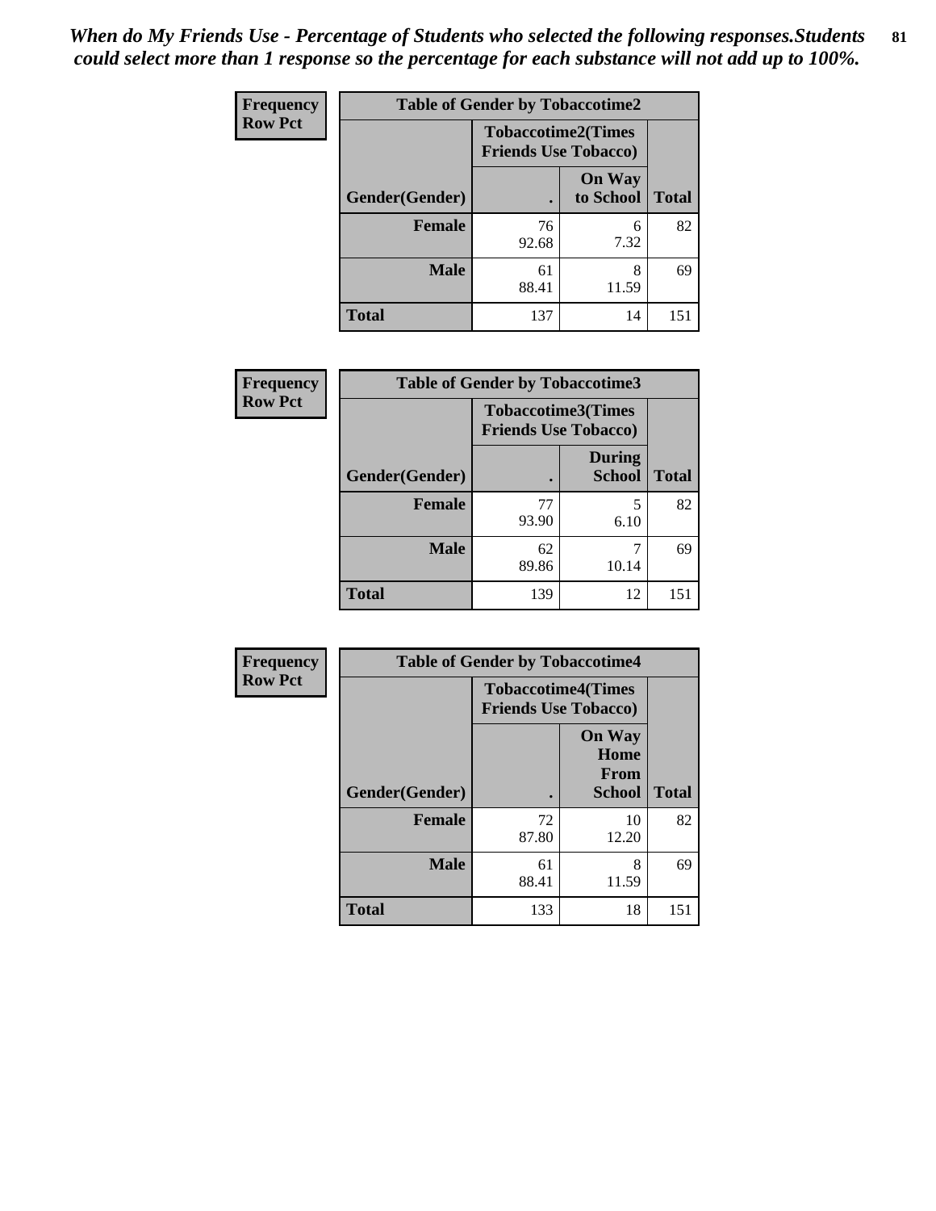*When do My Friends Use - Percentage of Students who selected the following responses.Students could select more than 1 response so the percentage for each substance will not add up to 100%.*

**Frequency**
**Row Pct**

| Table of Gender by Tobaccotime2 | | | |
|---|---|---|---|
| | Tobaccotime2(Times Friends Use Tobacco) | | |
| Gender(Gender) | . | On Way to School | Total |
| **Female** | 76<br>92.68 | 6<br>7.32 | 82 |
| **Male** | 61<br>88.41 | 8<br>11.59 | 69 |
| **Total** | 137 | 14 | 151 |

**Frequency**
**Row Pct**

| Table of Gender by Tobaccotime3 | | | |
|---|---|---|---|
| | Tobaccotime3(Times Friends Use Tobacco) | | |
| Gender(Gender) | . | During School | Total |
| **Female** | 77<br>93.90 | 5<br>6.10 | 82 |
| **Male** | 62<br>89.86 | 7<br>10.14 | 69 |
| **Total** | 139 | 12 | 151 |

**Frequency**
**Row Pct**

| Table of Gender by Tobaccotime4 | | | |
|---|---|---|---|
| | Tobaccotime4(Times Friends Use Tobacco) | | |
| Gender(Gender) | . | On Way Home From School | Total |
| **Female** | 72<br>87.80 | 10<br>12.20 | 82 |
| **Male** | 61<br>88.41 | 8<br>11.59 | 69 |
| **Total** | 133 | 18 | 151 |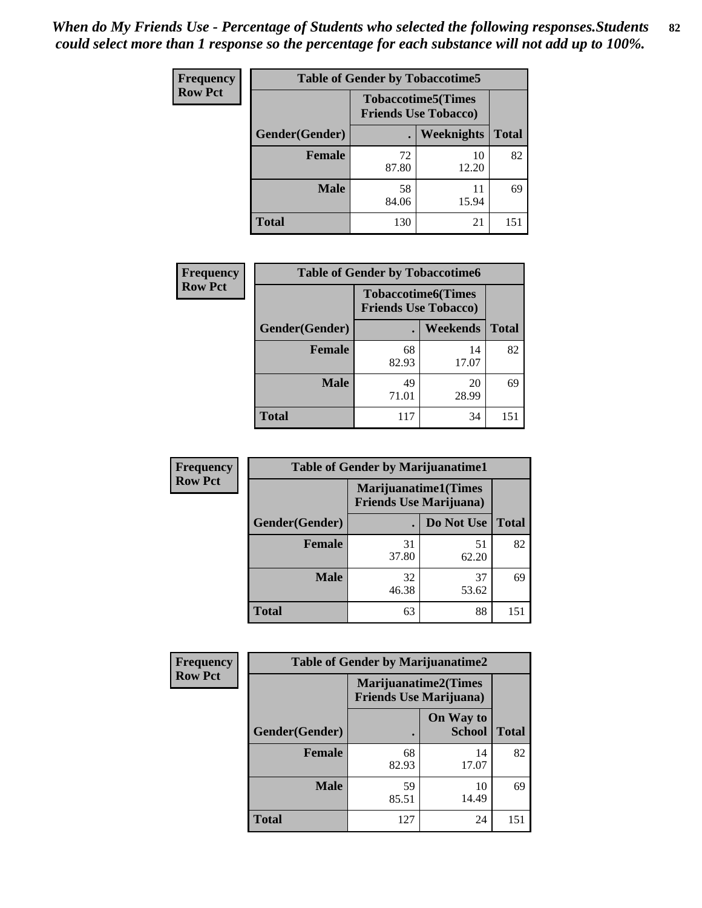*When do My Friends Use - Percentage of Students who selected the following responses.Students could select more than 1 response so the percentage for each substance will not add up to 100%.*

**Frequency Row Pct**

| Table of Gender by Tobaccotime5 | | | |
|---|---|---|---|
| | Tobaccotime5(Times Friends Use Tobacco) | | |
| Gender(Gender) | . | Weeknights | Total |
| Female | 72<br>87.80 | 10<br>12.20 | 82 |
| Male | 58<br>84.06 | 11<br>15.94 | 69 |
| Total | 130 | 21 | 151 |

**Frequency Row Pct**

| Table of Gender by Tobaccotime6 | | | |
|---|---|---|---|
| | Tobaccotime6(Times Friends Use Tobacco) | | |
| Gender(Gender) | . | Weekends | Total |
| Female | 68<br>82.93 | 14<br>17.07 | 82 |
| Male | 49<br>71.01 | 20<br>28.99 | 69 |
| Total | 117 | 34 | 151 |

**Frequency Row Pct**

| Table of Gender by Marijuanatime1 | | | |
|---|---|---|---|
| | Marijuanatime1(Times Friends Use Marijuana) | | |
| Gender(Gender) | . | Do Not Use | Total |
| Female | 31<br>37.80 | 51<br>62.20 | 82 |
| Male | 32<br>46.38 | 37<br>53.62 | 69 |
| Total | 63 | 88 | 151 |

**Frequency Row Pct**

| Table of Gender by Marijuanatime2 | | | |
|---|---|---|---|
| | Marijuanatime2(Times Friends Use Marijuana) | | |
| Gender(Gender) | . | On Way to School | Total |
| Female | 68<br>82.93 | 14<br>17.07 | 82 |
| Male | 59<br>85.51 | 10<br>14.49 | 69 |
| Total | 127 | 24 | 151 |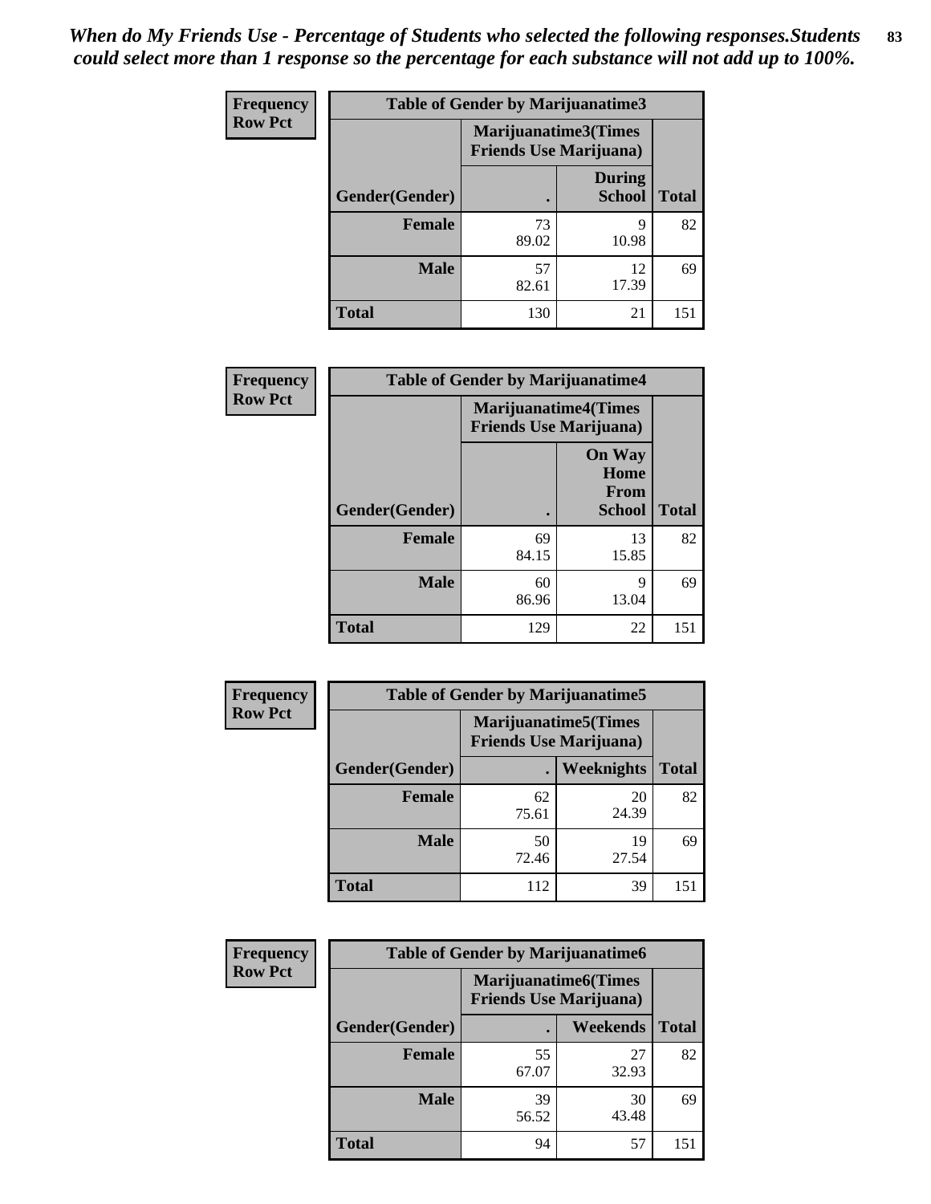*When do My Friends Use - Percentage of Students who selected the following responses.Students could select more than 1 response so the percentage for each substance will not add up to 100%.*

**Frequency**
**Row Pct**

| Table of Gender by Marijuanatime3 | | | |
|---|---|---|---|
| | Marijuanatime3(Times Friends Use Marijuana) | | |
| Gender(Gender) | . | During School | Total |
| Female | 73<br>89.02 | 9<br>10.98 | 82 |
| Male | 57<br>82.61 | 12<br>17.39 | 69 |
| Total | 130 | 21 | 151 |

**Frequency**
**Row Pct**

| Table of Gender by Marijuanatime4 | | | |
|---|---|---|---|
| | Marijuanatime4(Times Friends Use Marijuana) | | |
| Gender(Gender) | . | On Way Home From School | Total |
| Female | 69<br>84.15 | 13<br>15.85 | 82 |
| Male | 60<br>86.96 | 9<br>13.04 | 69 |
| Total | 129 | 22 | 151 |

**Frequency**
**Row Pct**

| Table of Gender by Marijuanatime5 | | | |
|---|---|---|---|
| | Marijuanatime5(Times Friends Use Marijuana) | | |
| Gender(Gender) | . | Weeknights | Total |
| Female | 62<br>75.61 | 20<br>24.39 | 82 |
| Male | 50<br>72.46 | 19<br>27.54 | 69 |
| Total | 112 | 39 | 151 |

**Frequency**
**Row Pct**

| Table of Gender by Marijuanatime6 | | | |
|---|---|---|---|
| | Marijuanatime6(Times Friends Use Marijuana) | | |
| Gender(Gender) | . | Weekends | Total |
| Female | 55<br>67.07 | 27<br>32.93 | 82 |
| Male | 39<br>56.52 | 30<br>43.48 | 69 |
| Total | 94 | 57 | 151 |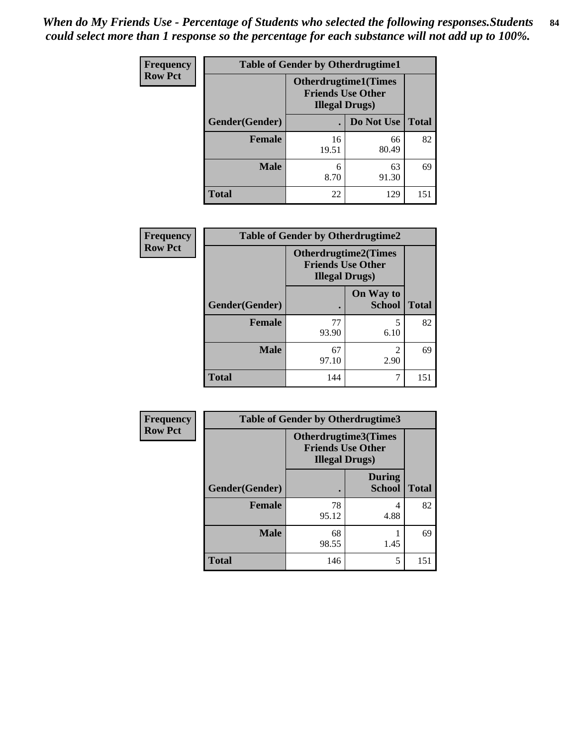*When do My Friends Use - Percentage of Students who selected the following responses.Students could select more than 1 response so the percentage for each substance will not add up to 100%.*

**Frequency**
**Row Pct**

| Table of Gender by Otherdrugtime1 | | | |
|---|---|---|---|
| | Otherdrugtime1(Times Friends Use Other Illegal Drugs) | | |
| Gender(Gender) | . | Do Not Use | Total |
| **Female** | 16<br>19.51 | 66<br>80.49 | 82 |
| **Male** | 6<br>8.70 | 63<br>91.30 | 69 |
| **Total** | 22 | 129 | 151 |

**Frequency**
**Row Pct**

| Table of Gender by Otherdrugtime2 | | | |
|---|---|---|---|
| | Otherdrugtime2(Times Friends Use Other Illegal Drugs) | | |
| Gender(Gender) | . | On Way to School | Total |
| **Female** | 77<br>93.90 | 5<br>6.10 | 82 |
| **Male** | 67<br>97.10 | 2<br>2.90 | 69 |
| **Total** | 144 | 7 | 151 |

**Frequency**
**Row Pct**

| Table of Gender by Otherdrugtime3 | | | |
|---|---|---|---|
| | Otherdrugtime3(Times Friends Use Other Illegal Drugs) | | |
| Gender(Gender) | . | During School | Total |
| **Female** | 78<br>95.12 | 4<br>4.88 | 82 |
| **Male** | 68<br>98.55 | 1<br>1.45 | 69 |
| **Total** | 146 | 5 | 151 |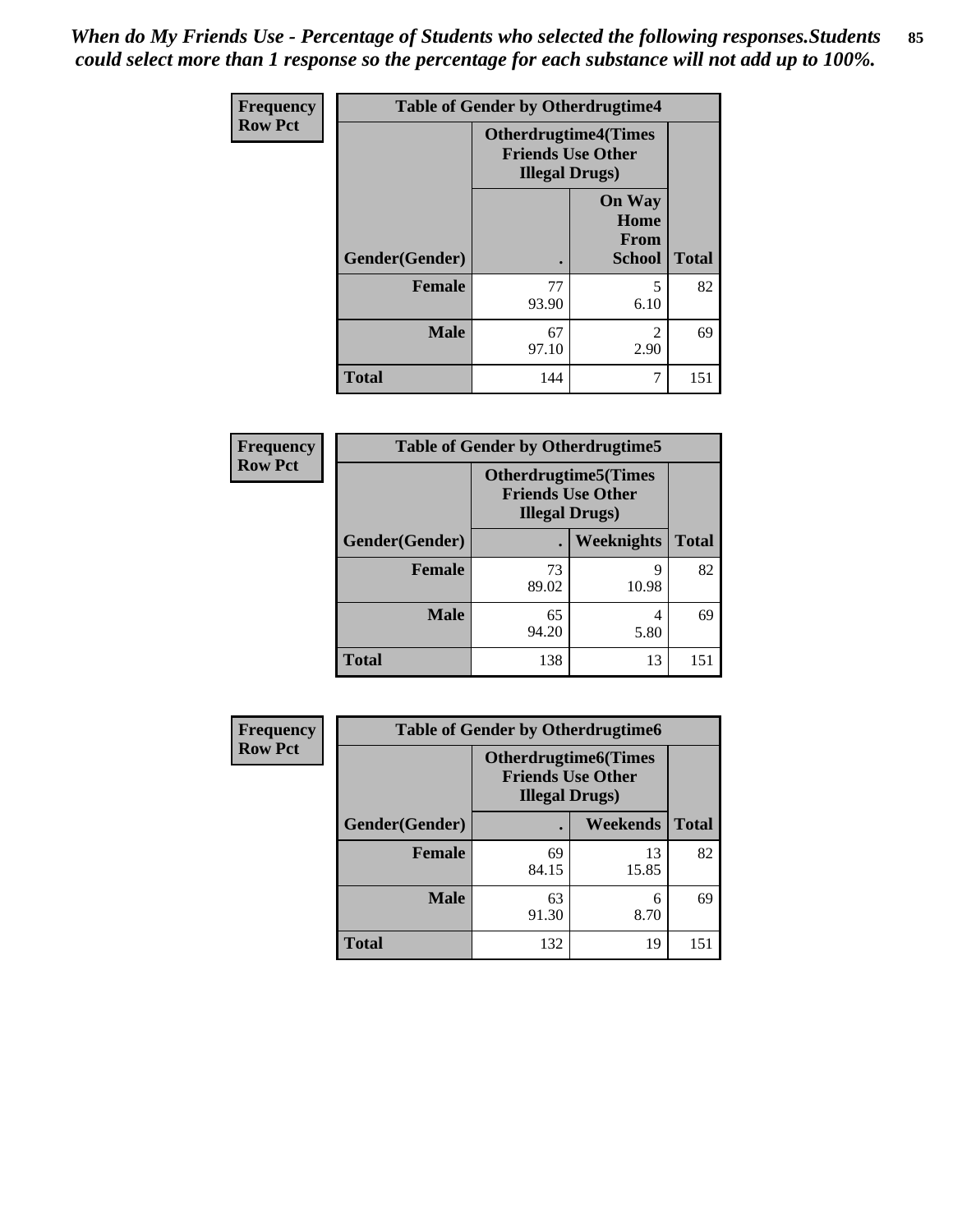*When do My Friends Use - Percentage of Students who selected the following responses.Students could select more than 1 response so the percentage for each substance will not add up to 100%.*

| Frequency Row Pct | Table of Gender by Otherdrugtime4 | | |
|---|---|---|---|
| | Otherdrugtime4(Times Friends Use Other Illegal Drugs) | | |
| Gender(Gender) | . | On Way Home From School | Total |
| Female | 77<br>93.90 | 5<br>6.10 | 82 |
| Male | 67<br>97.10 | 2<br>2.90 | 69 |
| Total | 144 | 7 | 151 |

| Frequency Row Pct | Table of Gender by Otherdrugtime5 | | |
|---|---|---|---|
| | Otherdrugtime5(Times Friends Use Other Illegal Drugs) | | |
| Gender(Gender) | . | Weeknights | Total |
| Female | 73<br>89.02 | 9<br>10.98 | 82 |
| Male | 65<br>94.20 | 4<br>5.80 | 69 |
| Total | 138 | 13 | 151 |

| Frequency Row Pct | Table of Gender by Otherdrugtime6 | | |
|---|---|---|---|
| | Otherdrugtime6(Times Friends Use Other Illegal Drugs) | | |
| Gender(Gender) | . | Weekends | Total |
| Female | 69<br>84.15 | 13<br>15.85 | 82 |
| Male | 63<br>91.30 | 6<br>8.70 | 69 |
| Total | 132 | 19 | 151 |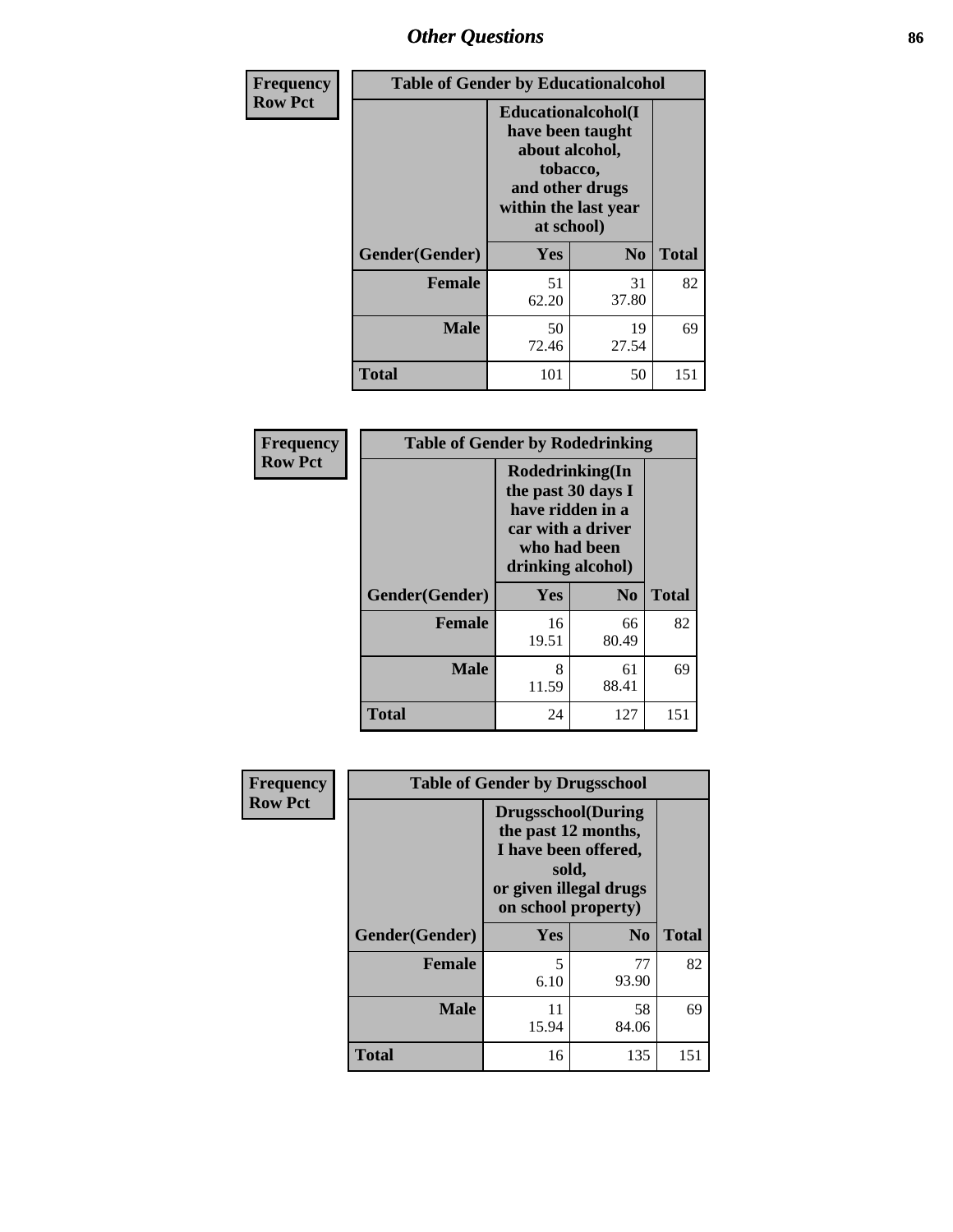## Other Questions

**Frequency**
**Row Pct**

**Table of Gender by Educationalcohol**

| Gender(Gender) | Educationalcohol(I have been taught about alcohol, tobacco, and other drugs within the last year at school) | | Total |
|---|---|---|---|
| | Yes | No | |
| **Female** | 51<br>62.20 | 31<br>37.80 | 82 |
| **Male** | 50<br>72.46 | 19<br>27.54 | 69 |
| **Total** | 101 | 50 | 151 |

**Frequency**
**Row Pct**

**Table of Gender by Rodedrinking**

| Gender(Gender) | Rodedrinking(In the past 30 days I have ridden in a car with a driver who had been drinking alcohol) | | Total |
|---|---|---|---|
| | Yes | No | |
| **Female** | 16<br>19.51 | 66<br>80.49 | 82 |
| **Male** | 8<br>11.59 | 61<br>88.41 | 69 |
| **Total** | 24 | 127 | 151 |

**Frequency**
**Row Pct**

**Table of Gender by Drugsschool**

| Gender(Gender) | Drugsschool(During the past 12 months, I have been offered, sold, or given illegal drugs on school property) | | Total |
|---|---|---|---|
| | Yes | No | |
| **Female** | 5<br>6.10 | 77<br>93.90 | 82 |
| **Male** | 11<br>15.94 | 58<br>84.06 | 69 |
| **Total** | 16 | 135 | 151 |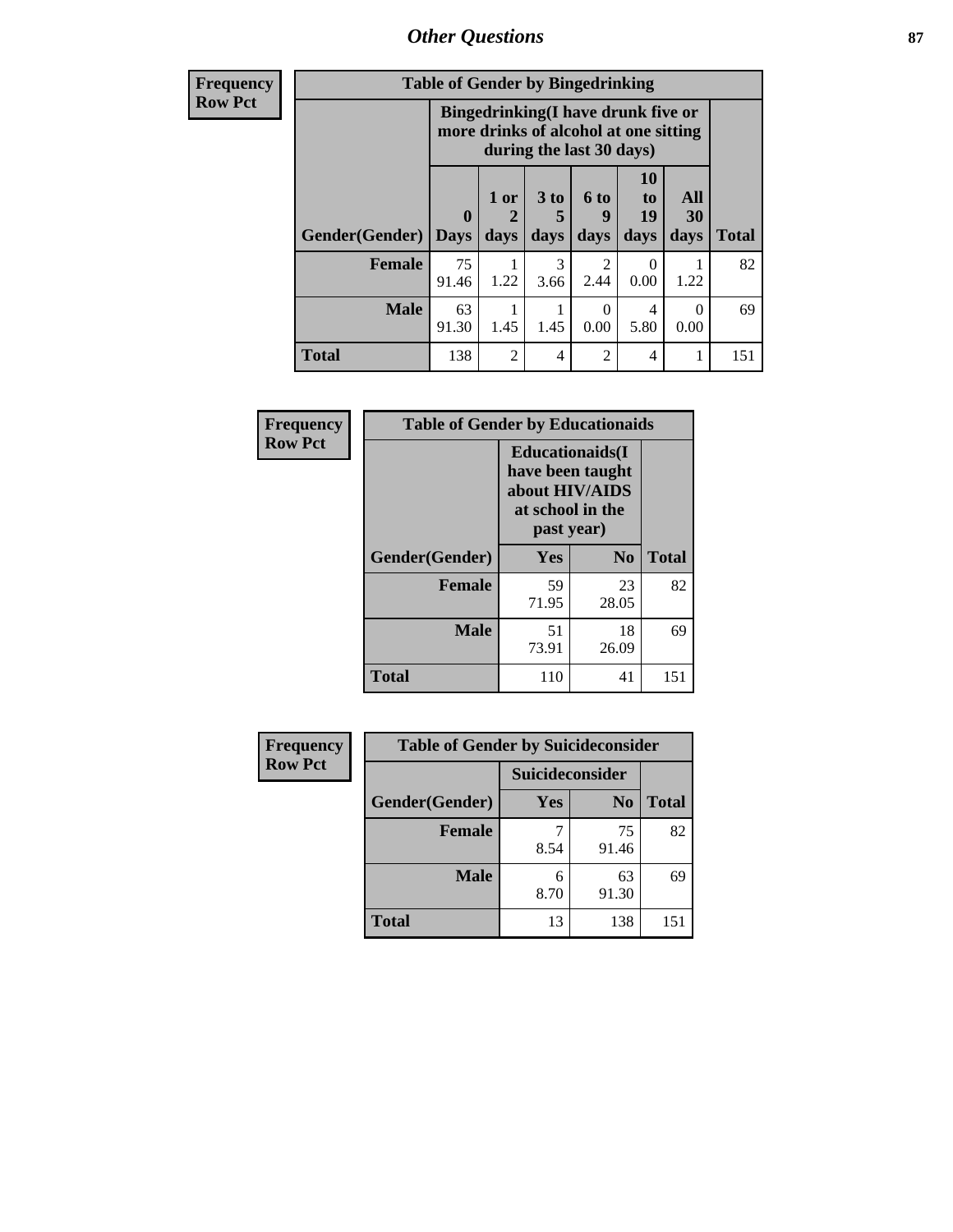## Other Questions

**Frequency**
**Row Pct**

| Table of Gender by Bingedrinking | | | | | | | |
|---|---|---|---|---|---|---|---|
| | Bingedrinking(I have drunk five or more drinks of alcohol at one sitting during the last 30 days) | | | | | | |
| Gender(Gender) | 0 Days | 1 or 2 days | 3 to 5 days | 6 to 9 days | 10 to 19 days | All 30 days | Total |
| **Female** | 75<br>91.46 | 1<br>1.22 | 3<br>3.66 | 2<br>2.44 | 0<br>0.00 | 1<br>1.22 | 82 |
| **Male** | 63<br>91.30 | 1<br>1.45 | 1<br>1.45 | 0<br>0.00 | 4<br>5.80 | 0<br>0.00 | 69 |
| **Total** | 138 | 2 | 4 | 2 | 4 | 1 | 151 |

**Frequency**
**Row Pct**

| Table of Gender by Educationaids | | | |
|---|---|---|---|
| | Educationaids(I have been taught about HIV/AIDS at school in the past year) | | |
| Gender(Gender) | Yes | No | Total |
| **Female** | 59<br>71.95 | 23<br>28.05 | 82 |
| **Male** | 51<br>73.91 | 18<br>26.09 | 69 |
| **Total** | 110 | 41 | 151 |

**Frequency**
**Row Pct**

| Table of Gender by Suicideconsider | | | |
|---|---|---|---|
| | Suicideconsider | | |
| Gender(Gender) | Yes | No | Total |
| **Female** | 7<br>8.54 | 75<br>91.46 | 82 |
| **Male** | 6<br>8.70 | 63<br>91.30 | 69 |
| **Total** | 13 | 138 | 151 |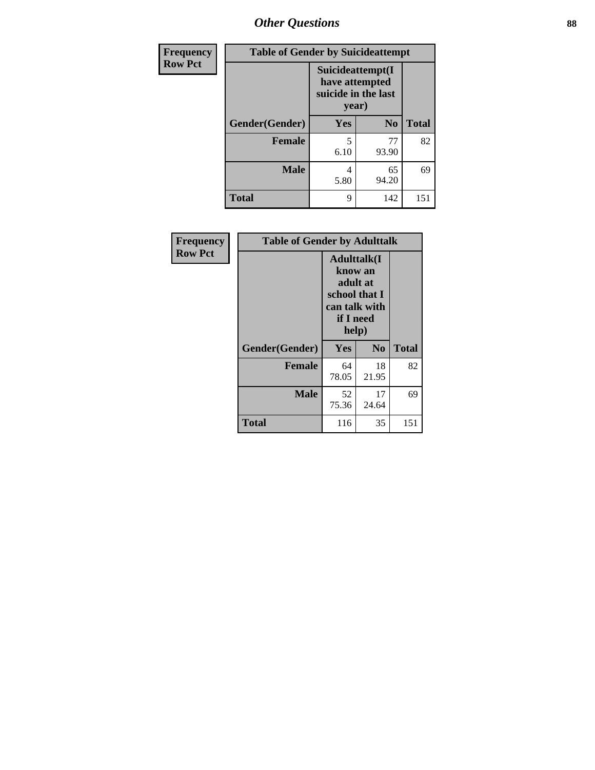| Frequency<br>Row Pct | Table of Gender by Suicideattempt | | |
|---|---|---|---|
| | Suicideattempt(I have attempted suicide in the last year) | | |
| Gender(Gender) | Yes | No | Total |
| **Female** | 5<br>6.10 | 77<br>93.90 | 82 |
| **Male** | 4<br>5.80 | 65<br>94.20 | 69 |
| **Total** | 9 | 142 | 151 |

| Frequency<br>Row Pct | Table of Gender by Adulttalk | | |
|---|---|---|---|
| | Adulttalk(I know an adult at school that I can talk with if I need help) | | |
| Gender(Gender) | Yes | No | Total |
| **Female** | 64<br>78.05 | 18<br>21.95 | 82 |
| **Male** | 52<br>75.36 | 17<br>24.64 | 69 |
| **Total** | 116 | 35 | 151 |